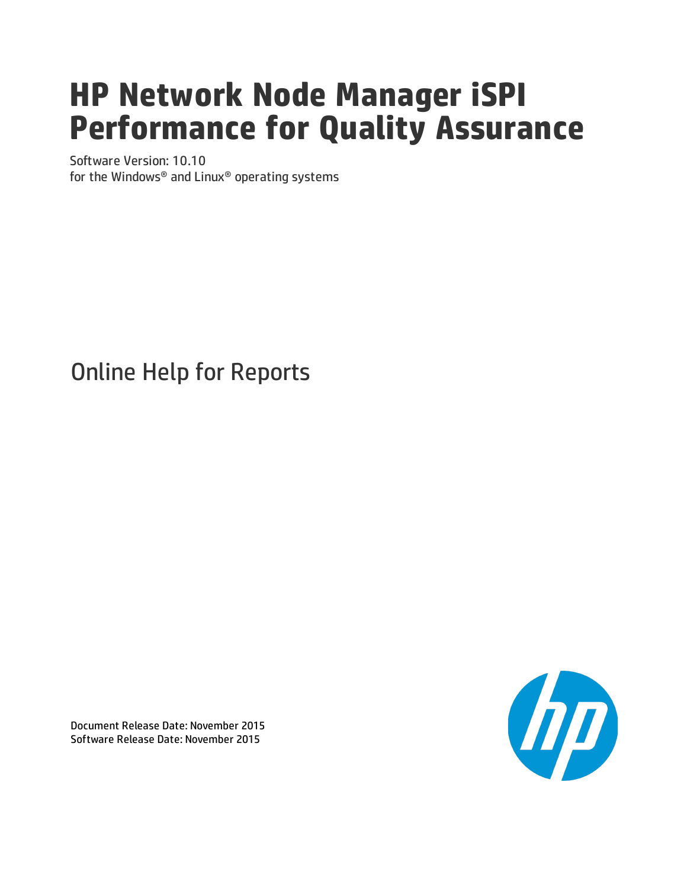# HP Network Node Manager iSPI Performance for Quality Assurance

Software Version: 10.10
for the Windows® and Linux® operating systems

## Online Help for Reports

Document Release Date: November 2015
Software Release Date: November 2015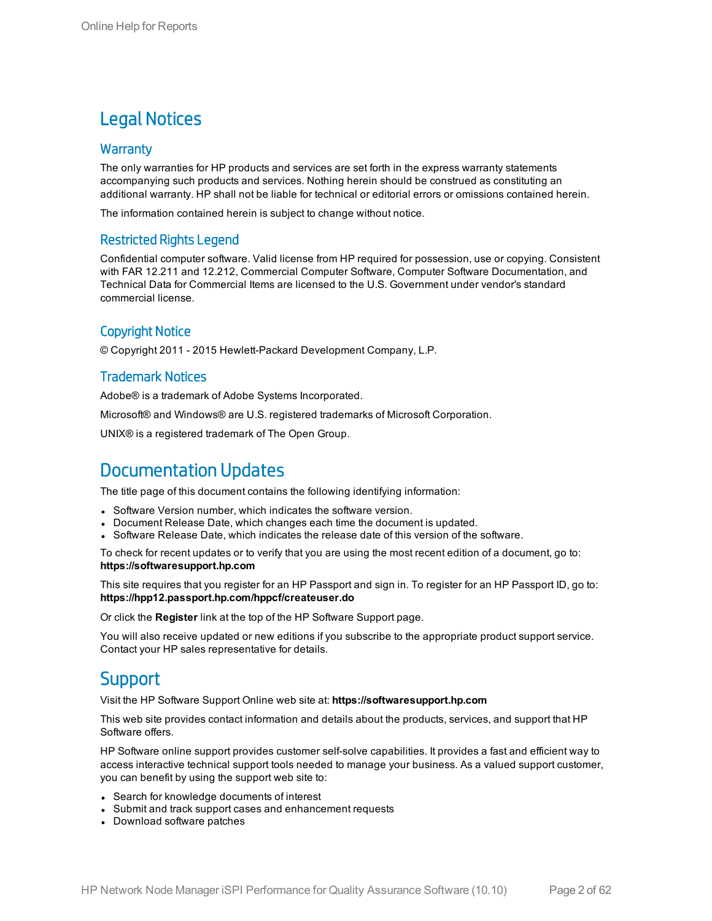# Legal Notices

## Warranty

The only warranties for HP products and services are set forth in the express warranty statements accompanying such products and services. Nothing herein should be construed as constituting an additional warranty. HP shall not be liable for technical or editorial errors or omissions contained herein.

The information contained herein is subject to change without notice.

## Restricted Rights Legend

Confidential computer software. Valid license from HP required for possession, use or copying. Consistent with FAR 12.211 and 12.212, Commercial Computer Software, Computer Software Documentation, and Technical Data for Commercial Items are licensed to the U.S. Government under vendor's standard commercial license.

## Copyright Notice

© Copyright 2011 - 2015 Hewlett-Packard Development Company, L.P.

## Trademark Notices

Adobe® is a trademark of Adobe Systems Incorporated.

Microsoft® and Windows® are U.S. registered trademarks of Microsoft Corporation.

UNIX® is a registered trademark of The Open Group.

# Documentation Updates

The title page of this document contains the following identifying information:

- Software Version number, which indicates the software version.
- Document Release Date, which changes each time the document is updated.
- Software Release Date, which indicates the release date of this version of the software.

To check for recent updates or to verify that you are using the most recent edition of a document, go to: **https://softwaresupport.hp.com**

This site requires that you register for an HP Passport and sign in. To register for an HP Passport ID, go to: **https://hpp12.passport.hp.com/hppcf/createuser.do**

Or click the **Register** link at the top of the HP Software Support page.

You will also receive updated or new editions if you subscribe to the appropriate product support service. Contact your HP sales representative for details.

# Support

Visit the HP Software Support Online web site at: **https://softwaresupport.hp.com**

This web site provides contact information and details about the products, services, and support that HP Software offers.

HP Software online support provides customer self-solve capabilities. It provides a fast and efficient way to access interactive technical support tools needed to manage your business. As a valued support customer, you can benefit by using the support web site to:

- Search for knowledge documents of interest
- Submit and track support cases and enhancement requests
- Download software patches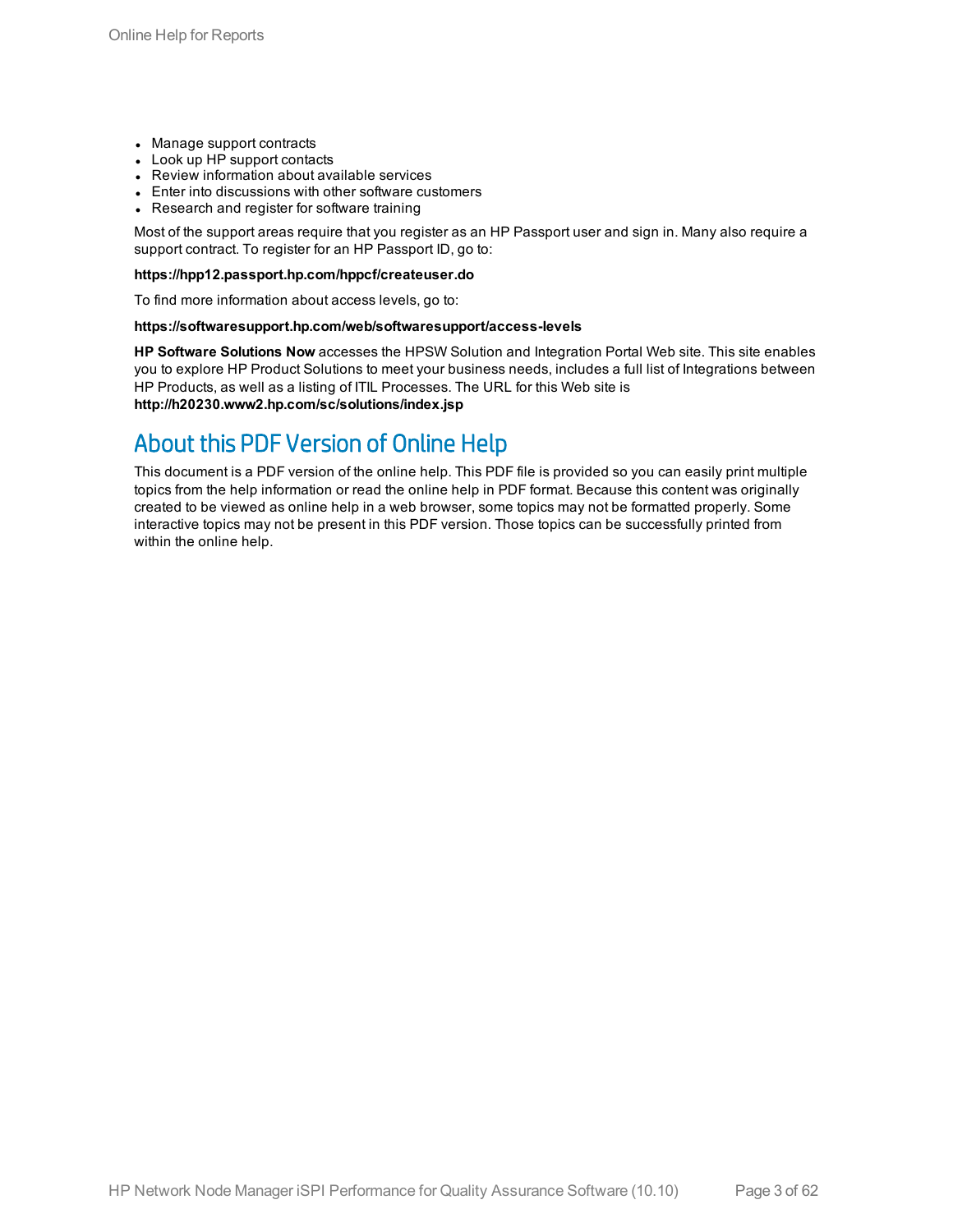- Manage support contracts
- Look up HP support contacts
- Review information about available services
- Enter into discussions with other software customers
- Research and register for software training

Most of the support areas require that you register as an HP Passport user and sign in. Many also require a support contract. To register for an HP Passport ID, go to:

**https://hpp12.passport.hp.com/hppcf/createuser.do**

To find more information about access levels, go to:

**https://softwaresupport.hp.com/web/softwaresupport/access-levels**

**HP Software Solutions Now** accesses the HPSW Solution and Integration Portal Web site. This site enables you to explore HP Product Solutions to meet your business needs, includes a full list of Integrations between HP Products, as well as a listing of ITIL Processes. The URL for this Web site is **http://h20230.www2.hp.com/sc/solutions/index.jsp**

# About this PDF Version of Online Help

This document is a PDF version of the online help. This PDF file is provided so you can easily print multiple topics from the help information or read the online help in PDF format. Because this content was originally created to be viewed as online help in a web browser, some topics may not be formatted properly. Some interactive topics may not be present in this PDF version. Those topics can be successfully printed from within the online help.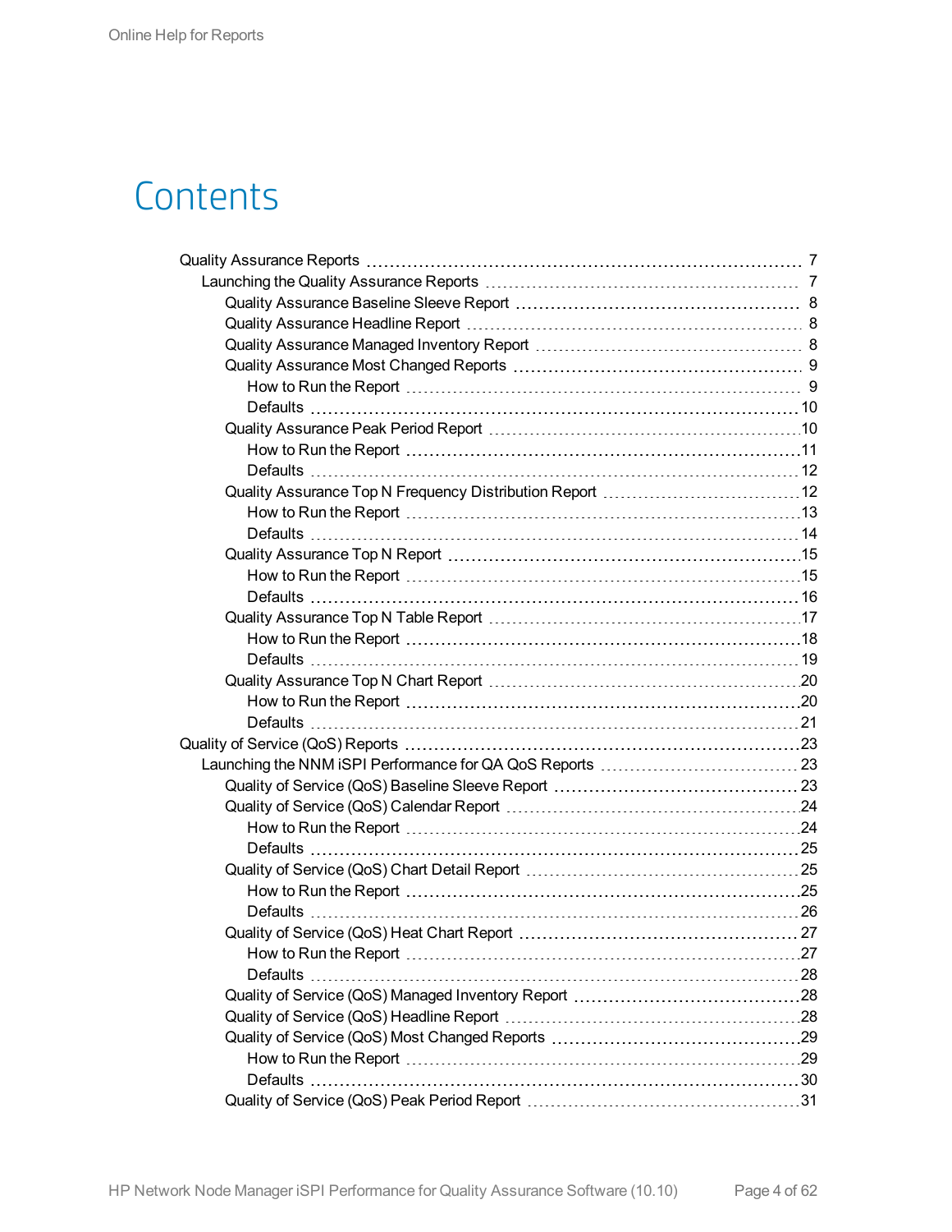# Contents

- Quality Assurance Reports ... 7
  - Launching the Quality Assurance Reports ... 7
    - Quality Assurance Baseline Sleeve Report ... 8
    - Quality Assurance Headline Report ... 8
    - Quality Assurance Managed Inventory Report ... 8
    - Quality Assurance Most Changed Reports ... 9
      - How to Run the Report ... 9
      - Defaults ... 10
    - Quality Assurance Peak Period Report ... 10
      - How to Run the Report ... 11
      - Defaults ... 12
    - Quality Assurance Top N Frequency Distribution Report ... 12
      - How to Run the Report ... 13
      - Defaults ... 14
    - Quality Assurance Top N Report ... 15
      - How to Run the Report ... 15
      - Defaults ... 16
    - Quality Assurance Top N Table Report ... 17
      - How to Run the Report ... 18
      - Defaults ... 19
    - Quality Assurance Top N Chart Report ... 20
      - How to Run the Report ... 20
      - Defaults ... 21
- Quality of Service (QoS) Reports ... 23
  - Launching the NNM iSPI Performance for QA QoS Reports ... 23
    - Quality of Service (QoS) Baseline Sleeve Report ... 23
    - Quality of Service (QoS) Calendar Report ... 24
      - How to Run the Report ... 24
      - Defaults ... 25
    - Quality of Service (QoS) Chart Detail Report ... 25
      - How to Run the Report ... 25
      - Defaults ... 26
    - Quality of Service (QoS) Heat Chart Report ... 27
      - How to Run the Report ... 27
      - Defaults ... 28
    - Quality of Service (QoS) Managed Inventory Report ... 28
    - Quality of Service (QoS) Headline Report ... 28
    - Quality of Service (QoS) Most Changed Reports ... 29
      - How to Run the Report ... 29
      - Defaults ... 30
    - Quality of Service (QoS) Peak Period Report ... 31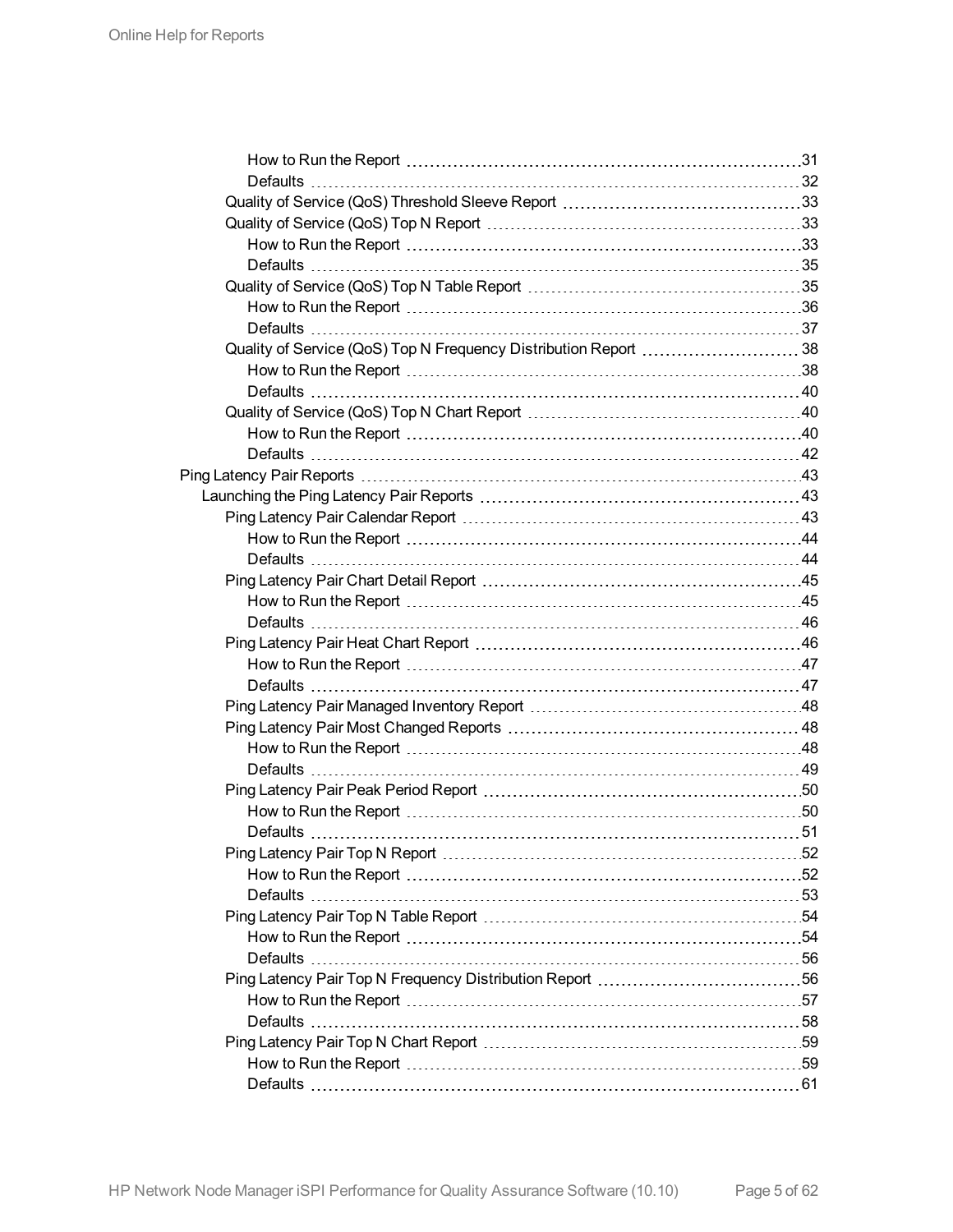- How to Run the Report 31
- Defaults 32
- Quality of Service (QoS) Threshold Sleeve Report 33
- Quality of Service (QoS) Top N Report 33
  - How to Run the Report 33
  - Defaults 35
- Quality of Service (QoS) Top N Table Report 35
  - How to Run the Report 36
  - Defaults 37
- Quality of Service (QoS) Top N Frequency Distribution Report 38
  - How to Run the Report 38
  - Defaults 40
- Quality of Service (QoS) Top N Chart Report 40
  - How to Run the Report 40
  - Defaults 42

Ping Latency Pair Reports 43

- Launching the Ping Latency Pair Reports 43
  - Ping Latency Pair Calendar Report 43
    - How to Run the Report 44
    - Defaults 44
  - Ping Latency Pair Chart Detail Report 45
    - How to Run the Report 45
    - Defaults 46
  - Ping Latency Pair Heat Chart Report 46
    - How to Run the Report 47
    - Defaults 47
  - Ping Latency Pair Managed Inventory Report 48
  - Ping Latency Pair Most Changed Reports 48
    - How to Run the Report 48
    - Defaults 49
  - Ping Latency Pair Peak Period Report 50
    - How to Run the Report 50
    - Defaults 51
  - Ping Latency Pair Top N Report 52
    - How to Run the Report 52
    - Defaults 53
  - Ping Latency Pair Top N Table Report 54
    - How to Run the Report 54
    - Defaults 56
  - Ping Latency Pair Top N Frequency Distribution Report 56
    - How to Run the Report 57
    - Defaults 58
  - Ping Latency Pair Top N Chart Report 59
    - How to Run the Report 59
    - Defaults 61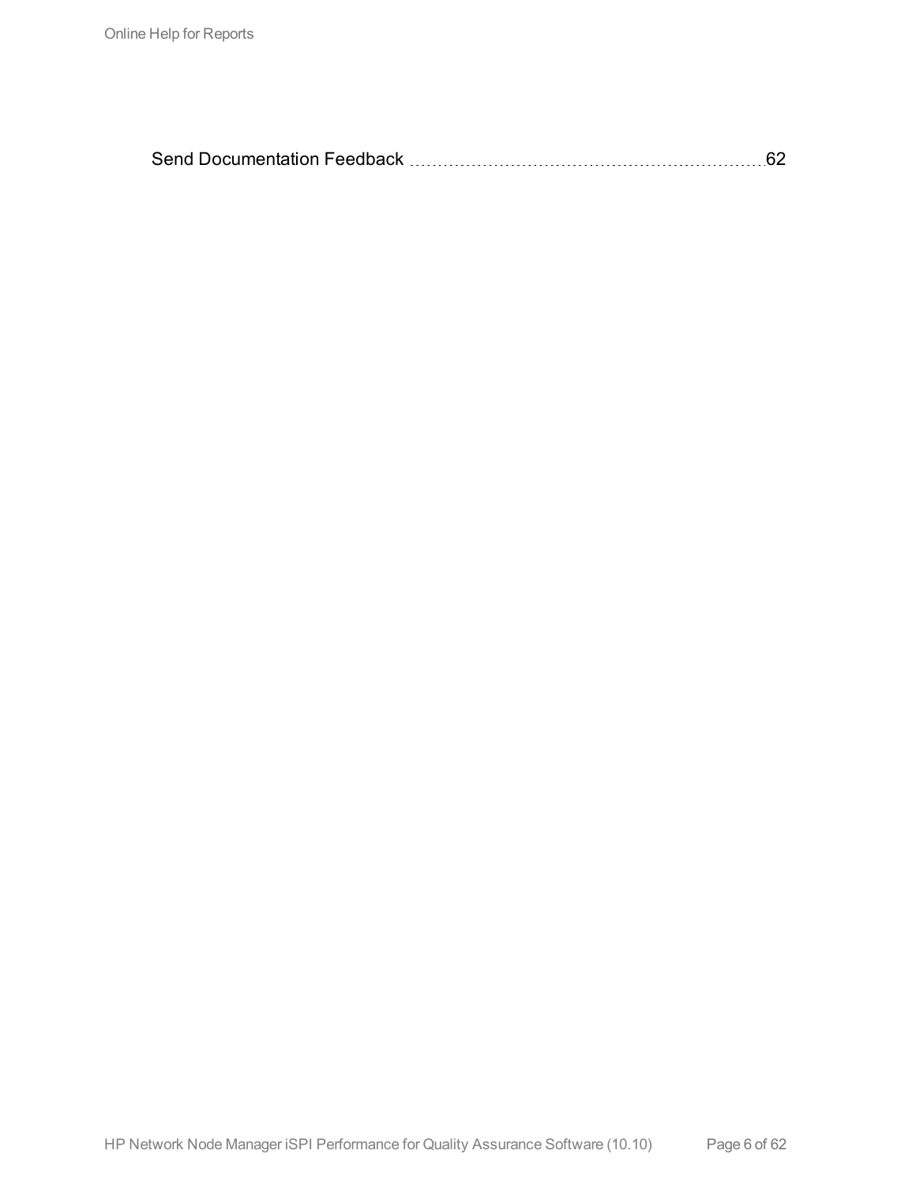Send Documentation Feedback 62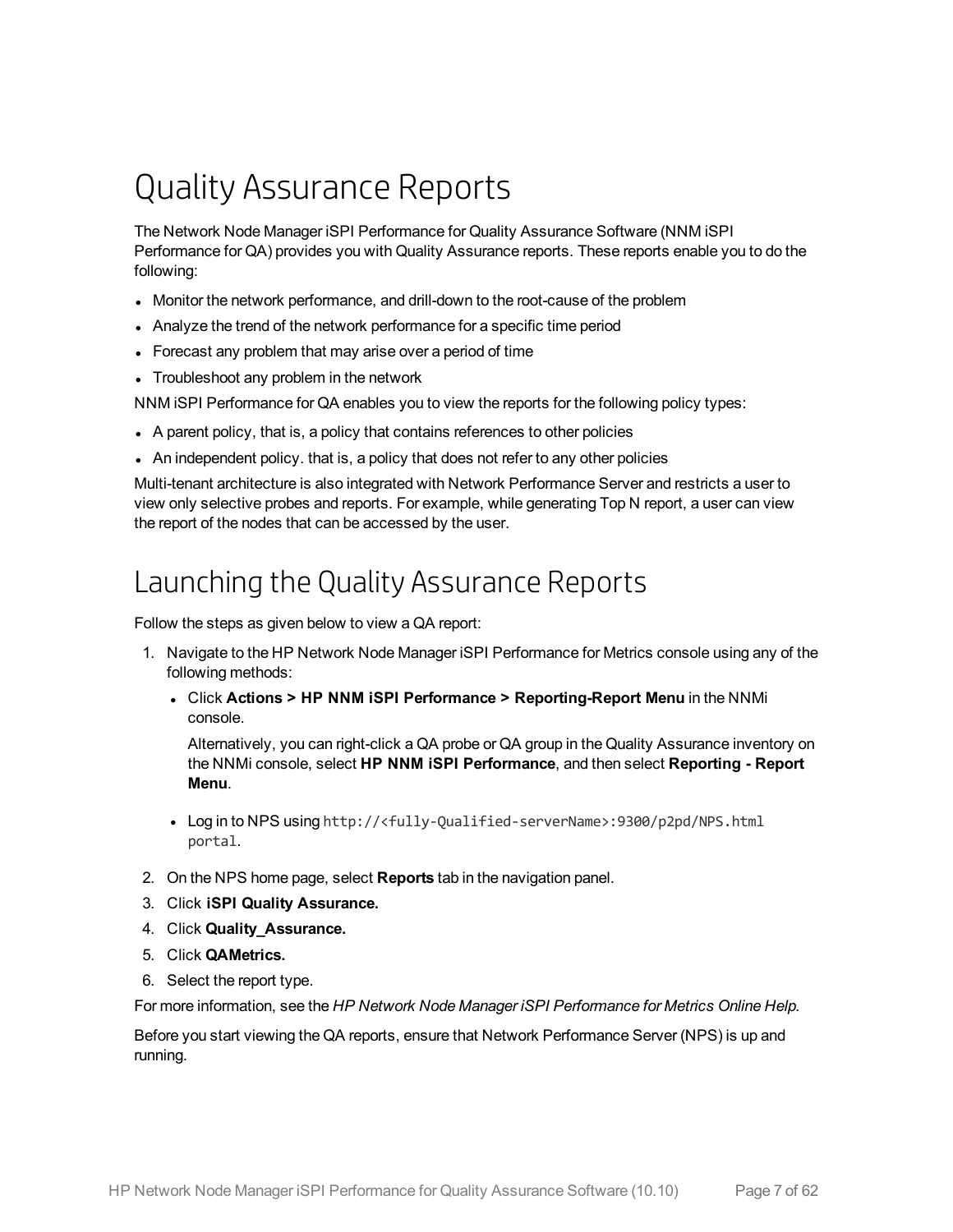# Quality Assurance Reports

The Network Node Manager iSPI Performance for Quality Assurance Software (NNM iSPI Performance for QA) provides you with Quality Assurance reports. These reports enable you to do the following:

- Monitor the network performance, and drill-down to the root-cause of the problem
- Analyze the trend of the network performance for a specific time period
- Forecast any problem that may arise over a period of time
- Troubleshoot any problem in the network

NNM iSPI Performance for QA enables you to view the reports for the following policy types:

- A parent policy, that is, a policy that contains references to other policies
- An independent policy. that is, a policy that does not refer to any other policies

Multi-tenant architecture is also integrated with Network Performance Server and restricts a user to view only selective probes and reports. For example, while generating Top N report, a user can view the report of the nodes that can be accessed by the user.

## Launching the Quality Assurance Reports

Follow the steps as given below to view a QA report:

1. Navigate to the HP Network Node Manager iSPI Performance for Metrics console using any of the following methods:
   - Click **Actions > HP NNM iSPI Performance > Reporting-Report Menu** in the NNMi console.

     Alternatively, you can right-click a QA probe or QA group in the Quality Assurance inventory on the NNMi console, select **HP NNM iSPI Performance**, and then select **Reporting - Report Menu**.

   - Log in to NPS using `http://<fully-Qualified-serverName>:9300/p2pd/NPS.html portal`.
2. On the NPS home page, select **Reports** tab in the navigation panel.
3. Click **iSPI Quality Assurance.**
4. Click **Quality_Assurance.**
5. Click **QAMetrics.**
6. Select the report type.

For more information, see the *HP Network Node Manager iSPI Performance for Metrics Online Help.*

Before you start viewing the QA reports, ensure that Network Performance Server (NPS) is up and running.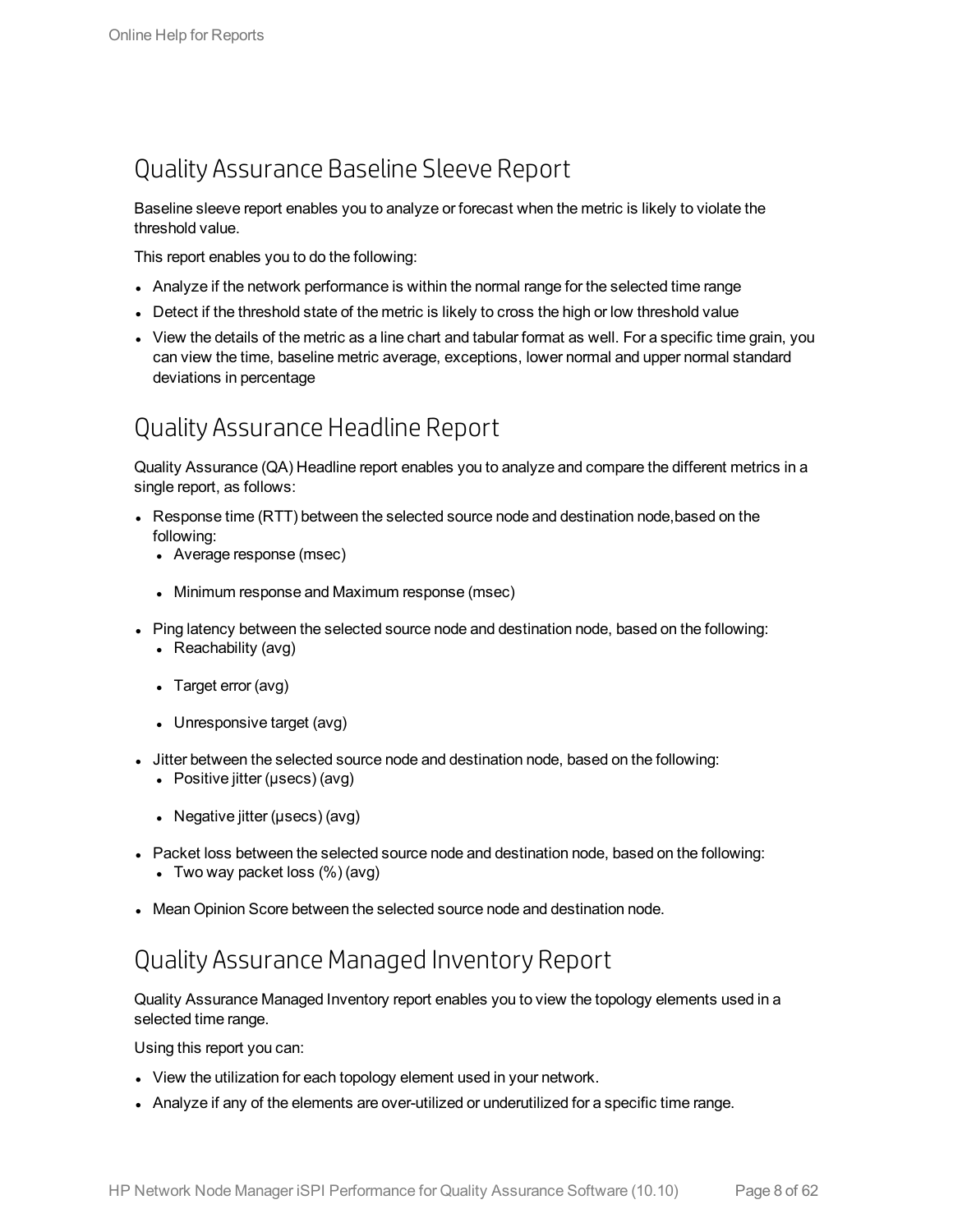## Quality Assurance Baseline Sleeve Report

Baseline sleeve report enables you to analyze or forecast when the metric is likely to violate the threshold value.

This report enables you to do the following:

- Analyze if the network performance is within the normal range for the selected time range
- Detect if the threshold state of the metric is likely to cross the high or low threshold value
- View the details of the metric as a line chart and tabular format as well. For a specific time grain, you can view the time, baseline metric average, exceptions, lower normal and upper normal standard deviations in percentage

## Quality Assurance Headline Report

Quality Assurance (QA) Headline report enables you to analyze and compare the different metrics in a single report, as follows:

- Response time (RTT) between the selected source node and destination node,based on the following:
  - Average response (msec)
  - Minimum response and Maximum response (msec)
- Ping latency between the selected source node and destination node, based on the following:
  - Reachability (avg)
  - Target error (avg)
  - Unresponsive target (avg)
- Jitter between the selected source node and destination node, based on the following:
  - Positive jitter (µsecs) (avg)
  - Negative jitter (µsecs) (avg)
- Packet loss between the selected source node and destination node, based on the following:
  - Two way packet loss (%) (avg)
- Mean Opinion Score between the selected source node and destination node.

## Quality Assurance Managed Inventory Report

Quality Assurance Managed Inventory report enables you to view the topology elements used in a selected time range.

Using this report you can:

- View the utilization for each topology element used in your network.
- Analyze if any of the elements are over-utilized or underutilized for a specific time range.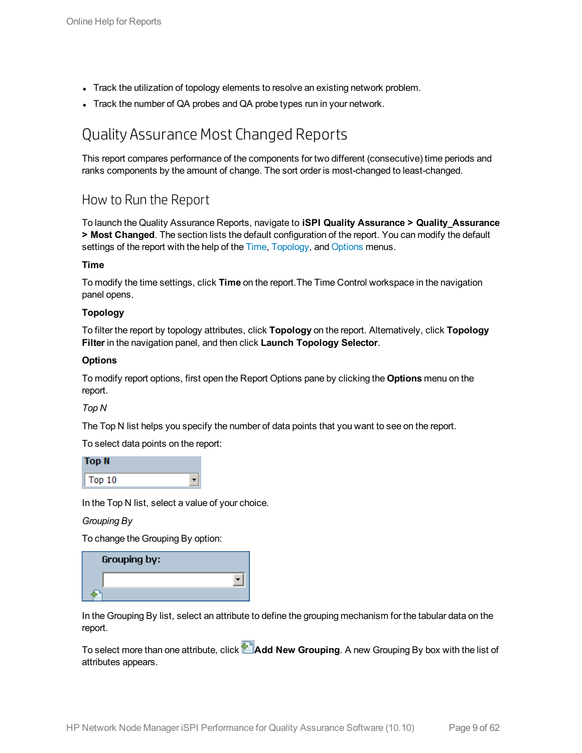- Track the utilization of topology elements to resolve an existing network problem.
- Track the number of QA probes and QA probe types run in your network.

# Quality Assurance Most Changed Reports

This report compares performance of the components for two different (consecutive) time periods and ranks components by the amount of change. The sort order is most-changed to least-changed.

## How to Run the Report

To launch the Quality Assurance Reports, navigate to **iSPI Quality Assurance > Quality_Assurance > Most Changed**. The section lists the default configuration of the report. You can modify the default settings of the report with the help of the Time, Topology, and Options menus.

**Time**

To modify the time settings, click **Time** on the report.The Time Control workspace in the navigation panel opens.

**Topology**

To filter the report by topology attributes, click **Topology** on the report. Alternatively, click **Topology Filter** in the navigation panel, and then click **Launch Topology Selector**.

**Options**

To modify report options, first open the Report Options pane by clicking the **Options** menu on the report.

*Top N*

The Top N list helps you specify the number of data points that you want to see on the report.

To select data points on the report:

In the Top N list, select a value of your choice.

*Grouping By*

To change the Grouping By option:

In the Grouping By list, select an attribute to define the grouping mechanism for the tabular data on the report.

To select more than one attribute, click **Add New Grouping**. A new Grouping By box with the list of attributes appears.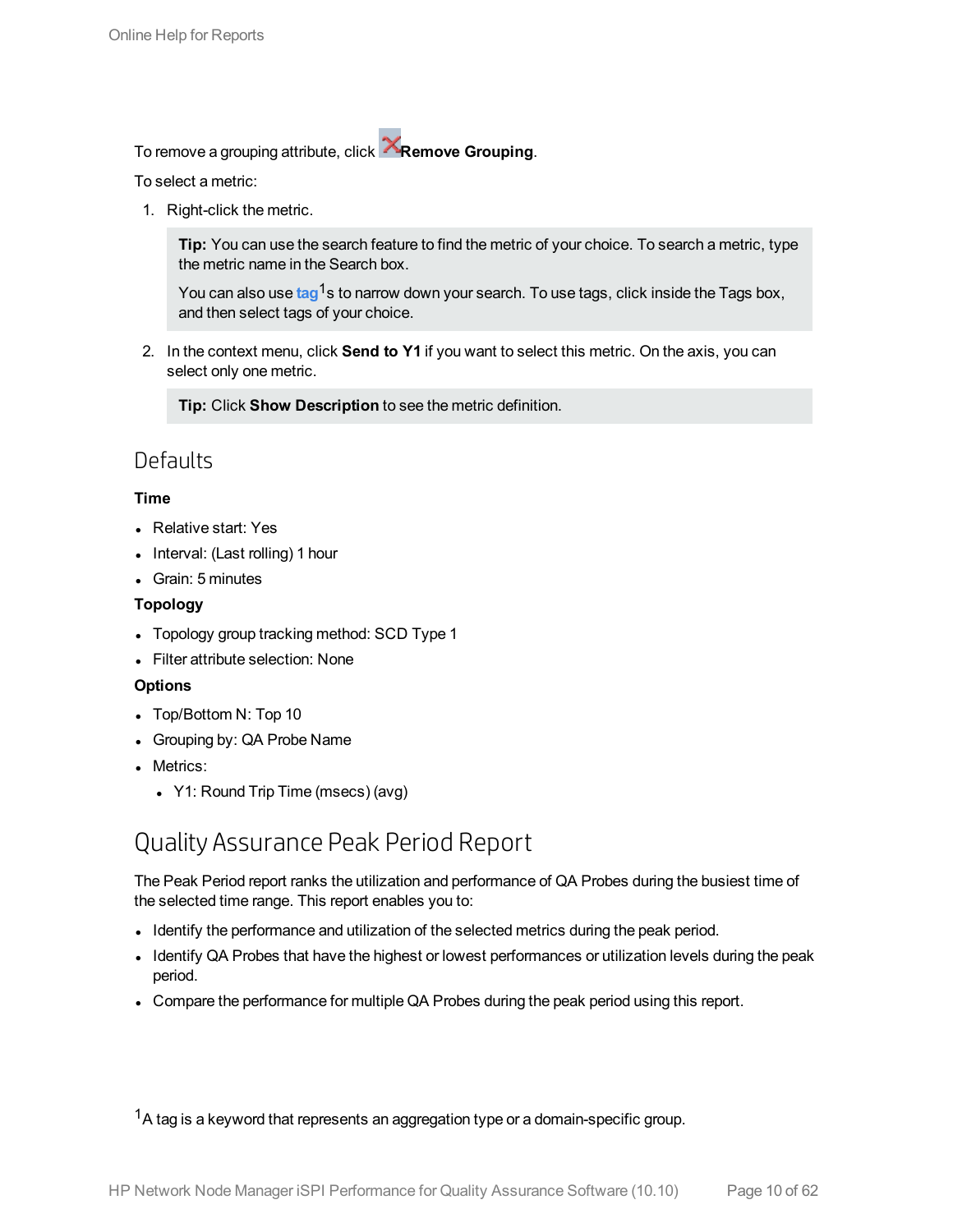To remove a grouping attribute, click **Remove Grouping**.

To select a metric:

1. Right-click the metric.

   > **Tip:** You can use the search feature to find the metric of your choice. To search a metric, type the metric name in the Search box.
   >
   > You can also use tag[1]s to narrow down your search. To use tags, click inside the Tags box, and then select tags of your choice.

2. In the context menu, click **Send to Y1** if you want to select this metric. On the axis, you can select only one metric.

   > **Tip:** Click **Show Description** to see the metric definition.

## Defaults

**Time**

- Relative start: Yes
- Interval: (Last rolling) 1 hour
- Grain: 5 minutes

**Topology**

- Topology group tracking method: SCD Type 1
- Filter attribute selection: None

**Options**

- Top/Bottom N: Top 10
- Grouping by: QA Probe Name
- Metrics:
  - Y1: Round Trip Time (msecs) (avg)

# Quality Assurance Peak Period Report

The Peak Period report ranks the utilization and performance of QA Probes during the busiest time of the selected time range. This report enables you to:

- Identify the performance and utilization of the selected metrics during the peak period.
- Identify QA Probes that have the highest or lowest performances or utilization levels during the peak period.
- Compare the performance for multiple QA Probes during the peak period using this report.

[1] A tag is a keyword that represents an aggregation type or a domain-specific group.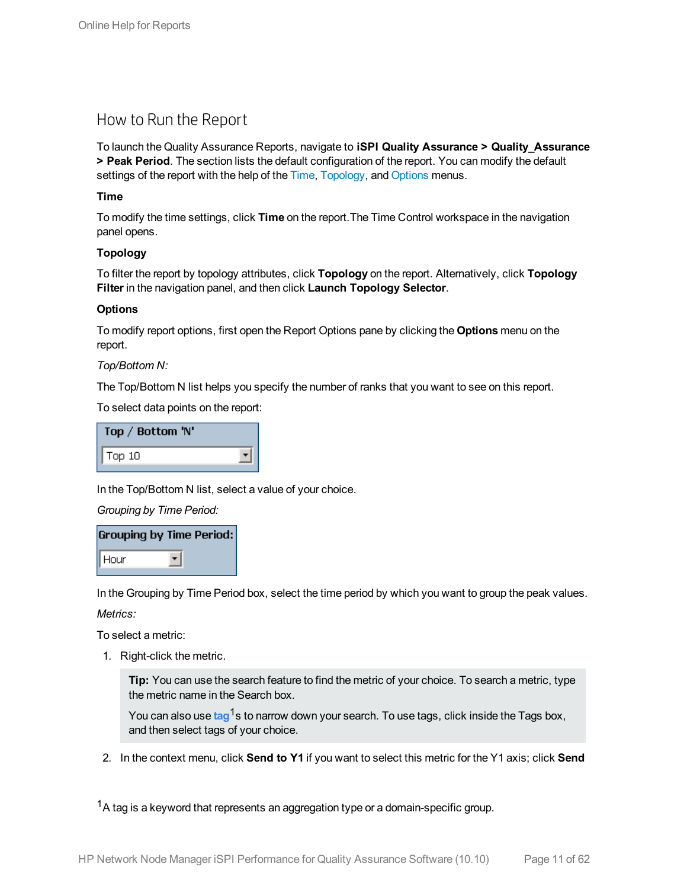## How to Run the Report

To launch the Quality Assurance Reports, navigate to **iSPI Quality Assurance > Quality_Assurance > Peak Period**. The section lists the default configuration of the report. You can modify the default settings of the report with the help of the Time, Topology, and Options menus.

**Time**

To modify the time settings, click **Time** on the report.The Time Control workspace in the navigation panel opens.

**Topology**

To filter the report by topology attributes, click **Topology** on the report. Alternatively, click **Topology Filter** in the navigation panel, and then click **Launch Topology Selector**.

**Options**

To modify report options, first open the Report Options pane by clicking the **Options** menu on the report.

*Top/Bottom N:*

The Top/Bottom N list helps you specify the number of ranks that you want to see on this report.

To select data points on the report:

In the Top/Bottom N list, select a value of your choice.

*Grouping by Time Period:*

In the Grouping by Time Period box, select the time period by which you want to group the peak values.

*Metrics:*

To select a metric:

1. Right-click the metric.

   > **Tip:** You can use the search feature to find the metric of your choice. To search a metric, type the metric name in the Search box.
   >
   > You can also use **tag**[1]s to narrow down your search. To use tags, click inside the Tags box, and then select tags of your choice.

2. In the context menu, click **Send to Y1** if you want to select this metric for the Y1 axis; click **Send**

[1]A tag is a keyword that represents an aggregation type or a domain-specific group.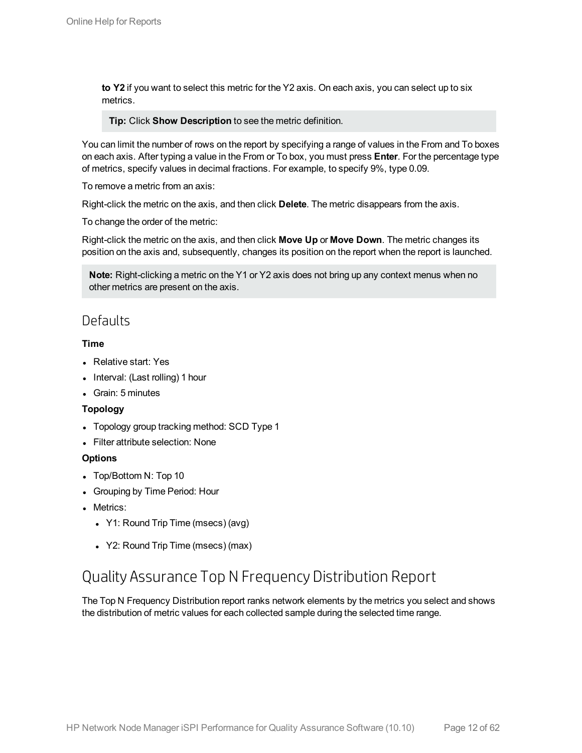**to Y2** if you want to select this metric for the Y2 axis. On each axis, you can select up to six metrics.

> **Tip:** Click **Show Description** to see the metric definition.

You can limit the number of rows on the report by specifying a range of values in the From and To boxes on each axis. After typing a value in the From or To box, you must press **Enter**. For the percentage type of metrics, specify values in decimal fractions. For example, to specify 9%, type 0.09.

To remove a metric from an axis:

Right-click the metric on the axis, and then click **Delete**. The metric disappears from the axis.

To change the order of the metric:

Right-click the metric on the axis, and then click **Move Up** or **Move Down**. The metric changes its position on the axis and, subsequently, changes its position on the report when the report is launched.

> **Note:** Right-clicking a metric on the Y1 or Y2 axis does not bring up any context menus when no other metrics are present on the axis.

## Defaults

**Time**

- Relative start: Yes
- Interval: (Last rolling) 1 hour
- Grain: 5 minutes

**Topology**

- Topology group tracking method: SCD Type 1
- Filter attribute selection: None

**Options**

- Top/Bottom N: Top 10
- Grouping by Time Period: Hour
- Metrics:
  - Y1: Round Trip Time (msecs) (avg)
  - Y2: Round Trip Time (msecs) (max)

# Quality Assurance Top N Frequency Distribution Report

The Top N Frequency Distribution report ranks network elements by the metrics you select and shows the distribution of metric values for each collected sample during the selected time range.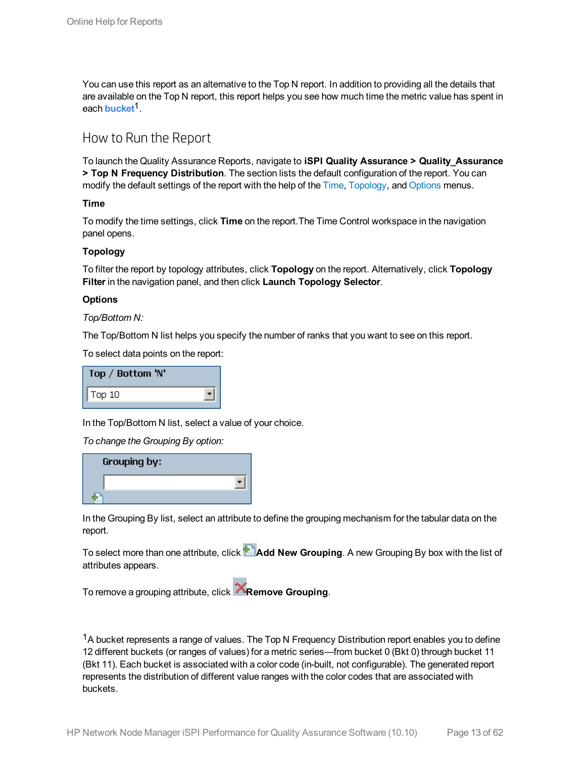You can use this report as an alternative to the Top N report. In addition to providing all the details that are available on the Top N report, this report helps you see how much time the metric value has spent in each **bucket**[1].

## How to Run the Report

To launch the Quality Assurance Reports, navigate to **iSPI Quality Assurance > Quality_Assurance > Top N Frequency Distribution**. The section lists the default configuration of the report. You can modify the default settings of the report with the help of the Time, Topology, and Options menus.

**Time**

To modify the time settings, click **Time** on the report.The Time Control workspace in the navigation panel opens.

**Topology**

To filter the report by topology attributes, click **Topology** on the report. Alternatively, click **Topology Filter** in the navigation panel, and then click **Launch Topology Selector**.

**Options**

*Top/Bottom N:*

The Top/Bottom N list helps you specify the number of ranks that you want to see on this report.

To select data points on the report:

In the Top/Bottom N list, select a value of your choice.

*To change the Grouping By option:*

In the Grouping By list, select an attribute to define the grouping mechanism for the tabular data on the report.

To select more than one attribute, click **Add New Grouping**. A new Grouping By box with the list of attributes appears.

To remove a grouping attribute, click **Remove Grouping**.

[1] A bucket represents a range of values. The Top N Frequency Distribution report enables you to define 12 different buckets (or ranges of values) for a metric series—from bucket 0 (Bkt 0) through bucket 11 (Bkt 11). Each bucket is associated with a color code (in-built, not configurable). The generated report represents the distribution of different value ranges with the color codes that are associated with buckets.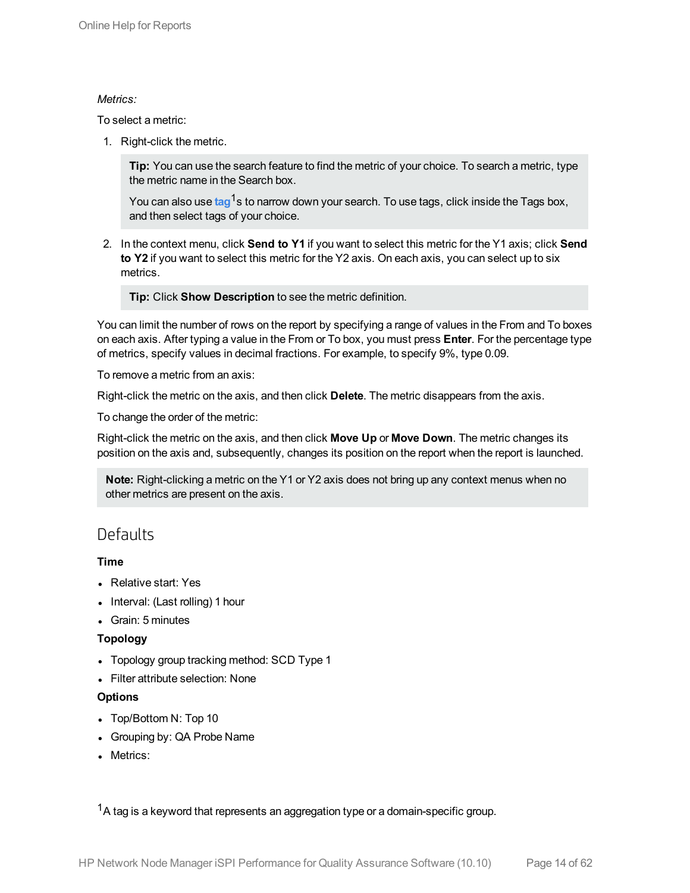*Metrics:*

To select a metric:

1. Right-click the metric.

   > **Tip:** You can use the search feature to find the metric of your choice. To search a metric, type the metric name in the Search box.
   >
   > You can also use **tag**[1]s to narrow down your search. To use tags, click inside the Tags box, and then select tags of your choice.

2. In the context menu, click **Send to Y1** if you want to select this metric for the Y1 axis; click **Send to Y2** if you want to select this metric for the Y2 axis. On each axis, you can select up to six metrics.

   > **Tip:** Click **Show Description** to see the metric definition.

You can limit the number of rows on the report by specifying a range of values in the From and To boxes on each axis. After typing a value in the From or To box, you must press **Enter**. For the percentage type of metrics, specify values in decimal fractions. For example, to specify 9%, type 0.09.

To remove a metric from an axis:

Right-click the metric on the axis, and then click **Delete**. The metric disappears from the axis.

To change the order of the metric:

Right-click the metric on the axis, and then click **Move Up** or **Move Down**. The metric changes its position on the axis and, subsequently, changes its position on the report when the report is launched.

> **Note:** Right-clicking a metric on the Y1 or Y2 axis does not bring up any context menus when no other metrics are present on the axis.

## Defaults

**Time**

- Relative start: Yes
- Interval: (Last rolling) 1 hour
- Grain: 5 minutes

**Topology**

- Topology group tracking method: SCD Type 1
- Filter attribute selection: None

**Options**

- Top/Bottom N: Top 10
- Grouping by: QA Probe Name
- Metrics:

[1] A tag is a keyword that represents an aggregation type or a domain-specific group.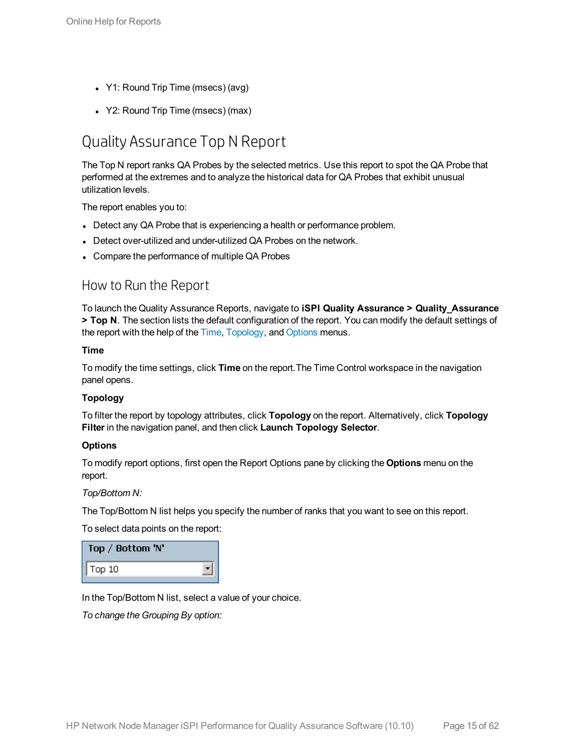- Y1: Round Trip Time (msecs) (avg)
- Y2: Round Trip Time (msecs) (max)

# Quality Assurance Top N Report

The Top N report ranks QA Probes by the selected metrics. Use this report to spot the QA Probe that performed at the extremes and to analyze the historical data for QA Probes that exhibit unusual utilization levels.

The report enables you to:

- Detect any QA Probe that is experiencing a health or performance problem.
- Detect over-utilized and under-utilized QA Probes on the network.
- Compare the performance of multiple QA Probes

## How to Run the Report

To launch the Quality Assurance Reports, navigate to **iSPI Quality Assurance > Quality_Assurance > Top N**. The section lists the default configuration of the report. You can modify the default settings of the report with the help of the Time, Topology, and Options menus.

**Time**

To modify the time settings, click **Time** on the report.The Time Control workspace in the navigation panel opens.

**Topology**

To filter the report by topology attributes, click **Topology** on the report. Alternatively, click **Topology Filter** in the navigation panel, and then click **Launch Topology Selector**.

**Options**

To modify report options, first open the Report Options pane by clicking the **Options** menu on the report.

*Top/Bottom N:*

The Top/Bottom N list helps you specify the number of ranks that you want to see on this report.

To select data points on the report:

| Top / Bottom 'N' |
| --- |
| Top 10 |

In the Top/Bottom N list, select a value of your choice.

*To change the Grouping By option:*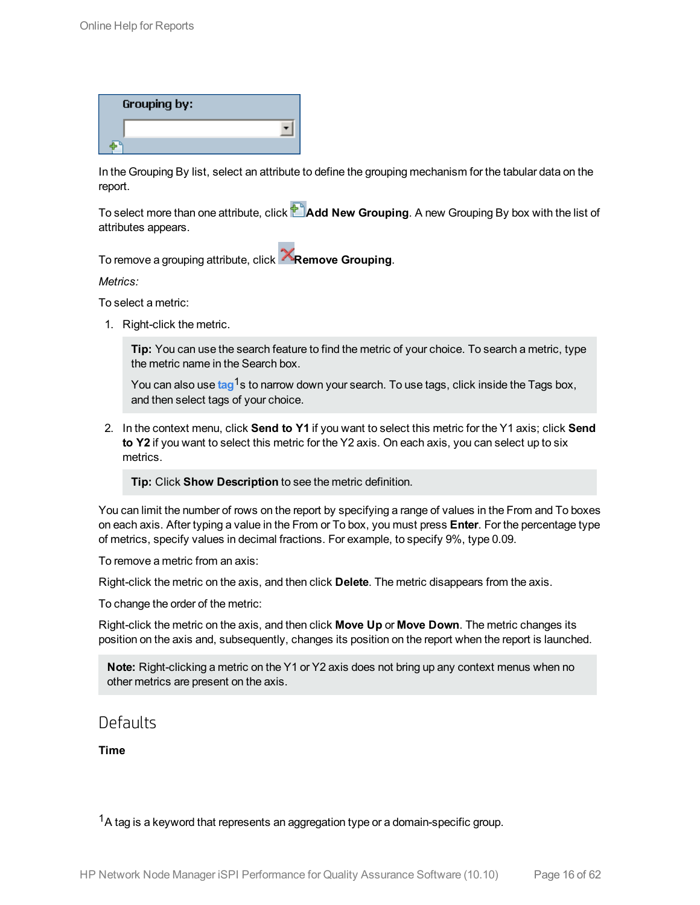In the Grouping By list, select an attribute to define the grouping mechanism for the tabular data on the report.

To select more than one attribute, click **Add New Grouping**. A new Grouping By box with the list of attributes appears.

To remove a grouping attribute, click **Remove Grouping**.

*Metrics:*

To select a metric:

1. Right-click the metric.

   > **Tip:** You can use the search feature to find the metric of your choice. To search a metric, type the metric name in the Search box.
   >
   > You can also use tag[1]s to narrow down your search. To use tags, click inside the Tags box, and then select tags of your choice.

2. In the context menu, click **Send to Y1** if you want to select this metric for the Y1 axis; click **Send to Y2** if you want to select this metric for the Y2 axis. On each axis, you can select up to six metrics.

   > **Tip:** Click **Show Description** to see the metric definition.

You can limit the number of rows on the report by specifying a range of values in the From and To boxes on each axis. After typing a value in the From or To box, you must press **Enter**. For the percentage type of metrics, specify values in decimal fractions. For example, to specify 9%, type 0.09.

To remove a metric from an axis:

Right-click the metric on the axis, and then click **Delete**. The metric disappears from the axis.

To change the order of the metric:

Right-click the metric on the axis, and then click **Move Up** or **Move Down**. The metric changes its position on the axis and, subsequently, changes its position on the report when the report is launched.

> **Note:** Right-clicking a metric on the Y1 or Y2 axis does not bring up any context menus when no other metrics are present on the axis.

## Defaults

**Time**

[1] A tag is a keyword that represents an aggregation type or a domain-specific group.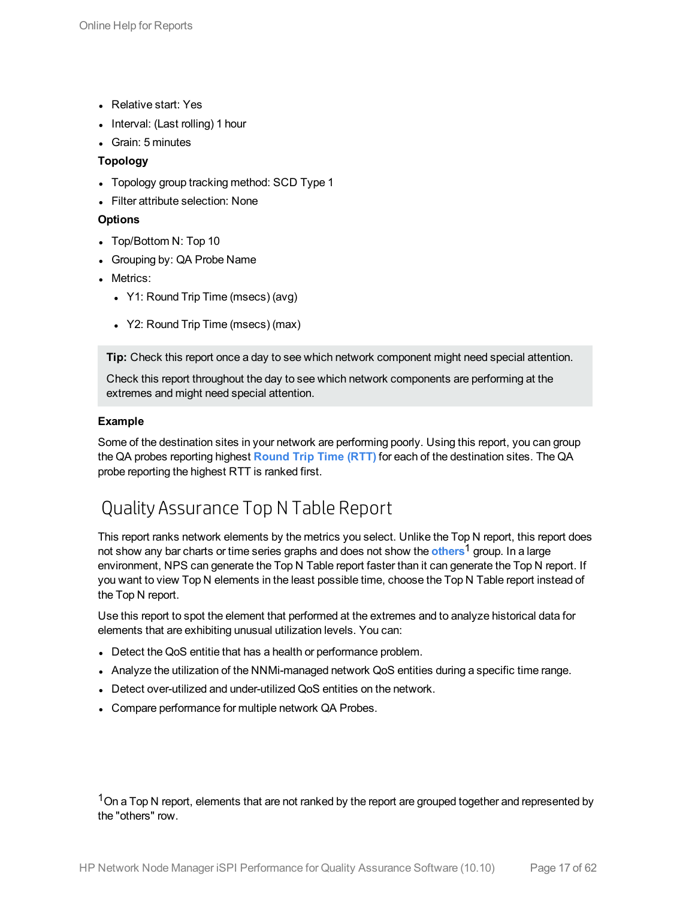- Relative start: Yes
- Interval: (Last rolling) 1 hour
- Grain: 5 minutes

**Topology**

- Topology group tracking method: SCD Type 1
- Filter attribute selection: None

**Options**

- Top/Bottom N: Top 10
- Grouping by: QA Probe Name
- Metrics:
  - Y1: Round Trip Time (msecs) (avg)
  - Y2: Round Trip Time (msecs) (max)

> **Tip:** Check this report once a day to see which network component might need special attention.
>
> Check this report throughout the day to see which network components are performing at the extremes and might need special attention.

**Example**

Some of the destination sites in your network are performing poorly. Using this report, you can group the QA probes reporting highest **Round Trip Time (RTT)** for each of the destination sites. The QA probe reporting the highest RTT is ranked first.

## Quality Assurance Top N Table Report

This report ranks network elements by the metrics you select. Unlike the Top N report, this report does not show any bar charts or time series graphs and does not show the **others**[1] group. In a large environment, NPS can generate the Top N Table report faster than it can generate the Top N report. If you want to view Top N elements in the least possible time, choose the Top N Table report instead of the Top N report.

Use this report to spot the element that performed at the extremes and to analyze historical data for elements that are exhibiting unusual utilization levels. You can:

- Detect the QoS entitie that has a health or performance problem.
- Analyze the utilization of the NNMi-managed network QoS entities during a specific time range.
- Detect over-utilized and under-utilized QoS entities on the network.
- Compare performance for multiple network QA Probes.

[1] On a Top N report, elements that are not ranked by the report are grouped together and represented by the "others" row.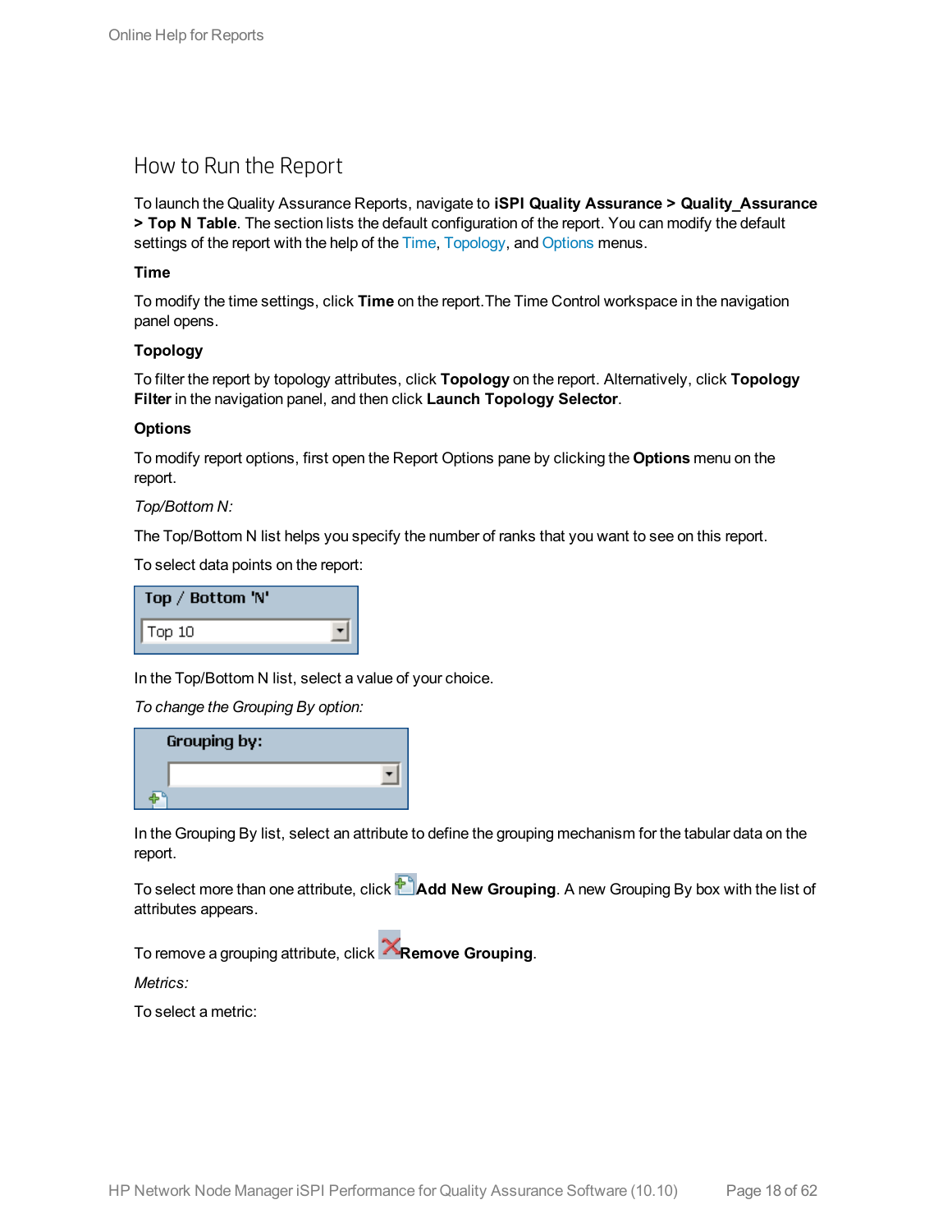## How to Run the Report

To launch the Quality Assurance Reports, navigate to **iSPI Quality Assurance > Quality_Assurance > Top N Table**. The section lists the default configuration of the report. You can modify the default settings of the report with the help of the Time, Topology, and Options menus.

**Time**

To modify the time settings, click **Time** on the report.The Time Control workspace in the navigation panel opens.

**Topology**

To filter the report by topology attributes, click **Topology** on the report. Alternatively, click **Topology Filter** in the navigation panel, and then click **Launch Topology Selector**.

**Options**

To modify report options, first open the Report Options pane by clicking the **Options** menu on the report.

*Top/Bottom N:*

The Top/Bottom N list helps you specify the number of ranks that you want to see on this report.

To select data points on the report:

In the Top/Bottom N list, select a value of your choice.

*To change the Grouping By option:*

In the Grouping By list, select an attribute to define the grouping mechanism for the tabular data on the report.

To select more than one attribute, click **Add New Grouping**. A new Grouping By box with the list of attributes appears.

To remove a grouping attribute, click **Remove Grouping**.

*Metrics:*

To select a metric: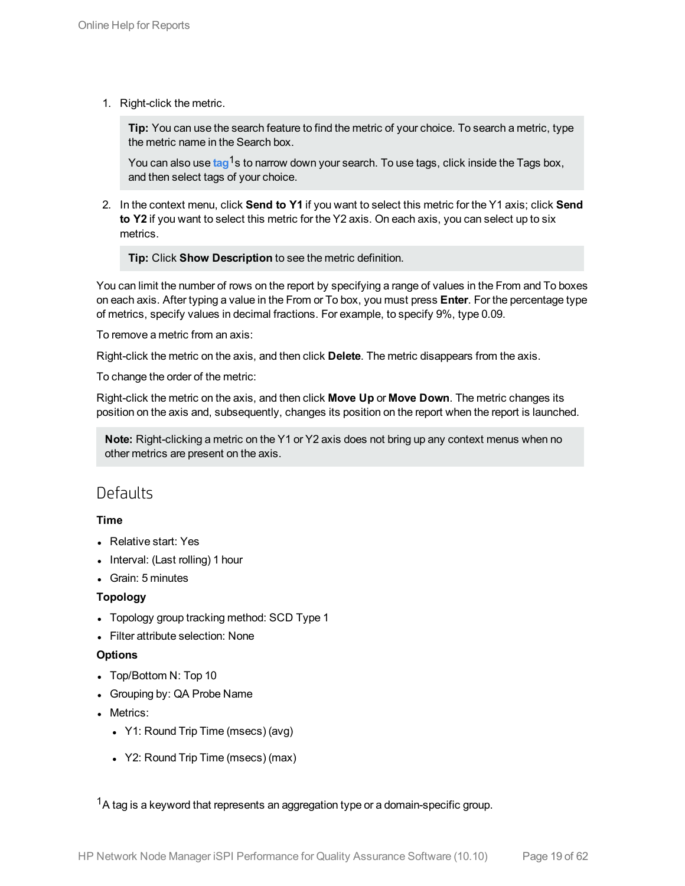1. Right-click the metric.

   > **Tip:** You can use the search feature to find the metric of your choice. To search a metric, type the metric name in the Search box.
   >
   > You can also use tag[1]s to narrow down your search. To use tags, click inside the Tags box, and then select tags of your choice.

2. In the context menu, click **Send to Y1** if you want to select this metric for the Y1 axis; click **Send to Y2** if you want to select this metric for the Y2 axis. On each axis, you can select up to six metrics.

   > **Tip:** Click **Show Description** to see the metric definition.

You can limit the number of rows on the report by specifying a range of values in the From and To boxes on each axis. After typing a value in the From or To box, you must press **Enter**. For the percentage type of metrics, specify values in decimal fractions. For example, to specify 9%, type 0.09.

To remove a metric from an axis:

Right-click the metric on the axis, and then click **Delete**. The metric disappears from the axis.

To change the order of the metric:

Right-click the metric on the axis, and then click **Move Up** or **Move Down**. The metric changes its position on the axis and, subsequently, changes its position on the report when the report is launched.

> **Note:** Right-clicking a metric on the Y1 or Y2 axis does not bring up any context menus when no other metrics are present on the axis.

## Defaults

**Time**

- Relative start: Yes
- Interval: (Last rolling) 1 hour
- Grain: 5 minutes

**Topology**

- Topology group tracking method: SCD Type 1
- Filter attribute selection: None

**Options**

- Top/Bottom N: Top 10
- Grouping by: QA Probe Name
- Metrics:
  - Y1: Round Trip Time (msecs) (avg)
  - Y2: Round Trip Time (msecs) (max)

[1] A tag is a keyword that represents an aggregation type or a domain-specific group.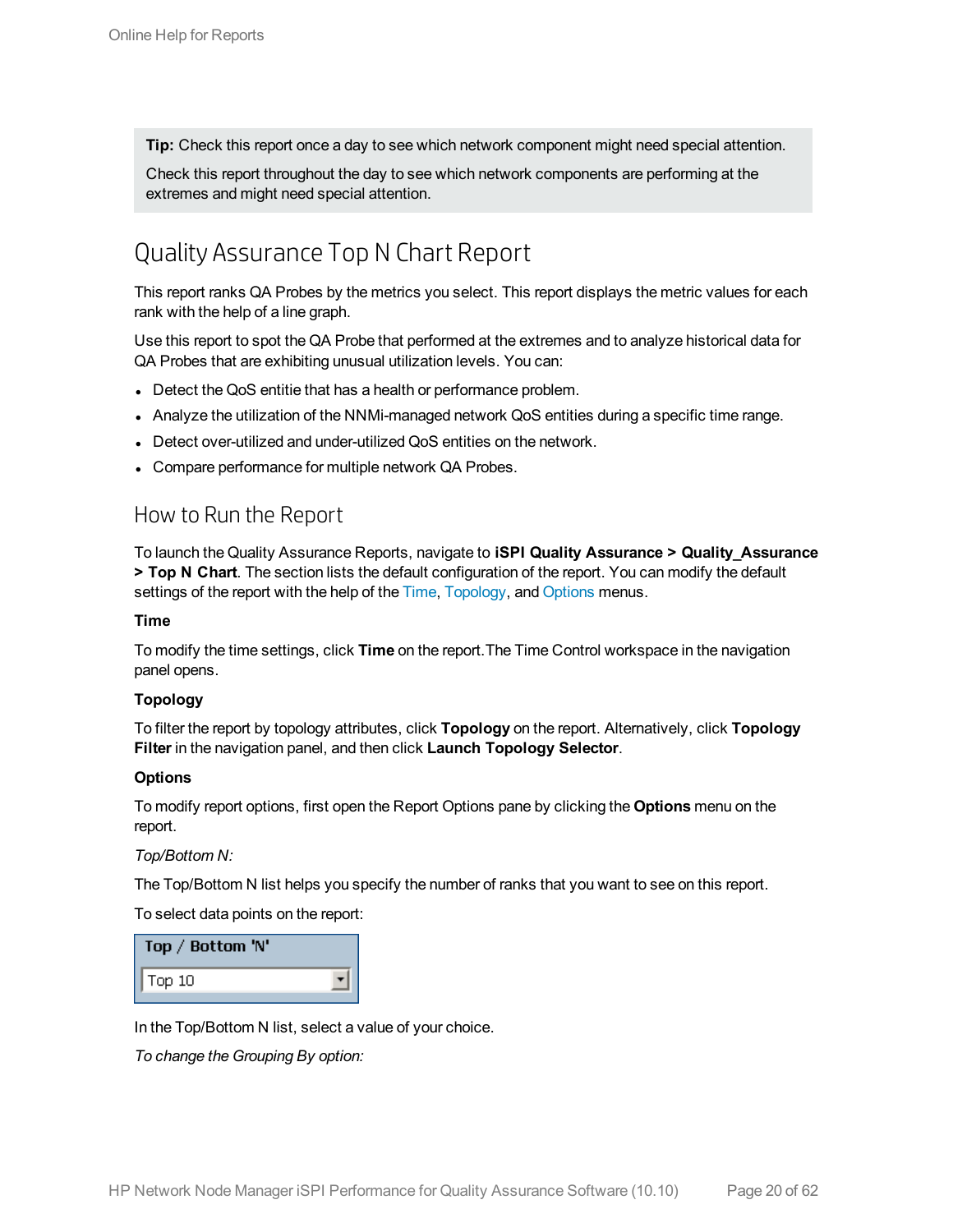**Tip:** Check this report once a day to see which network component might need special attention.

Check this report throughout the day to see which network components are performing at the extremes and might need special attention.

# Quality Assurance Top N Chart Report

This report ranks QA Probes by the metrics you select. This report displays the metric values for each rank with the help of a line graph.

Use this report to spot the QA Probe that performed at the extremes and to analyze historical data for QA Probes that are exhibiting unusual utilization levels. You can:

- Detect the QoS entitie that has a health or performance problem.
- Analyze the utilization of the NNMi-managed network QoS entities during a specific time range.
- Detect over-utilized and under-utilized QoS entities on the network.
- Compare performance for multiple network QA Probes.

## How to Run the Report

To launch the Quality Assurance Reports, navigate to **iSPI Quality Assurance > Quality_Assurance > Top N Chart**. The section lists the default configuration of the report. You can modify the default settings of the report with the help of the Time, Topology, and Options menus.

**Time**

To modify the time settings, click **Time** on the report.The Time Control workspace in the navigation panel opens.

**Topology**

To filter the report by topology attributes, click **Topology** on the report. Alternatively, click **Topology Filter** in the navigation panel, and then click **Launch Topology Selector**.

**Options**

To modify report options, first open the Report Options pane by clicking the **Options** menu on the report.

*Top/Bottom N:*

The Top/Bottom N list helps you specify the number of ranks that you want to see on this report.

To select data points on the report:

| Top / Bottom 'N' |
|---|
| Top 10 |

In the Top/Bottom N list, select a value of your choice.

*To change the Grouping By option:*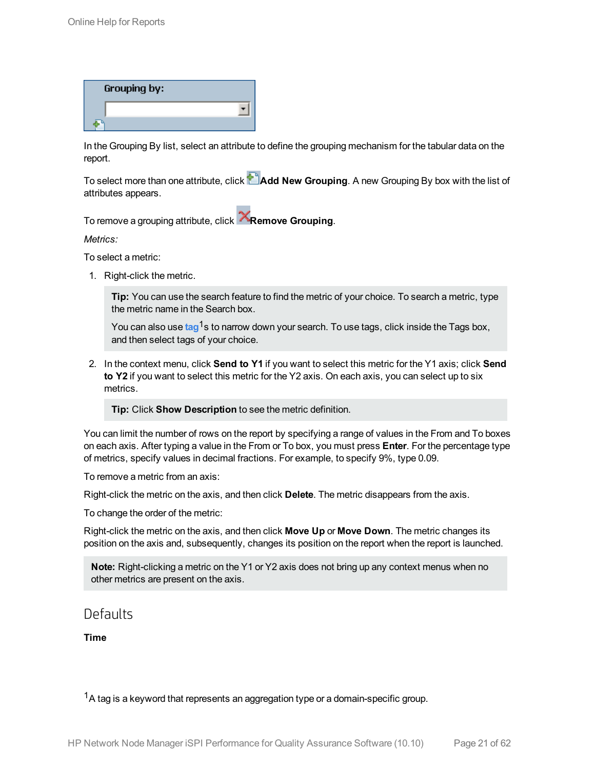In the Grouping By list, select an attribute to define the grouping mechanism for the tabular data on the report.

To select more than one attribute, click **Add New Grouping**. A new Grouping By box with the list of attributes appears.

To remove a grouping attribute, click **Remove Grouping**.

*Metrics:*

To select a metric:

1. Right-click the metric.

   > **Tip:** You can use the search feature to find the metric of your choice. To search a metric, type the metric name in the Search box.
   >
   > You can also use tag[1]s to narrow down your search. To use tags, click inside the Tags box, and then select tags of your choice.

2. In the context menu, click **Send to Y1** if you want to select this metric for the Y1 axis; click **Send to Y2** if you want to select this metric for the Y2 axis. On each axis, you can select up to six metrics.

   > **Tip:** Click **Show Description** to see the metric definition.

You can limit the number of rows on the report by specifying a range of values in the From and To boxes on each axis. After typing a value in the From or To box, you must press **Enter**. For the percentage type of metrics, specify values in decimal fractions. For example, to specify 9%, type 0.09.

To remove a metric from an axis:

Right-click the metric on the axis, and then click **Delete**. The metric disappears from the axis.

To change the order of the metric:

Right-click the metric on the axis, and then click **Move Up** or **Move Down**. The metric changes its position on the axis and, subsequently, changes its position on the report when the report is launched.

> **Note:** Right-clicking a metric on the Y1 or Y2 axis does not bring up any context menus when no other metrics are present on the axis.

## Defaults

**Time**

[1] A tag is a keyword that represents an aggregation type or a domain-specific group.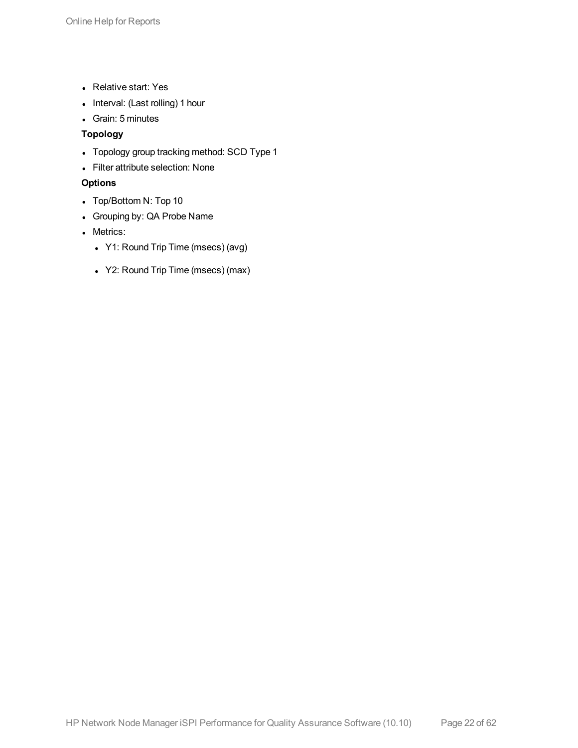- Relative start: Yes
- Interval: (Last rolling) 1 hour
- Grain: 5 minutes

**Topology**

- Topology group tracking method: SCD Type 1
- Filter attribute selection: None

**Options**

- Top/Bottom N: Top 10
- Grouping by: QA Probe Name
- Metrics:
  - Y1: Round Trip Time (msecs) (avg)
  - Y2: Round Trip Time (msecs) (max)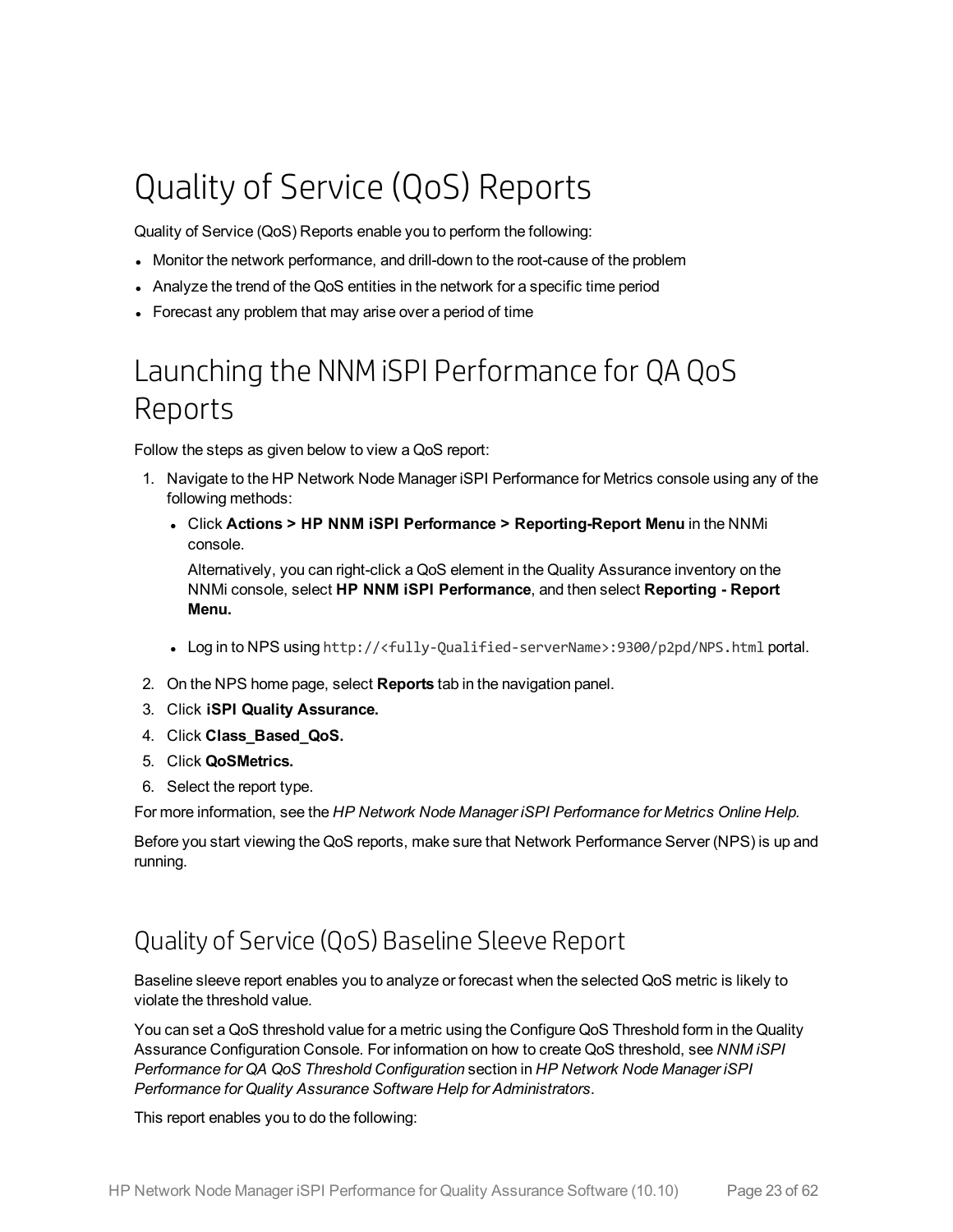# Quality of Service (QoS) Reports

Quality of Service (QoS) Reports enable you to perform the following:

- Monitor the network performance, and drill-down to the root-cause of the problem
- Analyze the trend of the QoS entities in the network for a specific time period
- Forecast any problem that may arise over a period of time

## Launching the NNM iSPI Performance for QA QoS Reports

Follow the steps as given below to view a QoS report:

1. Navigate to the HP Network Node Manager iSPI Performance for Metrics console using any of the following methods:
   - Click **Actions > HP NNM iSPI Performance > Reporting-Report Menu** in the NNMi console.

     Alternatively, you can right-click a QoS element in the Quality Assurance inventory on the NNMi console, select **HP NNM iSPI Performance**, and then select **Reporting - Report Menu.**
   - Log in to NPS using `http://<fully-Qualified-serverName>:9300/p2pd/NPS.html` portal.
2. On the NPS home page, select **Reports** tab in the navigation panel.
3. Click **iSPI Quality Assurance.**
4. Click **Class_Based_QoS.**
5. Click **QoSMetrics.**
6. Select the report type.

For more information, see the *HP Network Node Manager iSPI Performance for Metrics Online Help.*

Before you start viewing the QoS reports, make sure that Network Performance Server (NPS) is up and running.

### Quality of Service (QoS) Baseline Sleeve Report

Baseline sleeve report enables you to analyze or forecast when the selected QoS metric is likely to violate the threshold value.

You can set a QoS threshold value for a metric using the Configure QoS Threshold form in the Quality Assurance Configuration Console. For information on how to create QoS threshold, see *NNM iSPI Performance for QA QoS Threshold Configuration* section in *HP Network Node Manager iSPI Performance for Quality Assurance Software Help for Administrators*.

This report enables you to do the following: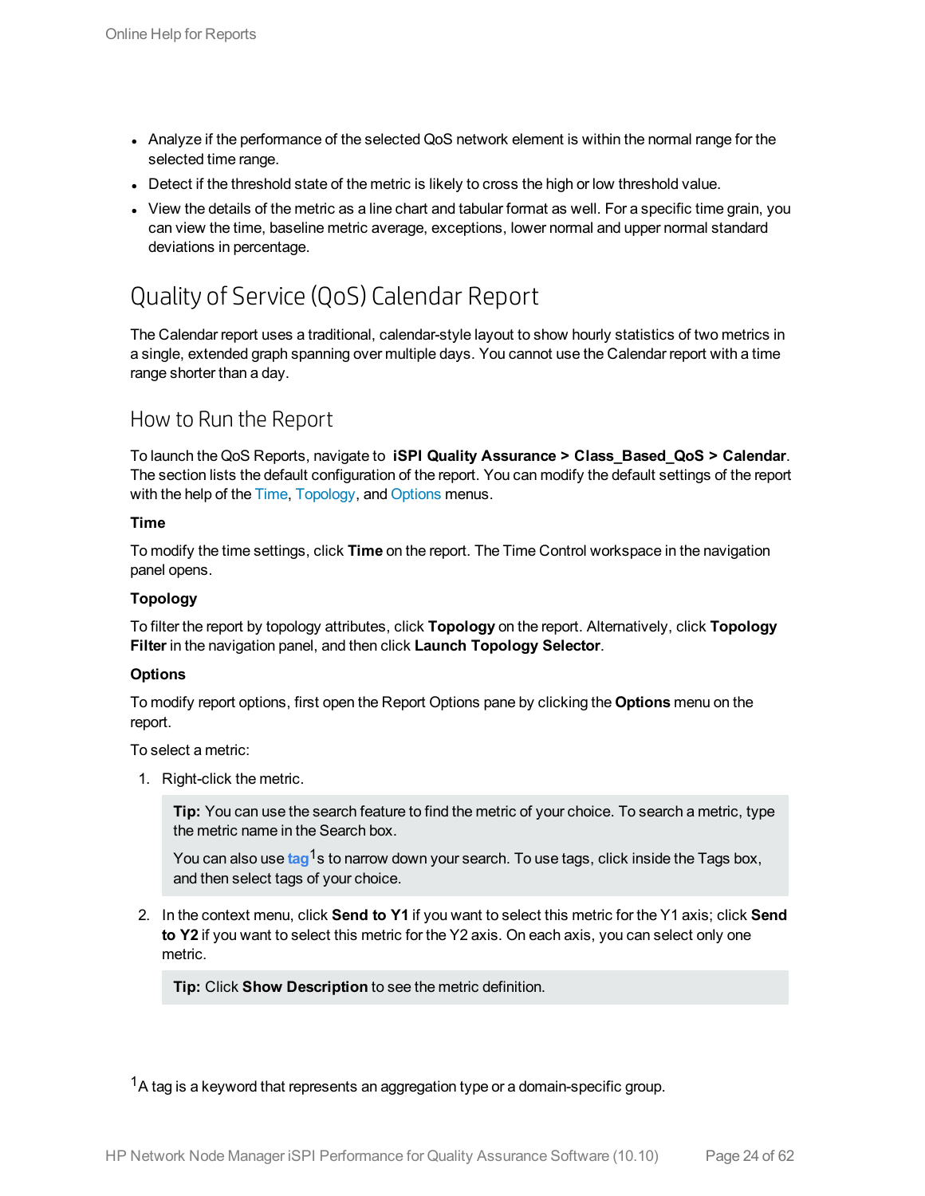- Analyze if the performance of the selected QoS network element is within the normal range for the selected time range.
- Detect if the threshold state of the metric is likely to cross the high or low threshold value.
- View the details of the metric as a line chart and tabular format as well. For a specific time grain, you can view the time, baseline metric average, exceptions, lower normal and upper normal standard deviations in percentage.

# Quality of Service (QoS) Calendar Report

The Calendar report uses a traditional, calendar-style layout to show hourly statistics of two metrics in a single, extended graph spanning over multiple days. You cannot use the Calendar report with a time range shorter than a day.

## How to Run the Report

To launch the QoS Reports, navigate to **iSPI Quality Assurance > Class_Based_QoS > Calendar**. The section lists the default configuration of the report. You can modify the default settings of the report with the help of the Time, Topology, and Options menus.

**Time**

To modify the time settings, click **Time** on the report. The Time Control workspace in the navigation panel opens.

**Topology**

To filter the report by topology attributes, click **Topology** on the report. Alternatively, click **Topology Filter** in the navigation panel, and then click **Launch Topology Selector**.

**Options**

To modify report options, first open the Report Options pane by clicking the **Options** menu on the report.

To select a metric:

1. Right-click the metric.

   > **Tip:** You can use the search feature to find the metric of your choice. To search a metric, type the metric name in the Search box.
   >
   > You can also use **tag**[1]s to narrow down your search. To use tags, click inside the Tags box, and then select tags of your choice.

2. In the context menu, click **Send to Y1** if you want to select this metric for the Y1 axis; click **Send to Y2** if you want to select this metric for the Y2 axis. On each axis, you can select only one metric.

   > **Tip:** Click **Show Description** to see the metric definition.

[1] A tag is a keyword that represents an aggregation type or a domain-specific group.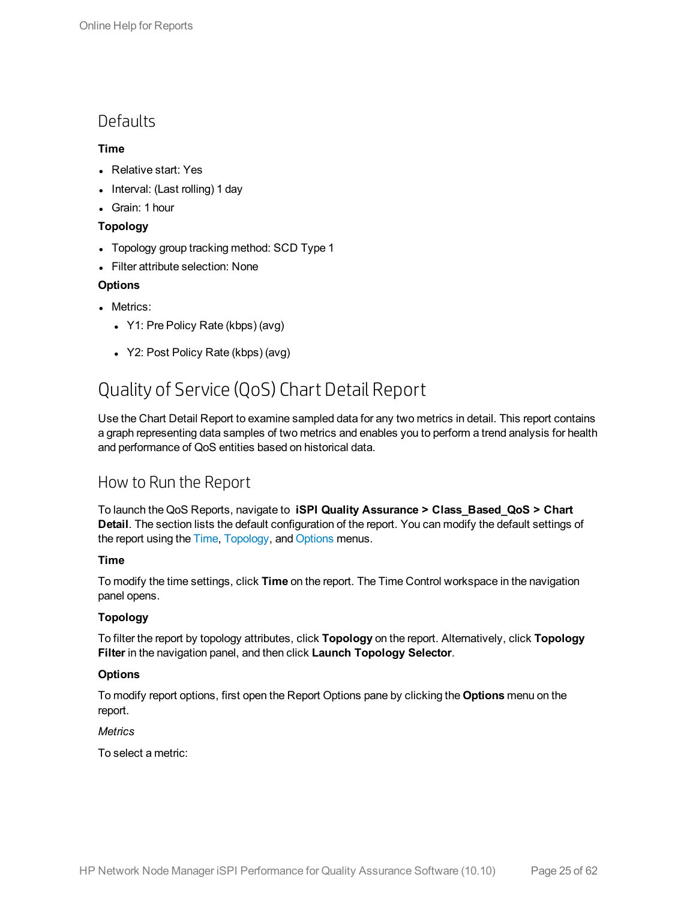## Defaults

**Time**

- Relative start: Yes
- Interval: (Last rolling) 1 day
- Grain: 1 hour

**Topology**

- Topology group tracking method: SCD Type 1
- Filter attribute selection: None

**Options**

- Metrics:
  - Y1: Pre Policy Rate (kbps) (avg)
  - Y2: Post Policy Rate (kbps) (avg)

# Quality of Service (QoS) Chart Detail Report

Use the Chart Detail Report to examine sampled data for any two metrics in detail. This report contains a graph representing data samples of two metrics and enables you to perform a trend analysis for health and performance of QoS entities based on historical data.

## How to Run the Report

To launch the QoS Reports, navigate to **iSPI Quality Assurance > Class_Based_QoS > Chart Detail**. The section lists the default configuration of the report. You can modify the default settings of the report using the Time, Topology, and Options menus.

**Time**

To modify the time settings, click **Time** on the report. The Time Control workspace in the navigation panel opens.

**Topology**

To filter the report by topology attributes, click **Topology** on the report. Alternatively, click **Topology Filter** in the navigation panel, and then click **Launch Topology Selector**.

**Options**

To modify report options, first open the Report Options pane by clicking the **Options** menu on the report.

*Metrics*

To select a metric: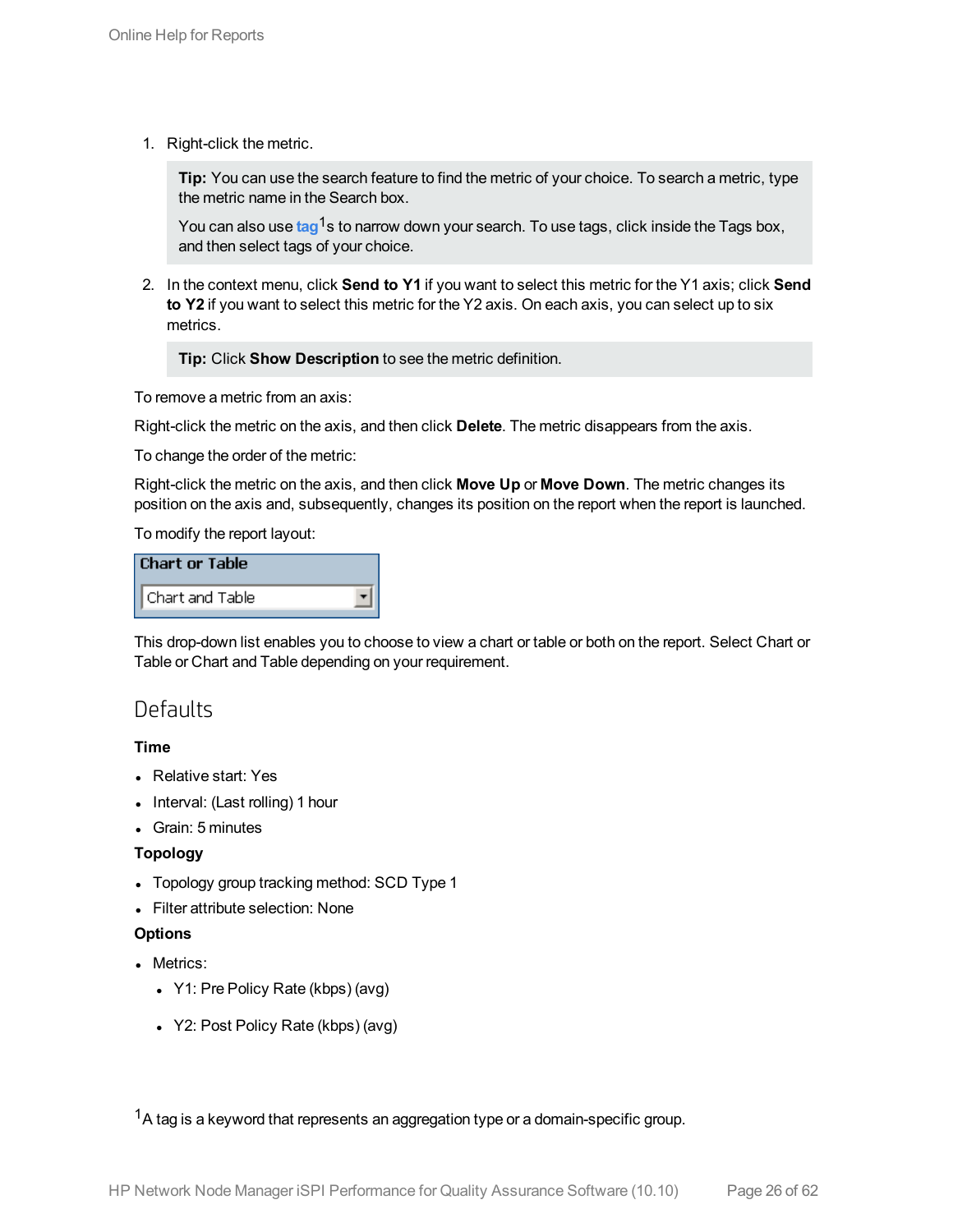1. Right-click the metric.

   **Tip:** You can use the search feature to find the metric of your choice. To search a metric, type the metric name in the Search box.

   You can also use tag[1]s to narrow down your search. To use tags, click inside the Tags box, and then select tags of your choice.

2. In the context menu, click **Send to Y1** if you want to select this metric for the Y1 axis; click **Send to Y2** if you want to select this metric for the Y2 axis. On each axis, you can select up to six metrics.

   **Tip:** Click **Show Description** to see the metric definition.

To remove a metric from an axis:

Right-click the metric on the axis, and then click **Delete**. The metric disappears from the axis.

To change the order of the metric:

Right-click the metric on the axis, and then click **Move Up** or **Move Down**. The metric changes its position on the axis and, subsequently, changes its position on the report when the report is launched.

To modify the report layout:

**Chart or Table**

Chart and Table

This drop-down list enables you to choose to view a chart or table or both on the report. Select Chart or Table or Chart and Table depending on your requirement.

## Defaults

**Time**

- Relative start: Yes
- Interval: (Last rolling) 1 hour
- Grain: 5 minutes

**Topology**

- Topology group tracking method: SCD Type 1
- Filter attribute selection: None

**Options**

- Metrics:
  - Y1: Pre Policy Rate (kbps) (avg)
  - Y2: Post Policy Rate (kbps) (avg)

[1] A tag is a keyword that represents an aggregation type or a domain-specific group.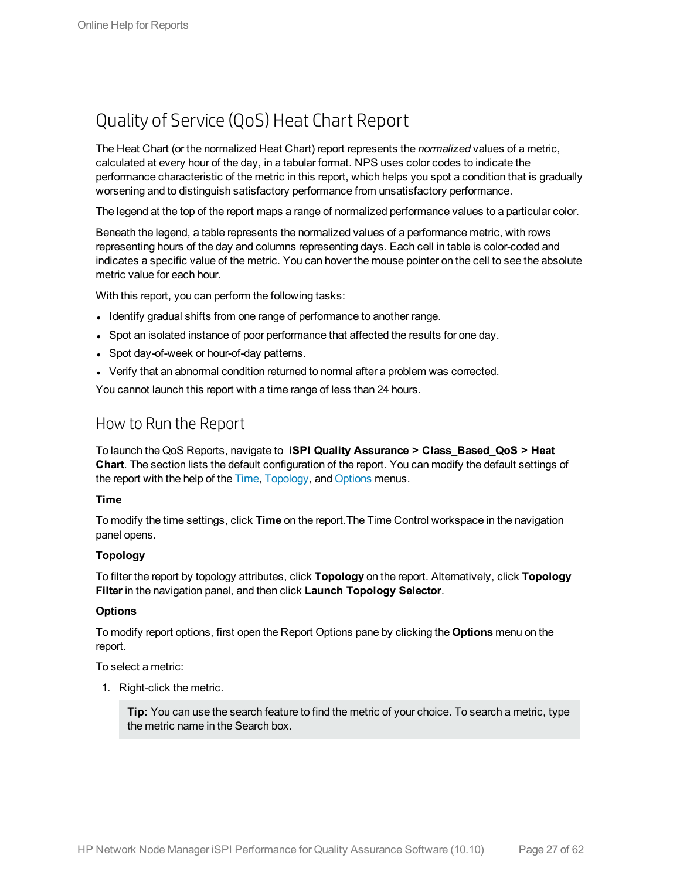# Quality of Service (QoS) Heat Chart Report

The Heat Chart (or the normalized Heat Chart) report represents the *normalized* values of a metric, calculated at every hour of the day, in a tabular format. NPS uses color codes to indicate the performance characteristic of the metric in this report, which helps you spot a condition that is gradually worsening and to distinguish satisfactory performance from unsatisfactory performance.

The legend at the top of the report maps a range of normalized performance values to a particular color.

Beneath the legend, a table represents the normalized values of a performance metric, with rows representing hours of the day and columns representing days. Each cell in table is color-coded and indicates a specific value of the metric. You can hover the mouse pointer on the cell to see the absolute metric value for each hour.

With this report, you can perform the following tasks:

- Identify gradual shifts from one range of performance to another range.
- Spot an isolated instance of poor performance that affected the results for one day.
- Spot day-of-week or hour-of-day patterns.
- Verify that an abnormal condition returned to normal after a problem was corrected.

You cannot launch this report with a time range of less than 24 hours.

## How to Run the Report

To launch the QoS Reports, navigate to **iSPI Quality Assurance > Class_Based_QoS > Heat Chart**. The section lists the default configuration of the report. You can modify the default settings of the report with the help of the Time, Topology, and Options menus.

**Time**

To modify the time settings, click **Time** on the report.The Time Control workspace in the navigation panel opens.

**Topology**

To filter the report by topology attributes, click **Topology** on the report. Alternatively, click **Topology Filter** in the navigation panel, and then click **Launch Topology Selector**.

**Options**

To modify report options, first open the Report Options pane by clicking the **Options** menu on the report.

To select a metric:

1. Right-click the metric.

   > **Tip:** You can use the search feature to find the metric of your choice. To search a metric, type the metric name in the Search box.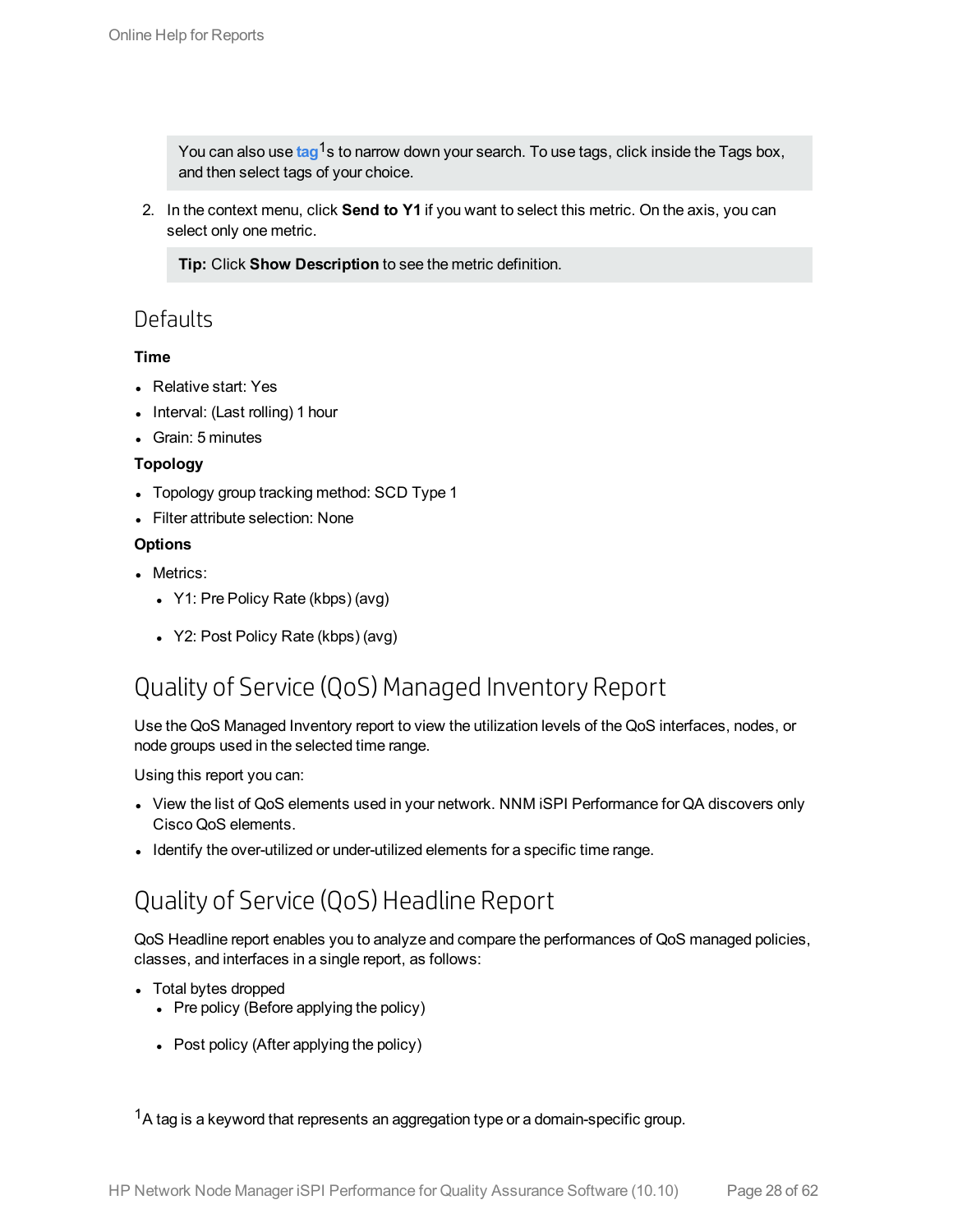> You can also use tag[1]s to narrow down your search. To use tags, click inside the Tags box, and then select tags of your choice.

2. In the context menu, click **Send to Y1** if you want to select this metric. On the axis, you can select only one metric.

> **Tip:** Click **Show Description** to see the metric definition.

### Defaults

**Time**

- Relative start: Yes
- Interval: (Last rolling) 1 hour
- Grain: 5 minutes

**Topology**

- Topology group tracking method: SCD Type 1
- Filter attribute selection: None

**Options**

- Metrics:
  - Y1: Pre Policy Rate (kbps) (avg)
  - Y2: Post Policy Rate (kbps) (avg)

## Quality of Service (QoS) Managed Inventory Report

Use the QoS Managed Inventory report to view the utilization levels of the QoS interfaces, nodes, or node groups used in the selected time range.

Using this report you can:

- View the list of QoS elements used in your network. NNM iSPI Performance for QA discovers only Cisco QoS elements.
- Identify the over-utilized or under-utilized elements for a specific time range.

## Quality of Service (QoS) Headline Report

QoS Headline report enables you to analyze and compare the performances of QoS managed policies, classes, and interfaces in a single report, as follows:

- Total bytes dropped
  - Pre policy (Before applying the policy)
  - Post policy (After applying the policy)

[1] A tag is a keyword that represents an aggregation type or a domain-specific group.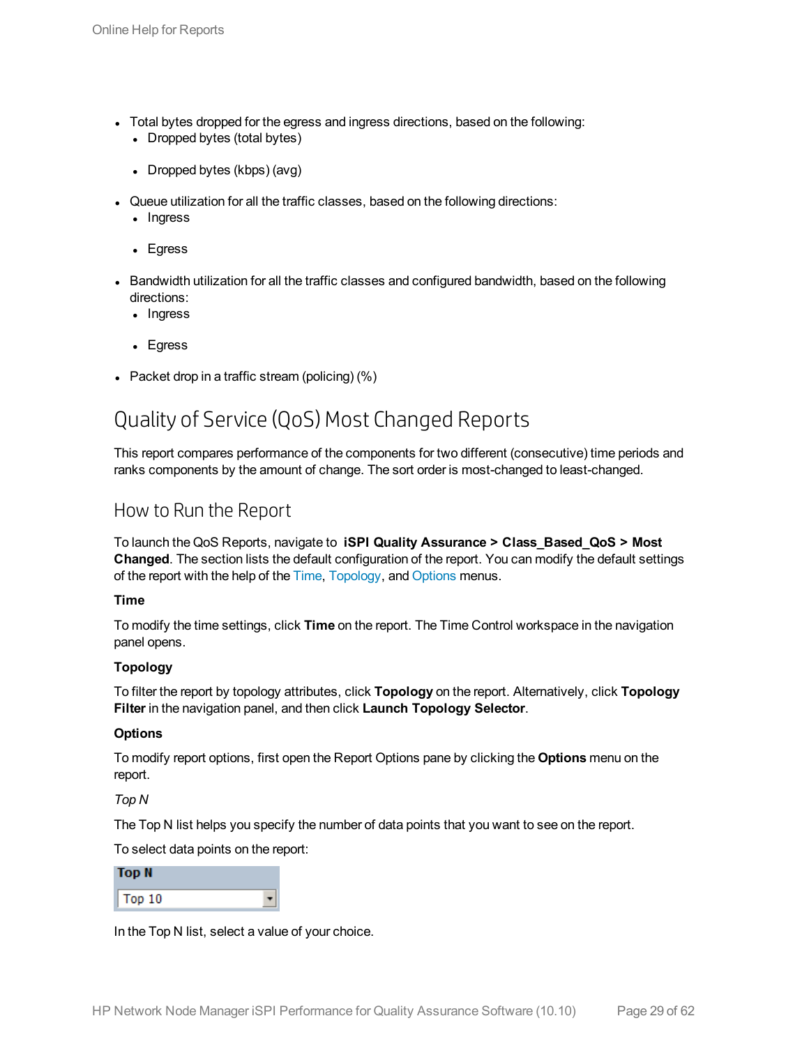- Total bytes dropped for the egress and ingress directions, based on the following:
  - Dropped bytes (total bytes)
  - Dropped bytes (kbps) (avg)
- Queue utilization for all the traffic classes, based on the following directions:
  - Ingress
  - Egress
- Bandwidth utilization for all the traffic classes and configured bandwidth, based on the following directions:
  - Ingress
  - Egress
- Packet drop in a traffic stream (policing) (%)

# Quality of Service (QoS) Most Changed Reports

This report compares performance of the components for two different (consecutive) time periods and ranks components by the amount of change. The sort order is most-changed to least-changed.

## How to Run the Report

To launch the QoS Reports, navigate to **iSPI Quality Assurance > Class_Based_QoS > Most Changed**. The section lists the default configuration of the report. You can modify the default settings of the report with the help of the Time, Topology, and Options menus.

**Time**

To modify the time settings, click **Time** on the report. The Time Control workspace in the navigation panel opens.

**Topology**

To filter the report by topology attributes, click **Topology** on the report. Alternatively, click **Topology Filter** in the navigation panel, and then click **Launch Topology Selector**.

**Options**

To modify report options, first open the Report Options pane by clicking the **Options** menu on the report.

*Top N*

The Top N list helps you specify the number of data points that you want to see on the report.

To select data points on the report:

**Top N**

Top 10

In the Top N list, select a value of your choice.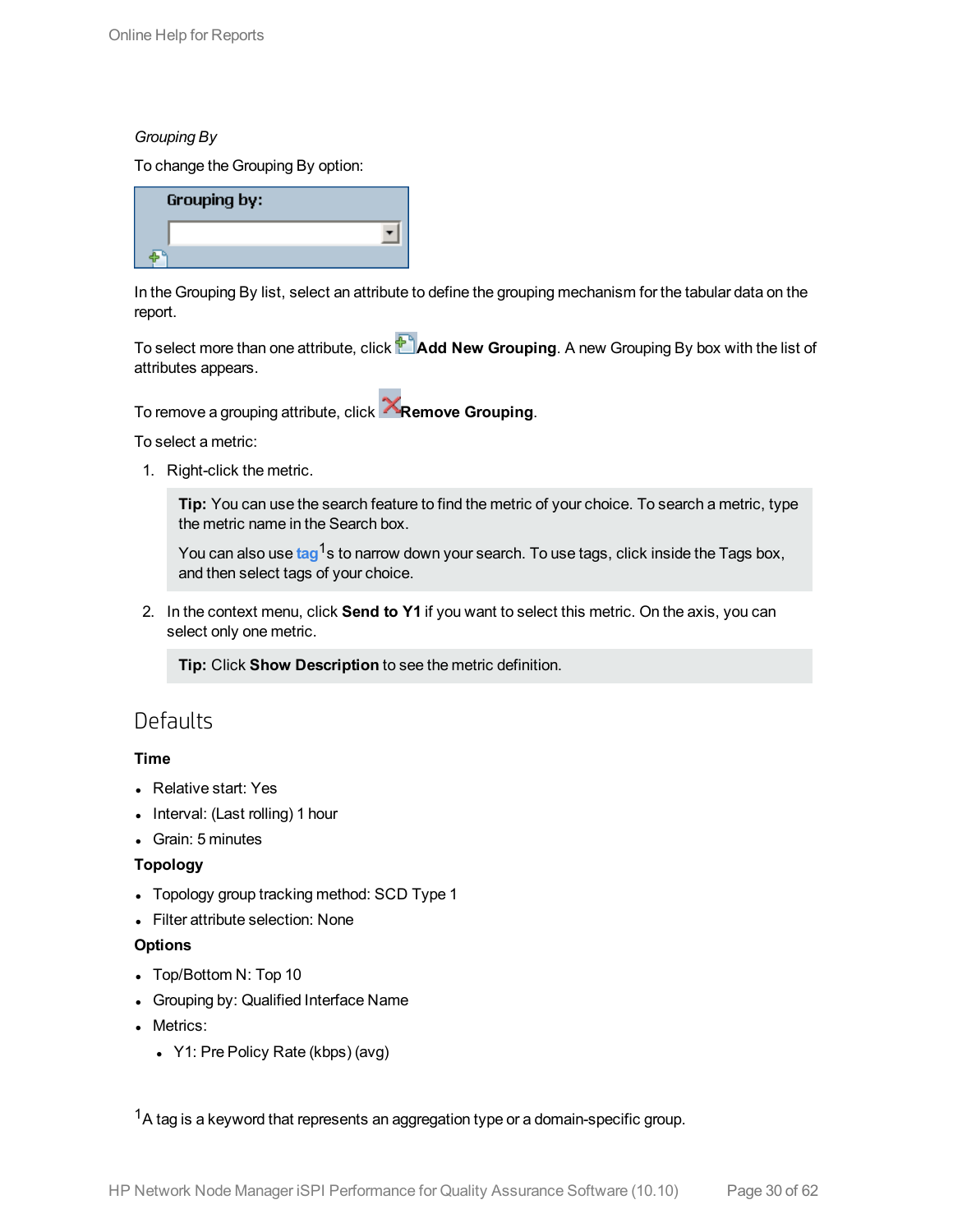*Grouping By*

To change the Grouping By option:

In the Grouping By list, select an attribute to define the grouping mechanism for the tabular data on the report.

To select more than one attribute, click **Add New Grouping**. A new Grouping By box with the list of attributes appears.

To remove a grouping attribute, click **Remove Grouping**.

To select a metric:

1. Right-click the metric.

   > **Tip:** You can use the search feature to find the metric of your choice. To search a metric, type the metric name in the Search box.
   >
   > You can also use tag[1]s to narrow down your search. To use tags, click inside the Tags box, and then select tags of your choice.

2. In the context menu, click **Send to Y1** if you want to select this metric. On the axis, you can select only one metric.

   > **Tip:** Click **Show Description** to see the metric definition.

## Defaults

**Time**

- Relative start: Yes
- Interval: (Last rolling) 1 hour
- Grain: 5 minutes

**Topology**

- Topology group tracking method: SCD Type 1
- Filter attribute selection: None

**Options**

- Top/Bottom N: Top 10
- Grouping by: Qualified Interface Name
- Metrics:
  - Y1: Pre Policy Rate (kbps) (avg)

[1] A tag is a keyword that represents an aggregation type or a domain-specific group.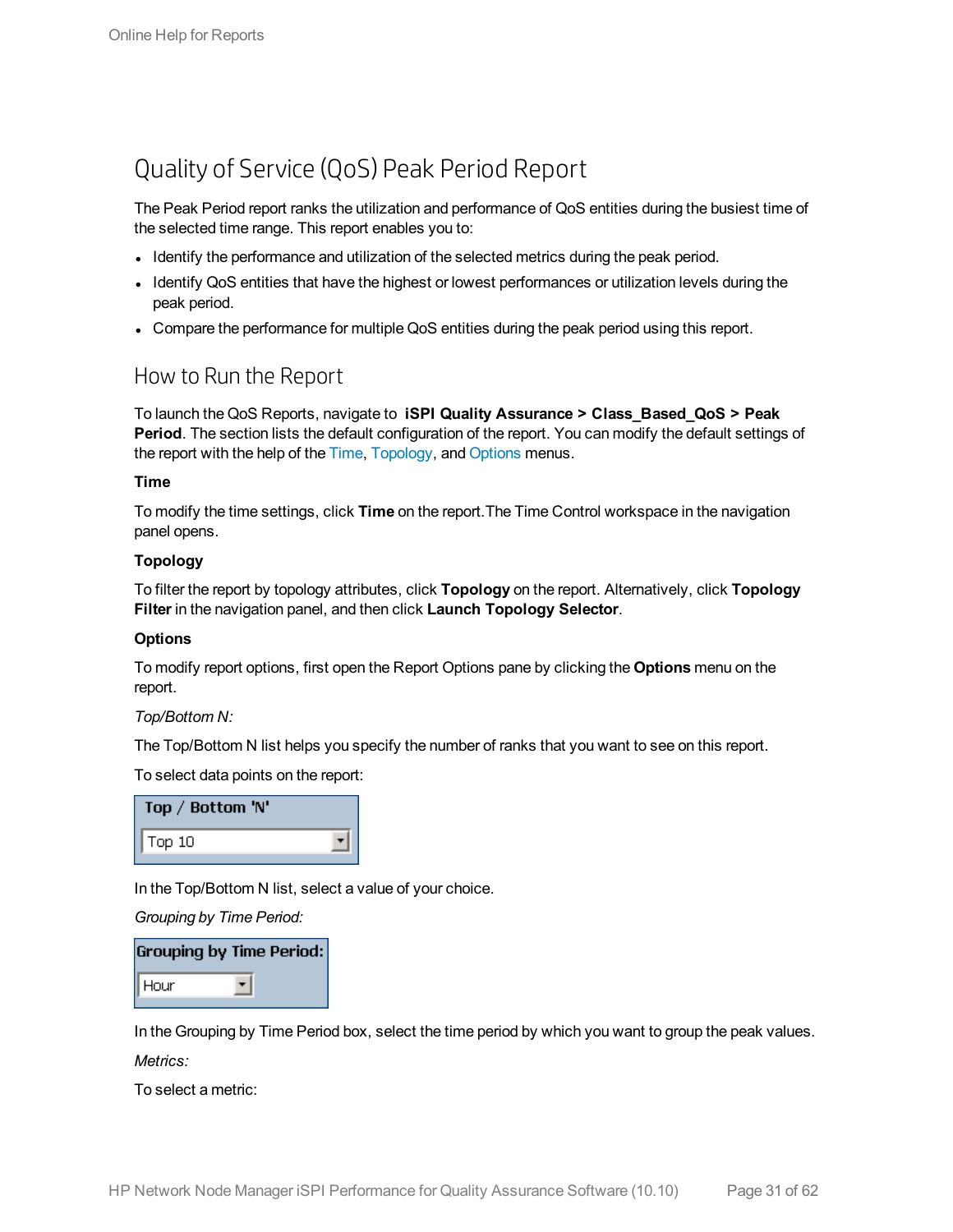# Quality of Service (QoS) Peak Period Report

The Peak Period report ranks the utilization and performance of QoS entities during the busiest time of the selected time range. This report enables you to:

- Identify the performance and utilization of the selected metrics during the peak period.
- Identify QoS entities that have the highest or lowest performances or utilization levels during the peak period.
- Compare the performance for multiple QoS entities during the peak period using this report.

## How to Run the Report

To launch the QoS Reports, navigate to **iSPI Quality Assurance > Class_Based_QoS > Peak Period**. The section lists the default configuration of the report. You can modify the default settings of the report with the help of the Time, Topology, and Options menus.

**Time**

To modify the time settings, click **Time** on the report.The Time Control workspace in the navigation panel opens.

**Topology**

To filter the report by topology attributes, click **Topology** on the report. Alternatively, click **Topology Filter** in the navigation panel, and then click **Launch Topology Selector**.

**Options**

To modify report options, first open the Report Options pane by clicking the **Options** menu on the report.

*Top/Bottom N:*

The Top/Bottom N list helps you specify the number of ranks that you want to see on this report.

To select data points on the report:

Top / Bottom 'N'

Top 10

In the Top/Bottom N list, select a value of your choice.

*Grouping by Time Period:*

Grouping by Time Period:

Hour

In the Grouping by Time Period box, select the time period by which you want to group the peak values.

*Metrics:*

To select a metric: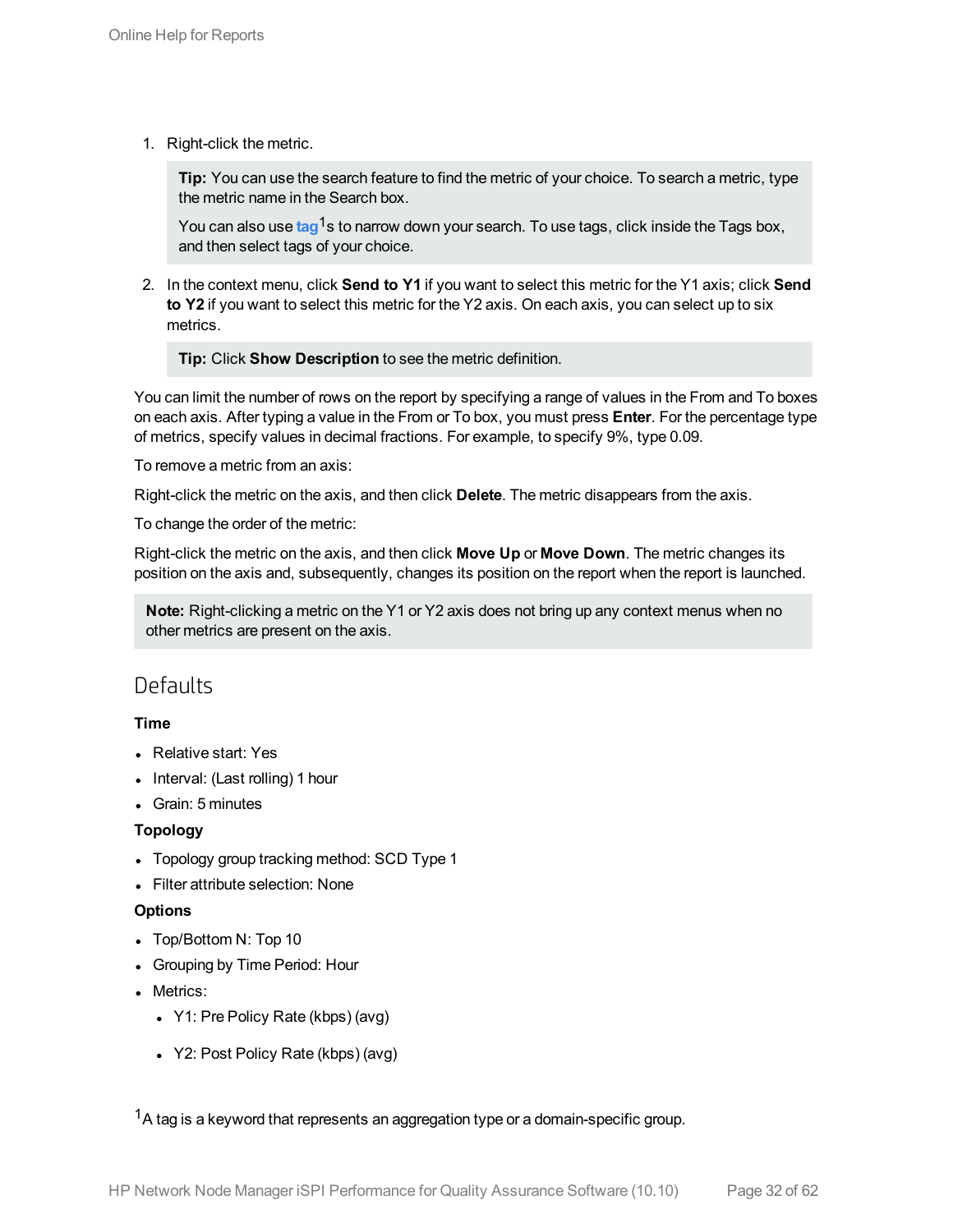1. Right-click the metric.

   > **Tip:** You can use the search feature to find the metric of your choice. To search a metric, type the metric name in the Search box.
   >
   > You can also use **tag**[1]s to narrow down your search. To use tags, click inside the Tags box, and then select tags of your choice.

2. In the context menu, click **Send to Y1** if you want to select this metric for the Y1 axis; click **Send to Y2** if you want to select this metric for the Y2 axis. On each axis, you can select up to six metrics.

   > **Tip:** Click **Show Description** to see the metric definition.

You can limit the number of rows on the report by specifying a range of values in the From and To boxes on each axis. After typing a value in the From or To box, you must press **Enter**. For the percentage type of metrics, specify values in decimal fractions. For example, to specify 9%, type 0.09.

To remove a metric from an axis:

Right-click the metric on the axis, and then click **Delete**. The metric disappears from the axis.

To change the order of the metric:

Right-click the metric on the axis, and then click **Move Up** or **Move Down**. The metric changes its position on the axis and, subsequently, changes its position on the report when the report is launched.

> **Note:** Right-clicking a metric on the Y1 or Y2 axis does not bring up any context menus when no other metrics are present on the axis.

## Defaults

**Time**

- Relative start: Yes
- Interval: (Last rolling) 1 hour
- Grain: 5 minutes

**Topology**

- Topology group tracking method: SCD Type 1
- Filter attribute selection: None

**Options**

- Top/Bottom N: Top 10
- Grouping by Time Period: Hour
- Metrics:
  - Y1: Pre Policy Rate (kbps) (avg)
  - Y2: Post Policy Rate (kbps) (avg)

[1] A tag is a keyword that represents an aggregation type or a domain-specific group.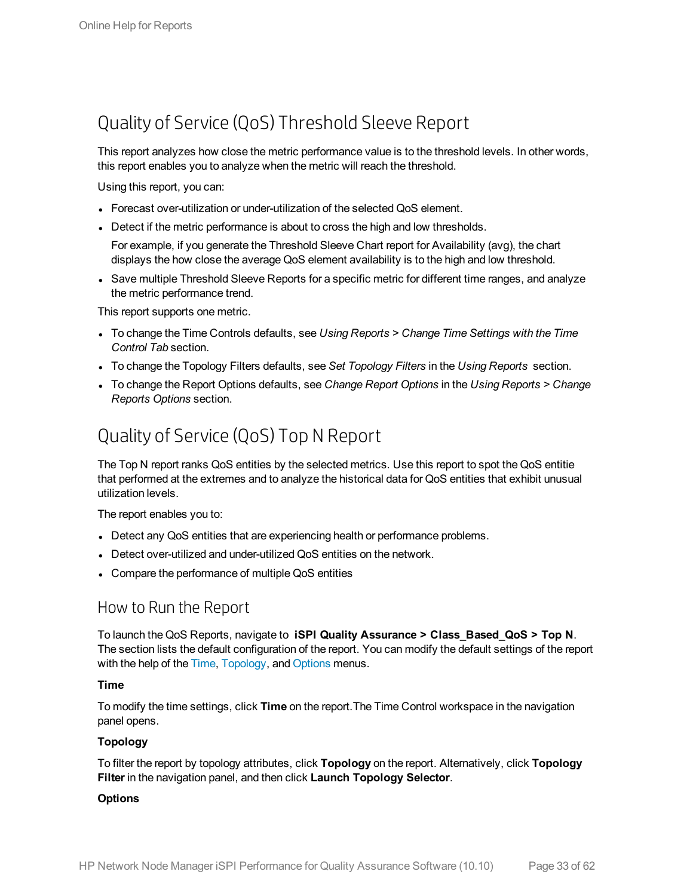# Quality of Service (QoS) Threshold Sleeve Report

This report analyzes how close the metric performance value is to the threshold levels. In other words, this report enables you to analyze when the metric will reach the threshold.

Using this report, you can:

- Forecast over-utilization or under-utilization of the selected QoS element.
- Detect if the metric performance is about to cross the high and low thresholds.

  For example, if you generate the Threshold Sleeve Chart report for Availability (avg), the chart displays the how close the average QoS element availability is to the high and low threshold.
- Save multiple Threshold Sleeve Reports for a specific metric for different time ranges, and analyze the metric performance trend.

This report supports one metric.

- To change the Time Controls defaults, see *Using Reports > Change Time Settings with the Time Control Tab* section.
- To change the Topology Filters defaults, see *Set Topology Filters* in the *Using Reports* section.
- To change the Report Options defaults, see *Change Report Options* in the *Using Reports > Change Reports Options* section.

# Quality of Service (QoS) Top N Report

The Top N report ranks QoS entities by the selected metrics. Use this report to spot the QoS entitie that performed at the extremes and to analyze the historical data for QoS entities that exhibit unusual utilization levels.

The report enables you to:

- Detect any QoS entities that are experiencing health or performance problems.
- Detect over-utilized and under-utilized QoS entities on the network.
- Compare the performance of multiple QoS entities

## How to Run the Report

To launch the QoS Reports, navigate to **iSPI Quality Assurance > Class_Based_QoS > Top N**. The section lists the default configuration of the report. You can modify the default settings of the report with the help of the Time, Topology, and Options menus.

**Time**

To modify the time settings, click **Time** on the report.The Time Control workspace in the navigation panel opens.

**Topology**

To filter the report by topology attributes, click **Topology** on the report. Alternatively, click **Topology Filter** in the navigation panel, and then click **Launch Topology Selector**.

**Options**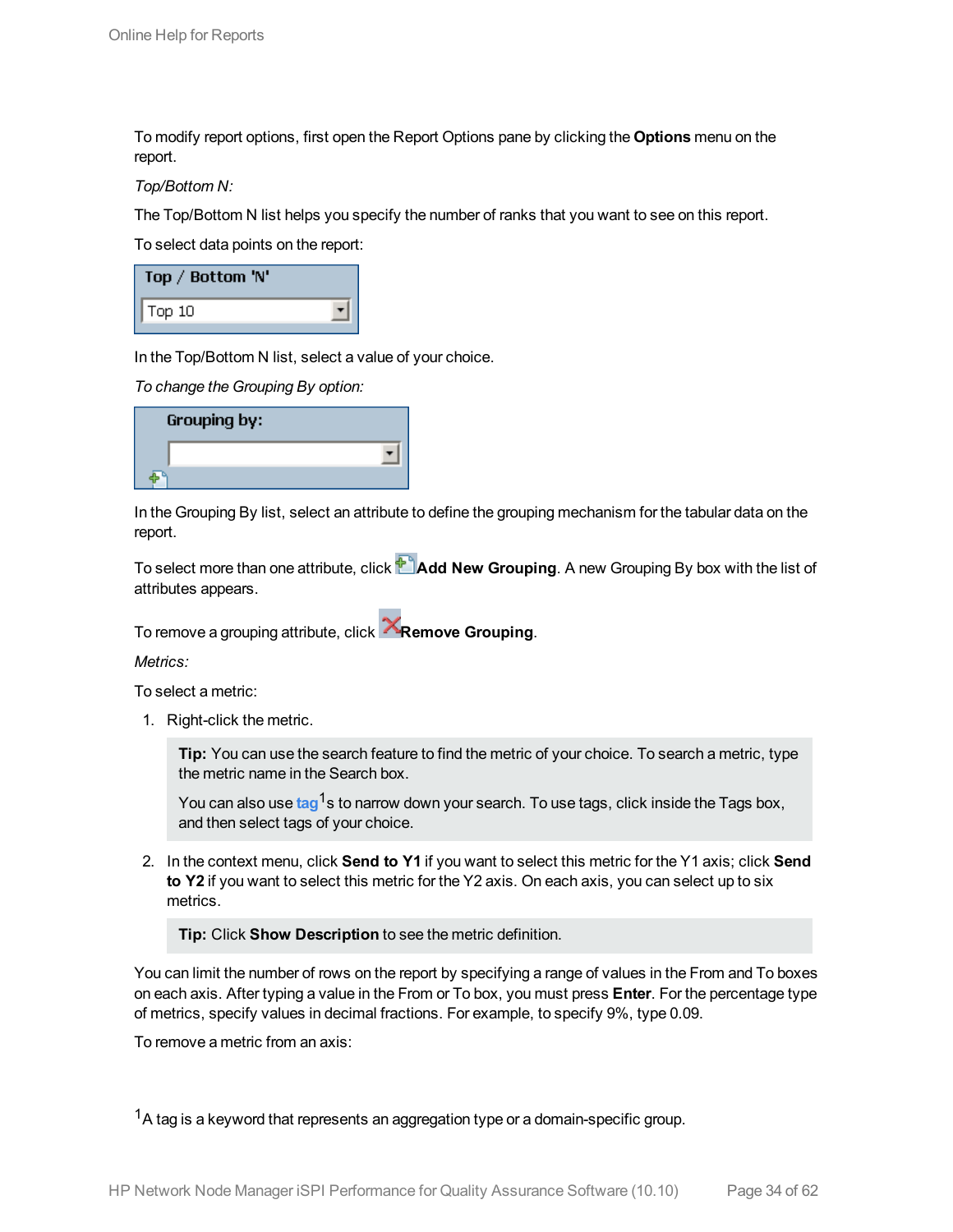To modify report options, first open the Report Options pane by clicking the **Options** menu on the report.

*Top/Bottom N:*

The Top/Bottom N list helps you specify the number of ranks that you want to see on this report.

To select data points on the report:

In the Top/Bottom N list, select a value of your choice.

*To change the Grouping By option:*

In the Grouping By list, select an attribute to define the grouping mechanism for the tabular data on the report.

To select more than one attribute, click **Add New Grouping**. A new Grouping By box with the list of attributes appears.

To remove a grouping attribute, click **Remove Grouping**.

*Metrics:*

To select a metric:

1. Right-click the metric.

   **Tip:** You can use the search feature to find the metric of your choice. To search a metric, type the metric name in the Search box.

   You can also use tag[1]s to narrow down your search. To use tags, click inside the Tags box, and then select tags of your choice.

2. In the context menu, click **Send to Y1** if you want to select this metric for the Y1 axis; click **Send to Y2** if you want to select this metric for the Y2 axis. On each axis, you can select up to six metrics.

   **Tip:** Click **Show Description** to see the metric definition.

You can limit the number of rows on the report by specifying a range of values in the From and To boxes on each axis. After typing a value in the From or To box, you must press **Enter**. For the percentage type of metrics, specify values in decimal fractions. For example, to specify 9%, type 0.09.

To remove a metric from an axis:

[1] A tag is a keyword that represents an aggregation type or a domain-specific group.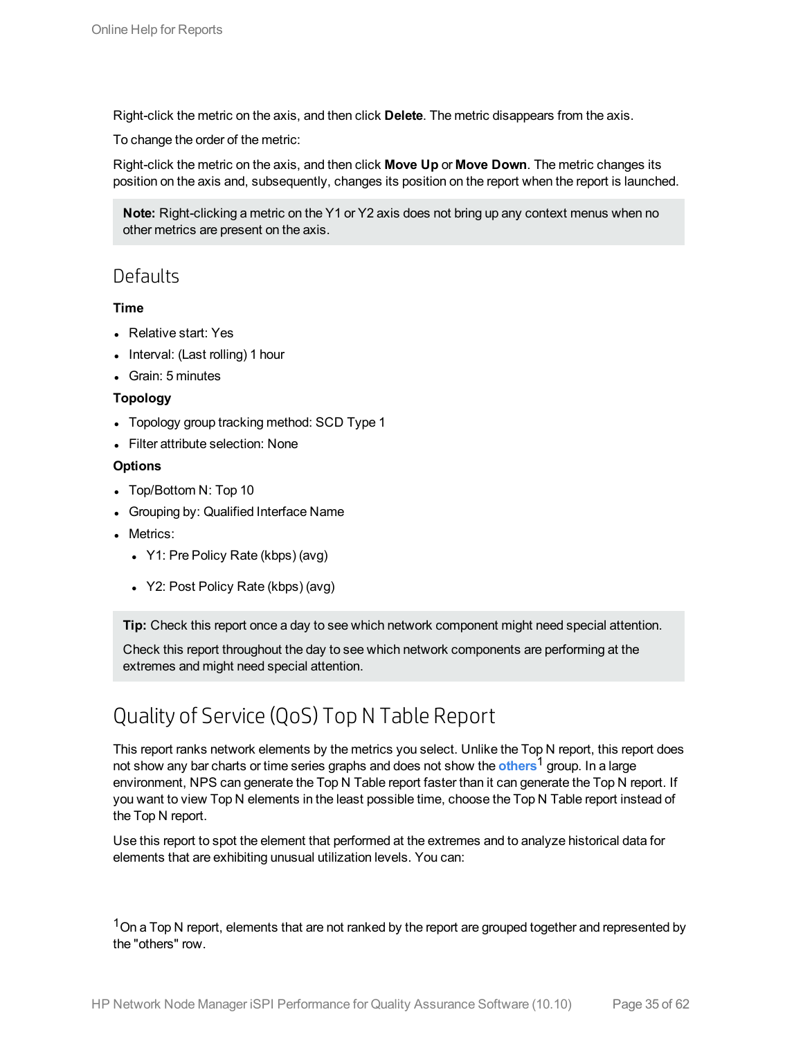Right-click the metric on the axis, and then click **Delete**. The metric disappears from the axis.

To change the order of the metric:

Right-click the metric on the axis, and then click **Move Up** or **Move Down**. The metric changes its position on the axis and, subsequently, changes its position on the report when the report is launched.

> **Note:** Right-clicking a metric on the Y1 or Y2 axis does not bring up any context menus when no other metrics are present on the axis.

## Defaults

**Time**

- Relative start: Yes
- Interval: (Last rolling) 1 hour
- Grain: 5 minutes

**Topology**

- Topology group tracking method: SCD Type 1
- Filter attribute selection: None

**Options**

- Top/Bottom N: Top 10
- Grouping by: Qualified Interface Name
- Metrics:
  - Y1: Pre Policy Rate (kbps) (avg)
  - Y2: Post Policy Rate (kbps) (avg)

> **Tip:** Check this report once a day to see which network component might need special attention.
>
> Check this report throughout the day to see which network components are performing at the extremes and might need special attention.

# Quality of Service (QoS) Top N Table Report

This report ranks network elements by the metrics you select. Unlike the Top N report, this report does not show any bar charts or time series graphs and does not show the **others**[1] group. In a large environment, NPS can generate the Top N Table report faster than it can generate the Top N report. If you want to view Top N elements in the least possible time, choose the Top N Table report instead of the Top N report.

Use this report to spot the element that performed at the extremes and to analyze historical data for elements that are exhibiting unusual utilization levels. You can:

[1] On a Top N report, elements that are not ranked by the report are grouped together and represented by the "others" row.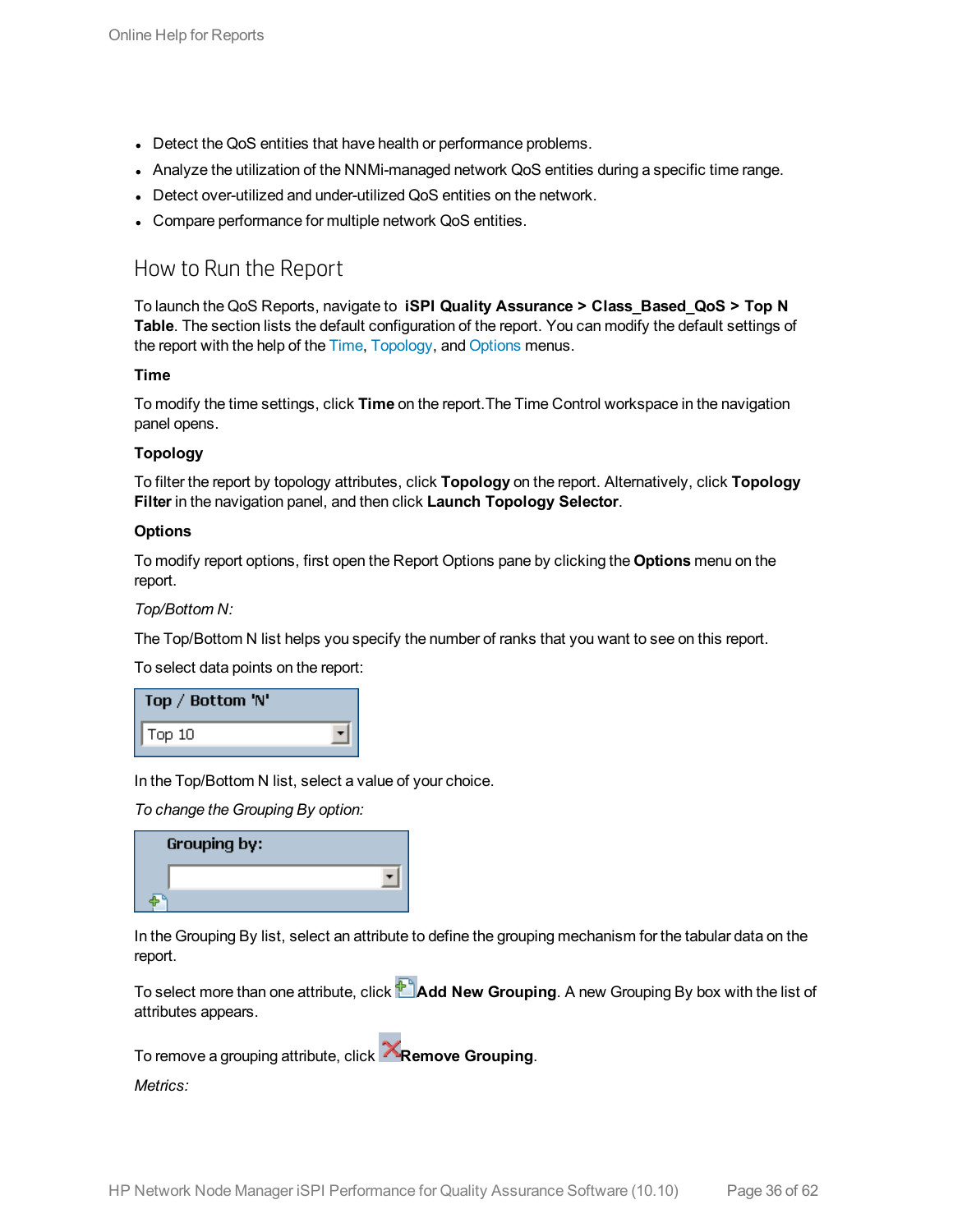- Detect the QoS entities that have health or performance problems.
- Analyze the utilization of the NNMi-managed network QoS entities during a specific time range.
- Detect over-utilized and under-utilized QoS entities on the network.
- Compare performance for multiple network QoS entities.

## How to Run the Report

To launch the QoS Reports, navigate to **iSPI Quality Assurance > Class_Based_QoS > Top N Table**. The section lists the default configuration of the report. You can modify the default settings of the report with the help of the Time, Topology, and Options menus.

**Time**

To modify the time settings, click **Time** on the report.The Time Control workspace in the navigation panel opens.

**Topology**

To filter the report by topology attributes, click **Topology** on the report. Alternatively, click **Topology Filter** in the navigation panel, and then click **Launch Topology Selector**.

**Options**

To modify report options, first open the Report Options pane by clicking the **Options** menu on the report.

*Top/Bottom N:*

The Top/Bottom N list helps you specify the number of ranks that you want to see on this report.

To select data points on the report:

In the Top/Bottom N list, select a value of your choice.

*To change the Grouping By option:*

In the Grouping By list, select an attribute to define the grouping mechanism for the tabular data on the report.

To select more than one attribute, click **Add New Grouping**. A new Grouping By box with the list of attributes appears.

To remove a grouping attribute, click **Remove Grouping**.

*Metrics:*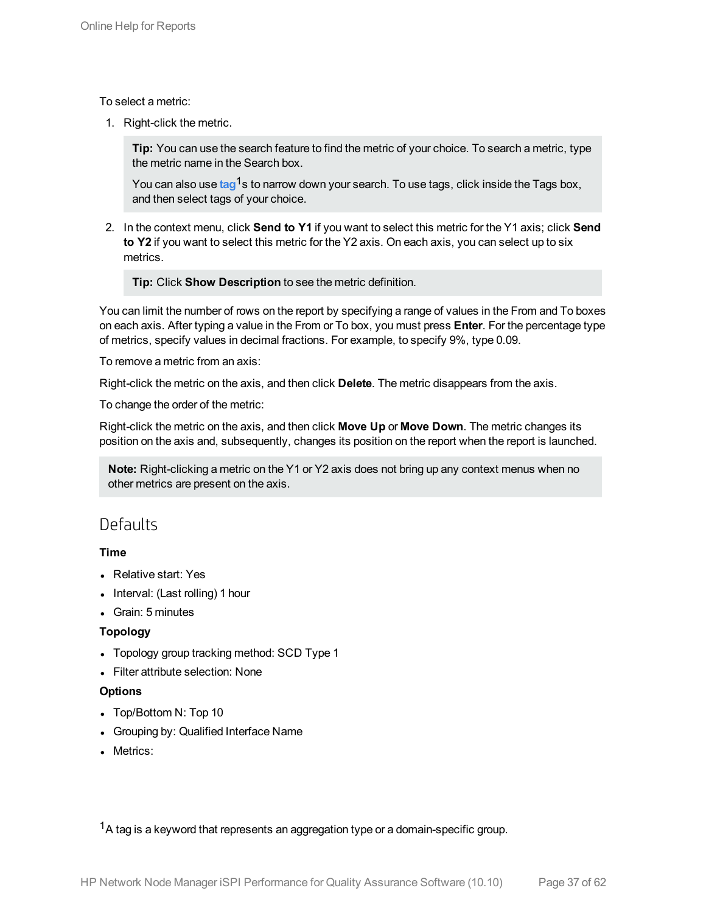To select a metric:

1. Right-click the metric.

   > **Tip:** You can use the search feature to find the metric of your choice. To search a metric, type the metric name in the Search box.
   >
   > You can also use tag[1]s to narrow down your search. To use tags, click inside the Tags box, and then select tags of your choice.

2. In the context menu, click **Send to Y1** if you want to select this metric for the Y1 axis; click **Send to Y2** if you want to select this metric for the Y2 axis. On each axis, you can select up to six metrics.

   > **Tip:** Click **Show Description** to see the metric definition.

You can limit the number of rows on the report by specifying a range of values in the From and To boxes on each axis. After typing a value in the From or To box, you must press **Enter**. For the percentage type of metrics, specify values in decimal fractions. For example, to specify 9%, type 0.09.

To remove a metric from an axis:

Right-click the metric on the axis, and then click **Delete**. The metric disappears from the axis.

To change the order of the metric:

Right-click the metric on the axis, and then click **Move Up** or **Move Down**. The metric changes its position on the axis and, subsequently, changes its position on the report when the report is launched.

> **Note:** Right-clicking a metric on the Y1 or Y2 axis does not bring up any context menus when no other metrics are present on the axis.

## Defaults

**Time**

- Relative start: Yes
- Interval: (Last rolling) 1 hour
- Grain: 5 minutes

**Topology**

- Topology group tracking method: SCD Type 1
- Filter attribute selection: None

**Options**

- Top/Bottom N: Top 10
- Grouping by: Qualified Interface Name
- Metrics:

[1] A tag is a keyword that represents an aggregation type or a domain-specific group.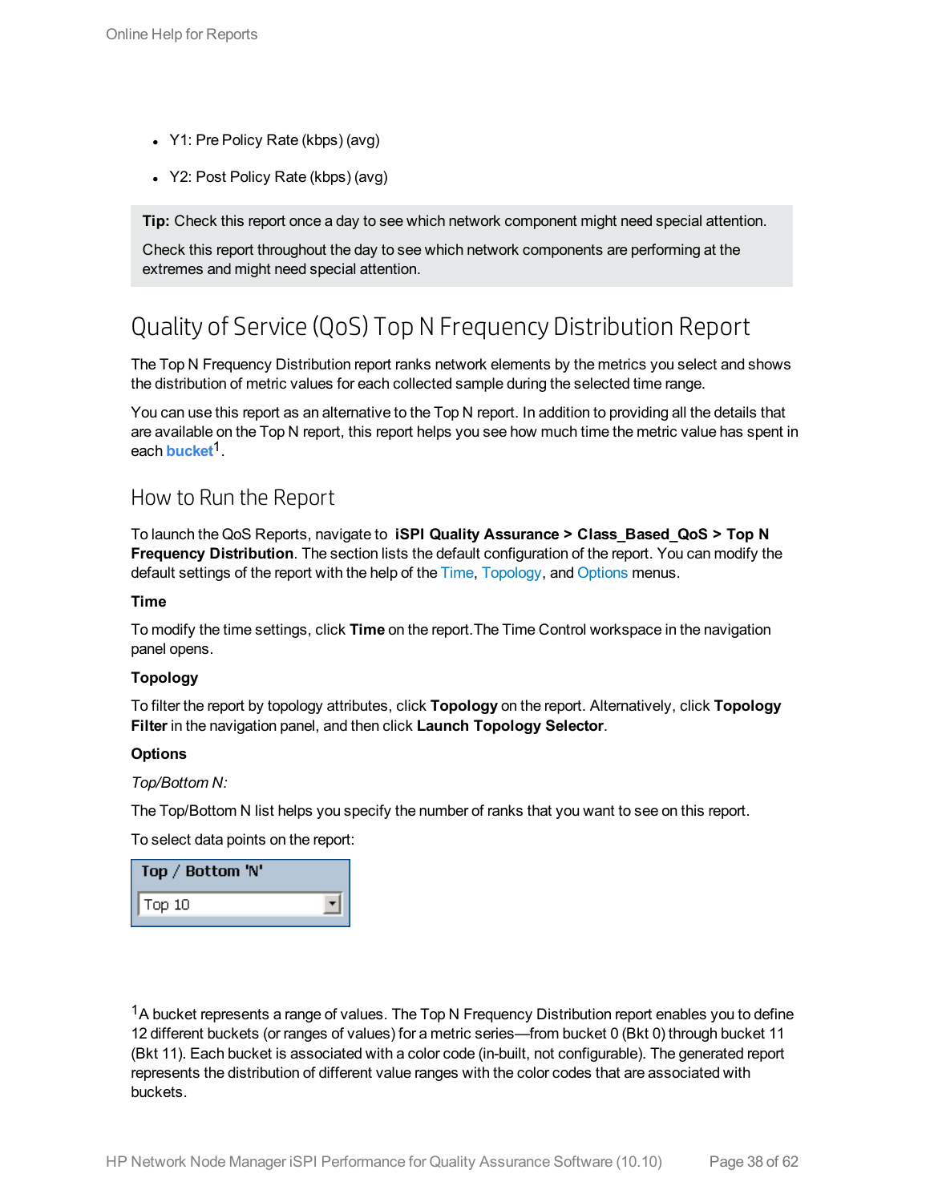- Y1: Pre Policy Rate (kbps) (avg)
- Y2: Post Policy Rate (kbps) (avg)

> **Tip:** Check this report once a day to see which network component might need special attention.
>
> Check this report throughout the day to see which network components are performing at the extremes and might need special attention.

# Quality of Service (QoS) Top N Frequency Distribution Report

The Top N Frequency Distribution report ranks network elements by the metrics you select and shows the distribution of metric values for each collected sample during the selected time range.

You can use this report as an alternative to the Top N report. In addition to providing all the details that are available on the Top N report, this report helps you see how much time the metric value has spent in each **bucket**[1].

## How to Run the Report

To launch the QoS Reports, navigate to **iSPI Quality Assurance > Class_Based_QoS > Top N Frequency Distribution**. The section lists the default configuration of the report. You can modify the default settings of the report with the help of the Time, Topology, and Options menus.

**Time**

To modify the time settings, click **Time** on the report.The Time Control workspace in the navigation panel opens.

**Topology**

To filter the report by topology attributes, click **Topology** on the report. Alternatively, click **Topology Filter** in the navigation panel, and then click **Launch Topology Selector**.

**Options**

*Top/Bottom N:*

The Top/Bottom N list helps you specify the number of ranks that you want to see on this report.

To select data points on the report:

Top / Bottom 'N'

Top 10

[1] A bucket represents a range of values. The Top N Frequency Distribution report enables you to define 12 different buckets (or ranges of values) for a metric series—from bucket 0 (Bkt 0) through bucket 11 (Bkt 11). Each bucket is associated with a color code (in-built, not configurable). The generated report represents the distribution of different value ranges with the color codes that are associated with buckets.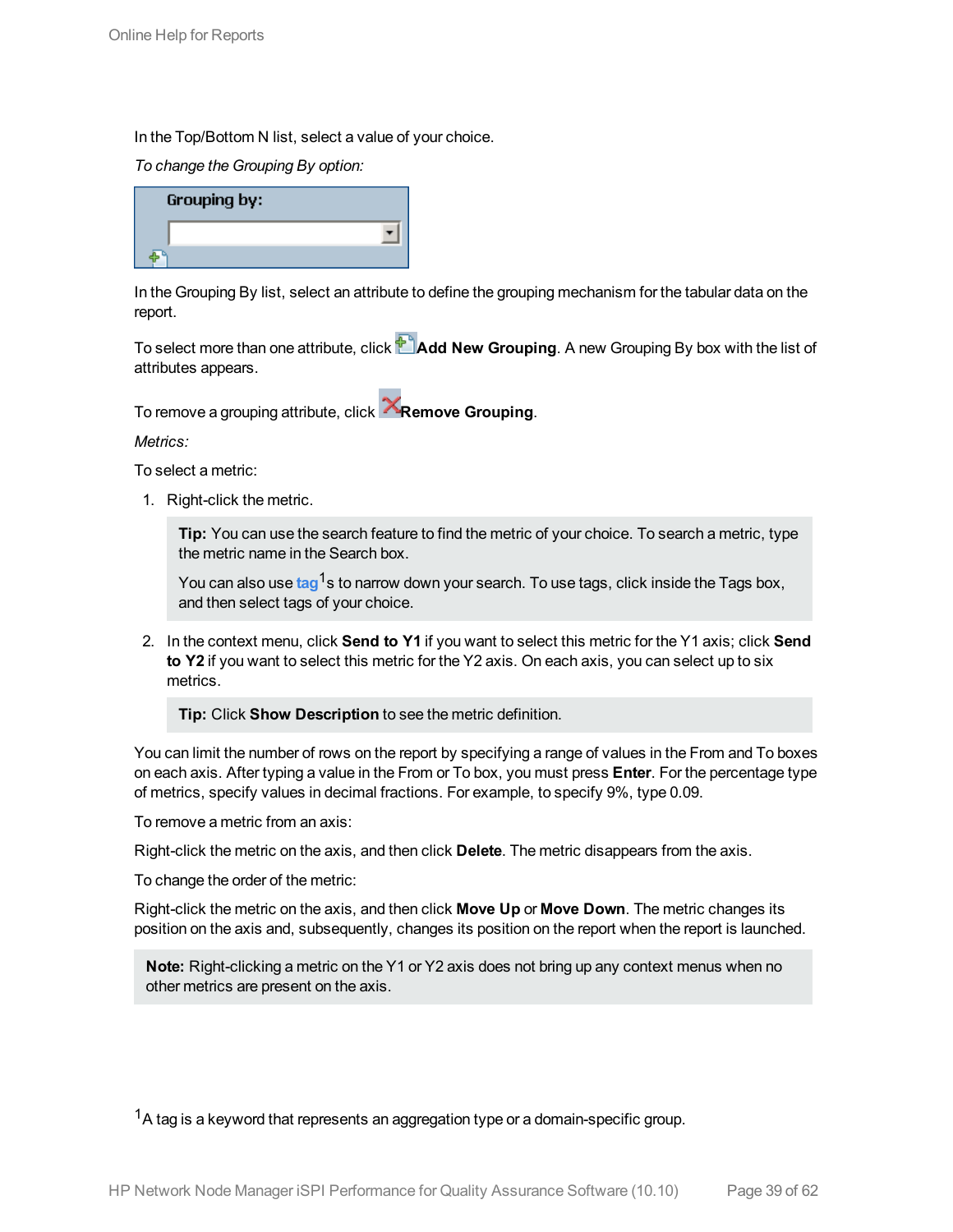In the Top/Bottom N list, select a value of your choice.

*To change the Grouping By option:*

In the Grouping By list, select an attribute to define the grouping mechanism for the tabular data on the report.

To select more than one attribute, click **Add New Grouping**. A new Grouping By box with the list of attributes appears.

To remove a grouping attribute, click **Remove Grouping**.

*Metrics:*

To select a metric:

1. Right-click the metric.

   > **Tip:** You can use the search feature to find the metric of your choice. To search a metric, type the metric name in the Search box.
   >
   > You can also use tag[1]s to narrow down your search. To use tags, click inside the Tags box, and then select tags of your choice.

2. In the context menu, click **Send to Y1** if you want to select this metric for the Y1 axis; click **Send to Y2** if you want to select this metric for the Y2 axis. On each axis, you can select up to six metrics.

   > **Tip:** Click **Show Description** to see the metric definition.

You can limit the number of rows on the report by specifying a range of values in the From and To boxes on each axis. After typing a value in the From or To box, you must press **Enter**. For the percentage type of metrics, specify values in decimal fractions. For example, to specify 9%, type 0.09.

To remove a metric from an axis:

Right-click the metric on the axis, and then click **Delete**. The metric disappears from the axis.

To change the order of the metric:

Right-click the metric on the axis, and then click **Move Up** or **Move Down**. The metric changes its position on the axis and, subsequently, changes its position on the report when the report is launched.

> **Note:** Right-clicking a metric on the Y1 or Y2 axis does not bring up any context menus when no other metrics are present on the axis.

[1] A tag is a keyword that represents an aggregation type or a domain-specific group.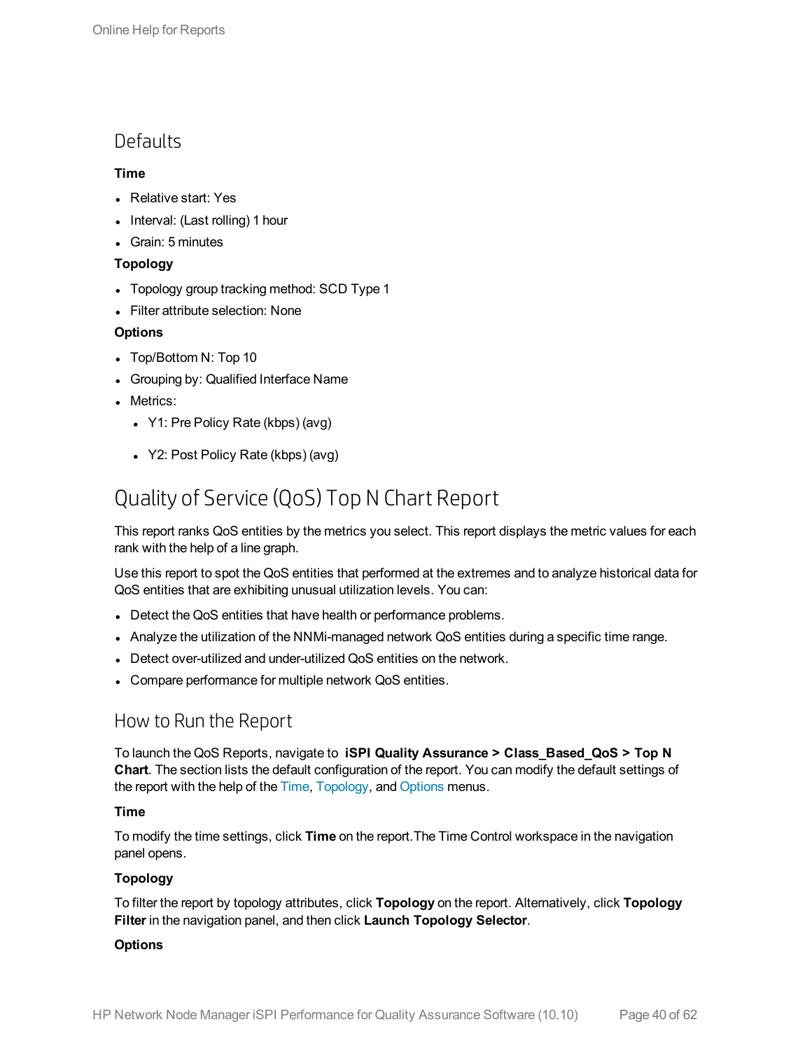## Defaults

**Time**

- Relative start: Yes
- Interval: (Last rolling) 1 hour
- Grain: 5 minutes

**Topology**

- Topology group tracking method: SCD Type 1
- Filter attribute selection: None

**Options**

- Top/Bottom N: Top 10
- Grouping by: Qualified Interface Name
- Metrics:
  - Y1: Pre Policy Rate (kbps) (avg)
  - Y2: Post Policy Rate (kbps) (avg)

# Quality of Service (QoS) Top N Chart Report

This report ranks QoS entities by the metrics you select. This report displays the metric values for each rank with the help of a line graph.

Use this report to spot the QoS entities that performed at the extremes and to analyze historical data for QoS entities that are exhibiting unusual utilization levels. You can:

- Detect the QoS entities that have health or performance problems.
- Analyze the utilization of the NNMi-managed network QoS entities during a specific time range.
- Detect over-utilized and under-utilized QoS entities on the network.
- Compare performance for multiple network QoS entities.

## How to Run the Report

To launch the QoS Reports, navigate to **iSPI Quality Assurance > Class_Based_QoS > Top N Chart**. The section lists the default configuration of the report. You can modify the default settings of the report with the help of the Time, Topology, and Options menus.

**Time**

To modify the time settings, click **Time** on the report.The Time Control workspace in the navigation panel opens.

**Topology**

To filter the report by topology attributes, click **Topology** on the report. Alternatively, click **Topology Filter** in the navigation panel, and then click **Launch Topology Selector**.

**Options**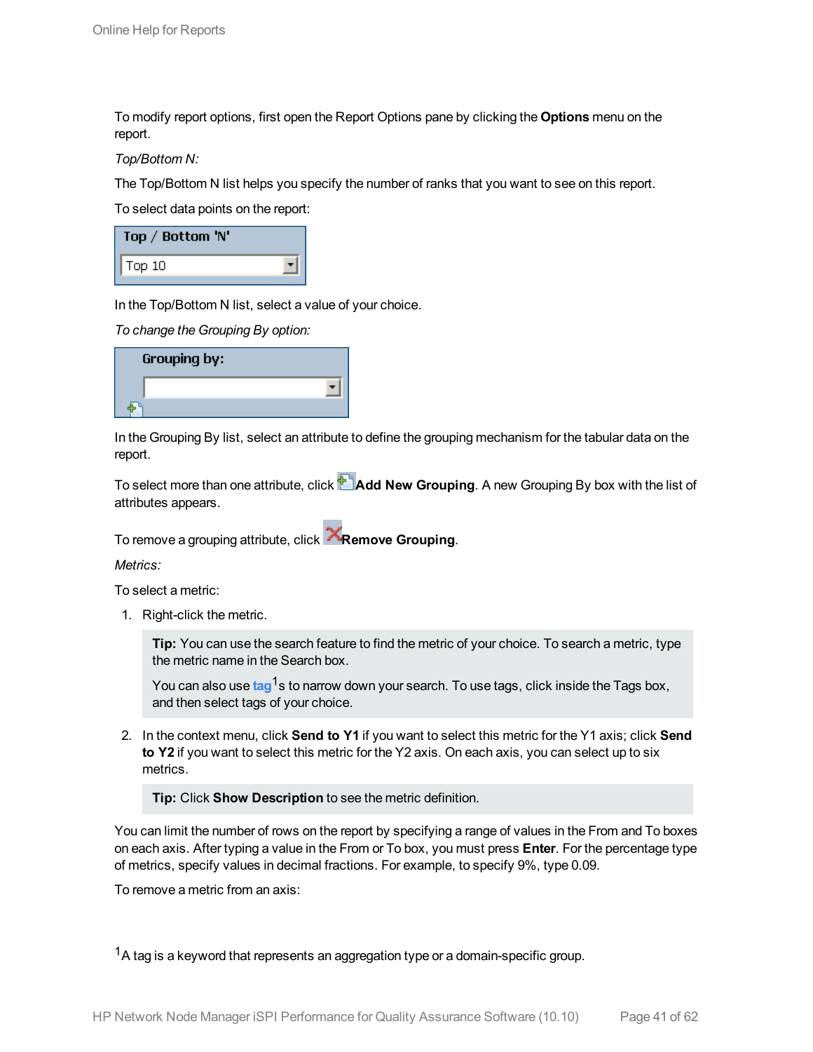To modify report options, first open the Report Options pane by clicking the **Options** menu on the report.

*Top/Bottom N:*

The Top/Bottom N list helps you specify the number of ranks that you want to see on this report.

To select data points on the report:

In the Top/Bottom N list, select a value of your choice.

*To change the Grouping By option:*

In the Grouping By list, select an attribute to define the grouping mechanism for the tabular data on the report.

To select more than one attribute, click **Add New Grouping**. A new Grouping By box with the list of attributes appears.

To remove a grouping attribute, click **Remove Grouping**.

*Metrics:*

To select a metric:

1. Right-click the metric.

   **Tip:** You can use the search feature to find the metric of your choice. To search a metric, type the metric name in the Search box.

   You can also use tag[1]s to narrow down your search. To use tags, click inside the Tags box, and then select tags of your choice.

2. In the context menu, click **Send to Y1** if you want to select this metric for the Y1 axis; click **Send to Y2** if you want to select this metric for the Y2 axis. On each axis, you can select up to six metrics.

   **Tip:** Click **Show Description** to see the metric definition.

You can limit the number of rows on the report by specifying a range of values in the From and To boxes on each axis. After typing a value in the From or To box, you must press **Enter**. For the percentage type of metrics, specify values in decimal fractions. For example, to specify 9%, type 0.09.

To remove a metric from an axis:

[1] A tag is a keyword that represents an aggregation type or a domain-specific group.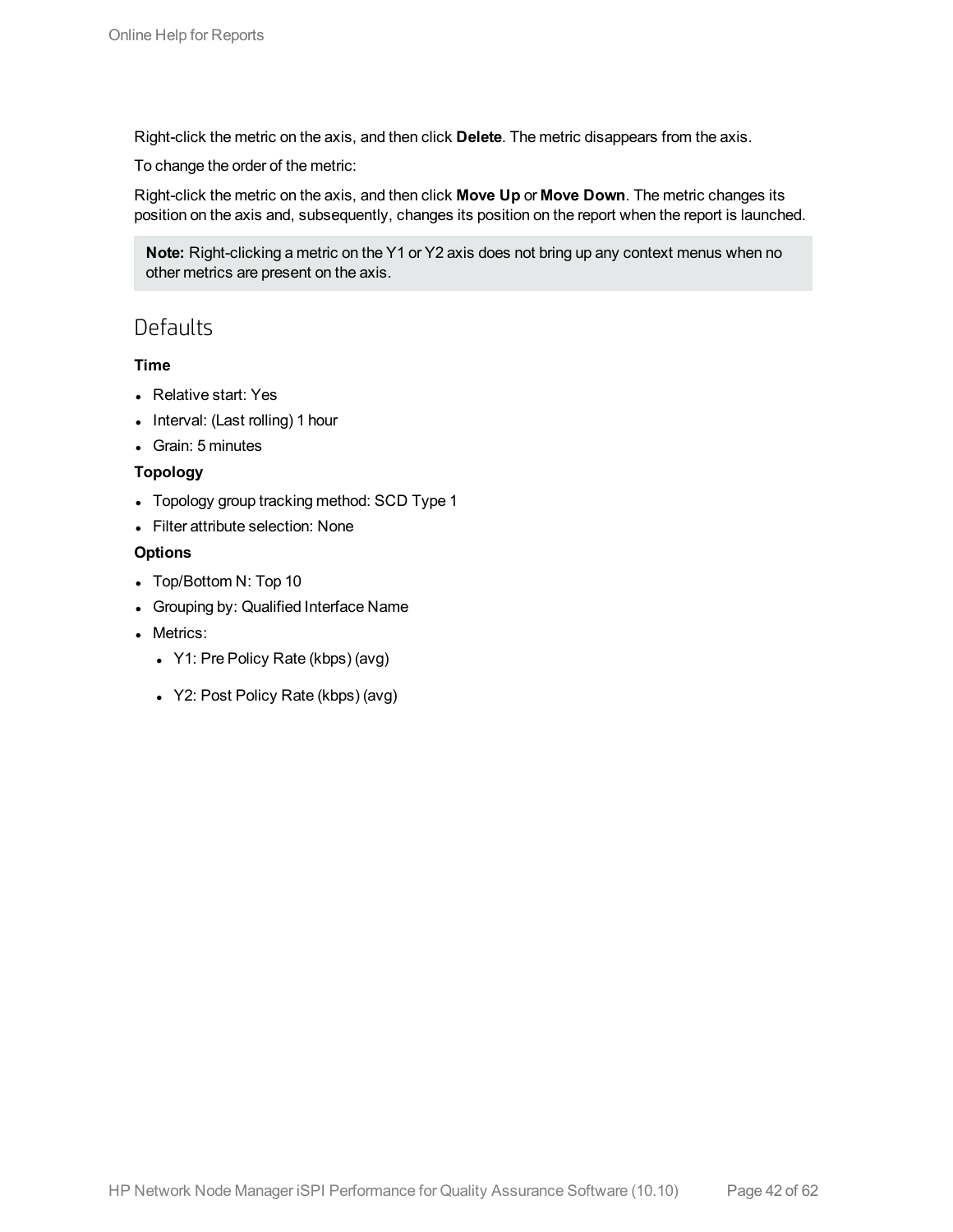Right-click the metric on the axis, and then click **Delete**. The metric disappears from the axis.

To change the order of the metric:

Right-click the metric on the axis, and then click **Move Up** or **Move Down**. The metric changes its position on the axis and, subsequently, changes its position on the report when the report is launched.

> **Note:** Right-clicking a metric on the Y1 or Y2 axis does not bring up any context menus when no other metrics are present on the axis.

## Defaults

**Time**

- Relative start: Yes
- Interval: (Last rolling) 1 hour
- Grain: 5 minutes

**Topology**

- Topology group tracking method: SCD Type 1
- Filter attribute selection: None

**Options**

- Top/Bottom N: Top 10
- Grouping by: Qualified Interface Name
- Metrics:
  - Y1: Pre Policy Rate (kbps) (avg)
  - Y2: Post Policy Rate (kbps) (avg)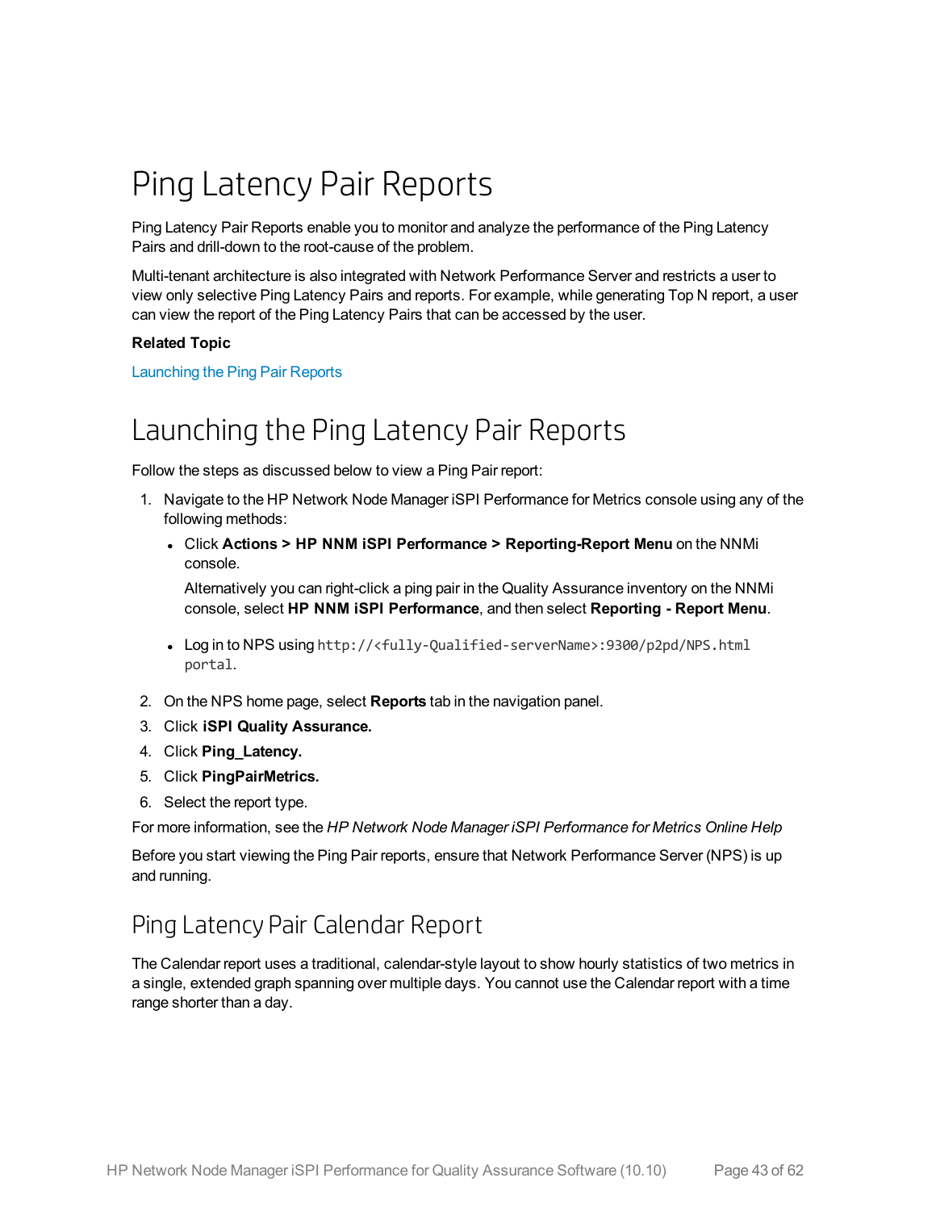# Ping Latency Pair Reports

Ping Latency Pair Reports enable you to monitor and analyze the performance of the Ping Latency Pairs and drill-down to the root-cause of the problem.

Multi-tenant architecture is also integrated with Network Performance Server and restricts a user to view only selective Ping Latency Pairs and reports. For example, while generating Top N report, a user can view the report of the Ping Latency Pairs that can be accessed by the user.

**Related Topic**

Launching the Ping Pair Reports

# Launching the Ping Latency Pair Reports

Follow the steps as discussed below to view a Ping Pair report:

1. Navigate to the HP Network Node Manager iSPI Performance for Metrics console using any of the following methods:
   - Click **Actions > HP NNM iSPI Performance > Reporting-Report Menu** on the NNMi console.

     Alternatively you can right-click a ping pair in the Quality Assurance inventory on the NNMi console, select **HP NNM iSPI Performance**, and then select **Reporting - Report Menu**.

   - Log in to NPS using `http://<fully-Qualified-serverName>:9300/p2pd/NPS.html portal`.
2. On the NPS home page, select **Reports** tab in the navigation panel.
3. Click **iSPI Quality Assurance.**
4. Click **Ping_Latency.**
5. Click **PingPairMetrics.**
6. Select the report type.

For more information, see the *HP Network Node Manager iSPI Performance for Metrics Online Help*

Before you start viewing the Ping Pair reports, ensure that Network Performance Server (NPS) is up and running.

## Ping Latency Pair Calendar Report

The Calendar report uses a traditional, calendar-style layout to show hourly statistics of two metrics in a single, extended graph spanning over multiple days. You cannot use the Calendar report with a time range shorter than a day.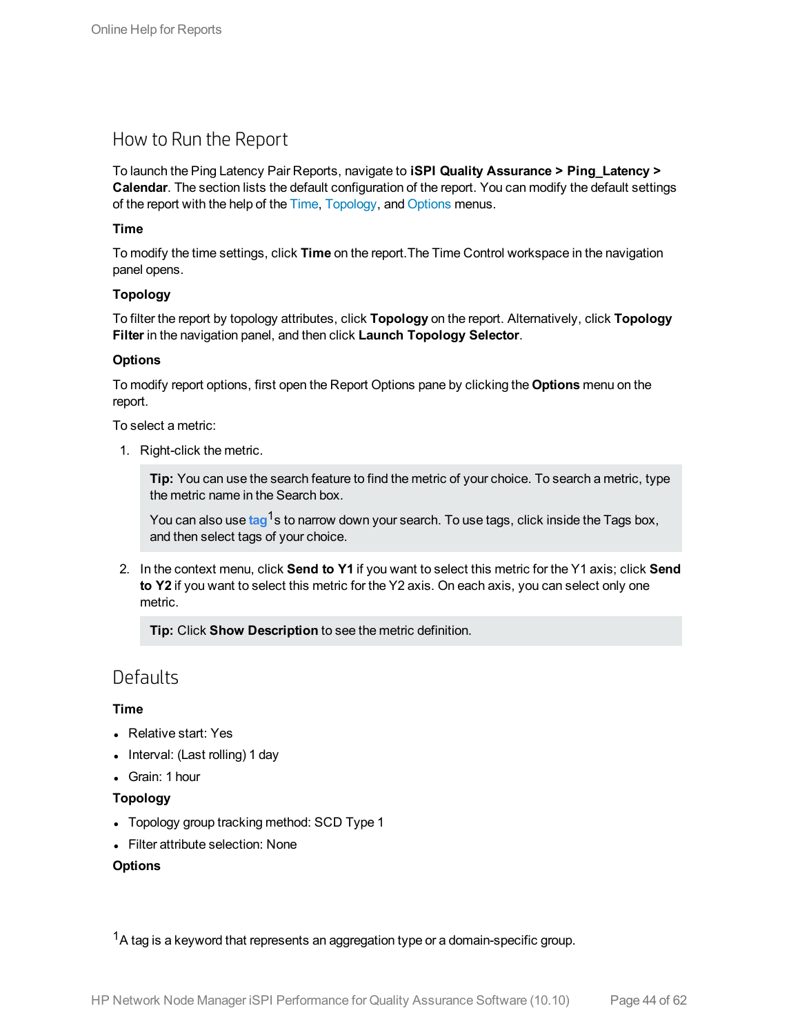## How to Run the Report

To launch the Ping Latency Pair Reports, navigate to **iSPI Quality Assurance > Ping_Latency > Calendar**. The section lists the default configuration of the report. You can modify the default settings of the report with the help of the Time, Topology, and Options menus.

**Time**

To modify the time settings, click **Time** on the report.The Time Control workspace in the navigation panel opens.

**Topology**

To filter the report by topology attributes, click **Topology** on the report. Alternatively, click **Topology Filter** in the navigation panel, and then click **Launch Topology Selector**.

**Options**

To modify report options, first open the Report Options pane by clicking the **Options** menu on the report.

To select a metric:

1. Right-click the metric.

   > **Tip:** You can use the search feature to find the metric of your choice. To search a metric, type the metric name in the Search box.
   >
   > You can also use **tag**[1]s to narrow down your search. To use tags, click inside the Tags box, and then select tags of your choice.

2. In the context menu, click **Send to Y1** if you want to select this metric for the Y1 axis; click **Send to Y2** if you want to select this metric for the Y2 axis. On each axis, you can select only one metric.

   > **Tip:** Click **Show Description** to see the metric definition.

## Defaults

**Time**

- Relative start: Yes
- Interval: (Last rolling) 1 day
- Grain: 1 hour

**Topology**

- Topology group tracking method: SCD Type 1
- Filter attribute selection: None

**Options**

[1] A tag is a keyword that represents an aggregation type or a domain-specific group.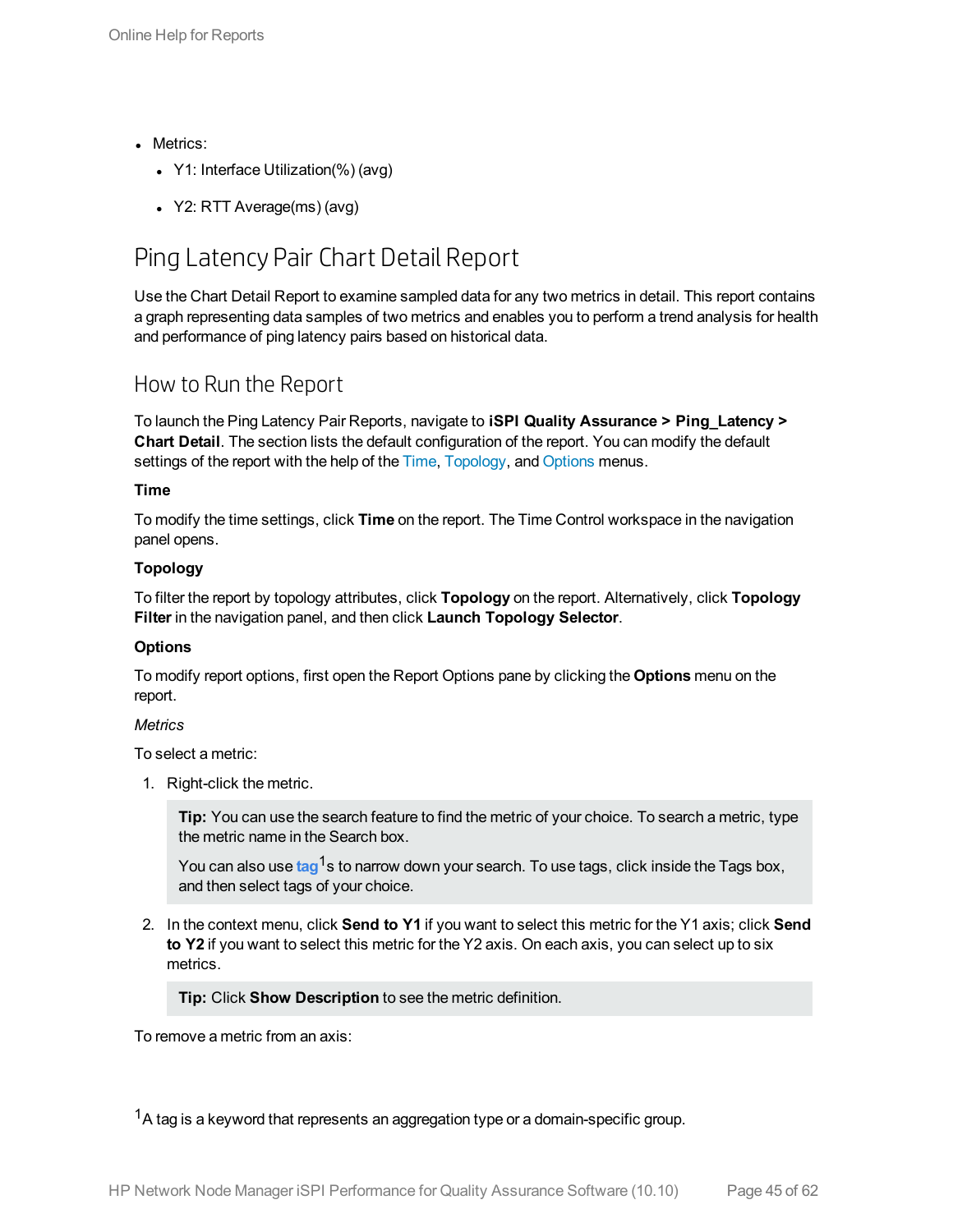- Metrics:
  - Y1: Interface Utilization(%) (avg)
  - Y2: RTT Average(ms) (avg)

## Ping Latency Pair Chart Detail Report

Use the Chart Detail Report to examine sampled data for any two metrics in detail. This report contains a graph representing data samples of two metrics and enables you to perform a trend analysis for health and performance of ping latency pairs based on historical data.

### How to Run the Report

To launch the Ping Latency Pair Reports, navigate to **iSPI Quality Assurance > Ping_Latency > Chart Detail**. The section lists the default configuration of the report. You can modify the default settings of the report with the help of the Time, Topology, and Options menus.

**Time**

To modify the time settings, click **Time** on the report. The Time Control workspace in the navigation panel opens.

**Topology**

To filter the report by topology attributes, click **Topology** on the report. Alternatively, click **Topology Filter** in the navigation panel, and then click **Launch Topology Selector**.

**Options**

To modify report options, first open the Report Options pane by clicking the **Options** menu on the report.

*Metrics*

To select a metric:

1. Right-click the metric.

   > **Tip:** You can use the search feature to find the metric of your choice. To search a metric, type the metric name in the Search box.
   >
   > You can also use **tag**[1]s to narrow down your search. To use tags, click inside the Tags box, and then select tags of your choice.

2. In the context menu, click **Send to Y1** if you want to select this metric for the Y1 axis; click **Send to Y2** if you want to select this metric for the Y2 axis. On each axis, you can select up to six metrics.

   > **Tip:** Click **Show Description** to see the metric definition.

To remove a metric from an axis:

[1] A tag is a keyword that represents an aggregation type or a domain-specific group.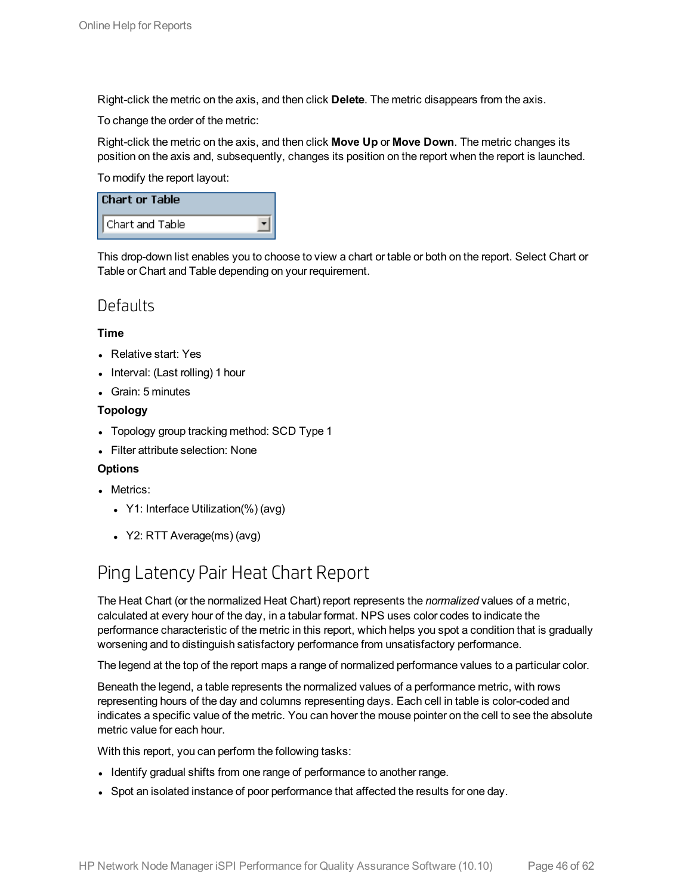Right-click the metric on the axis, and then click **Delete**. The metric disappears from the axis.

To change the order of the metric:

Right-click the metric on the axis, and then click **Move Up** or **Move Down**. The metric changes its position on the axis and, subsequently, changes its position on the report when the report is launched.

To modify the report layout:

**Chart or Table**

Chart and Table

This drop-down list enables you to choose to view a chart or table or both on the report. Select Chart or Table or Chart and Table depending on your requirement.

## Defaults

**Time**

- Relative start: Yes
- Interval: (Last rolling) 1 hour
- Grain: 5 minutes

**Topology**

- Topology group tracking method: SCD Type 1
- Filter attribute selection: None

**Options**

- Metrics:
  - Y1: Interface Utilization(%) (avg)
  - Y2: RTT Average(ms) (avg)

# Ping Latency Pair Heat Chart Report

The Heat Chart (or the normalized Heat Chart) report represents the *normalized* values of a metric, calculated at every hour of the day, in a tabular format. NPS uses color codes to indicate the performance characteristic of the metric in this report, which helps you spot a condition that is gradually worsening and to distinguish satisfactory performance from unsatisfactory performance.

The legend at the top of the report maps a range of normalized performance values to a particular color.

Beneath the legend, a table represents the normalized values of a performance metric, with rows representing hours of the day and columns representing days. Each cell in table is color-coded and indicates a specific value of the metric. You can hover the mouse pointer on the cell to see the absolute metric value for each hour.

With this report, you can perform the following tasks:

- Identify gradual shifts from one range of performance to another range.
- Spot an isolated instance of poor performance that affected the results for one day.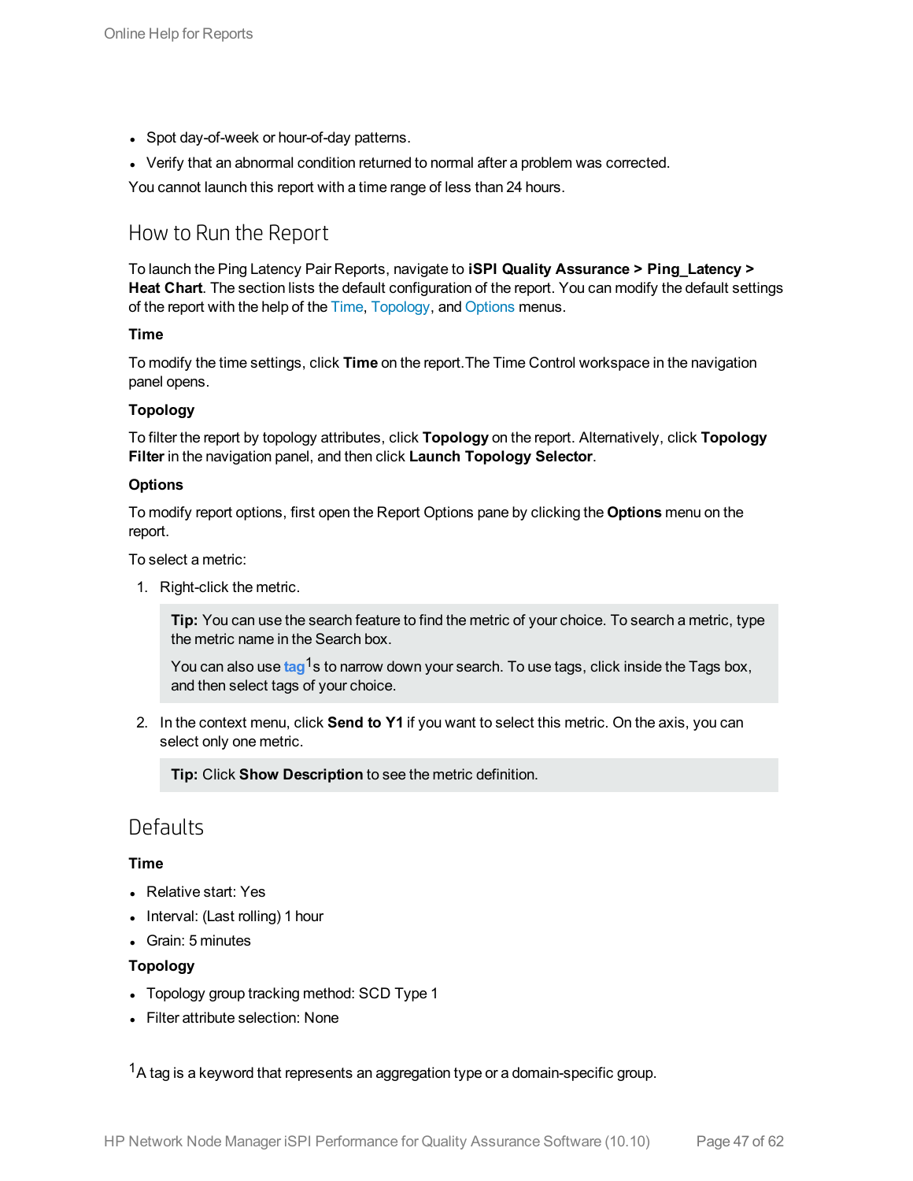- Spot day-of-week or hour-of-day patterns.
- Verify that an abnormal condition returned to normal after a problem was corrected.

You cannot launch this report with a time range of less than 24 hours.

## How to Run the Report

To launch the Ping Latency Pair Reports, navigate to **iSPI Quality Assurance > Ping_Latency > Heat Chart**. The section lists the default configuration of the report. You can modify the default settings of the report with the help of the Time, Topology, and Options menus.

**Time**

To modify the time settings, click **Time** on the report.The Time Control workspace in the navigation panel opens.

**Topology**

To filter the report by topology attributes, click **Topology** on the report. Alternatively, click **Topology Filter** in the navigation panel, and then click **Launch Topology Selector**.

**Options**

To modify report options, first open the Report Options pane by clicking the **Options** menu on the report.

To select a metric:

1. Right-click the metric.

   > **Tip:** You can use the search feature to find the metric of your choice. To search a metric, type the metric name in the Search box.
   >
   > You can also use **tag**[1]s to narrow down your search. To use tags, click inside the Tags box, and then select tags of your choice.

2. In the context menu, click **Send to Y1** if you want to select this metric. On the axis, you can select only one metric.

   > **Tip:** Click **Show Description** to see the metric definition.

## Defaults

**Time**

- Relative start: Yes
- Interval: (Last rolling) 1 hour
- Grain: 5 minutes

**Topology**

- Topology group tracking method: SCD Type 1
- Filter attribute selection: None

[1] A tag is a keyword that represents an aggregation type or a domain-specific group.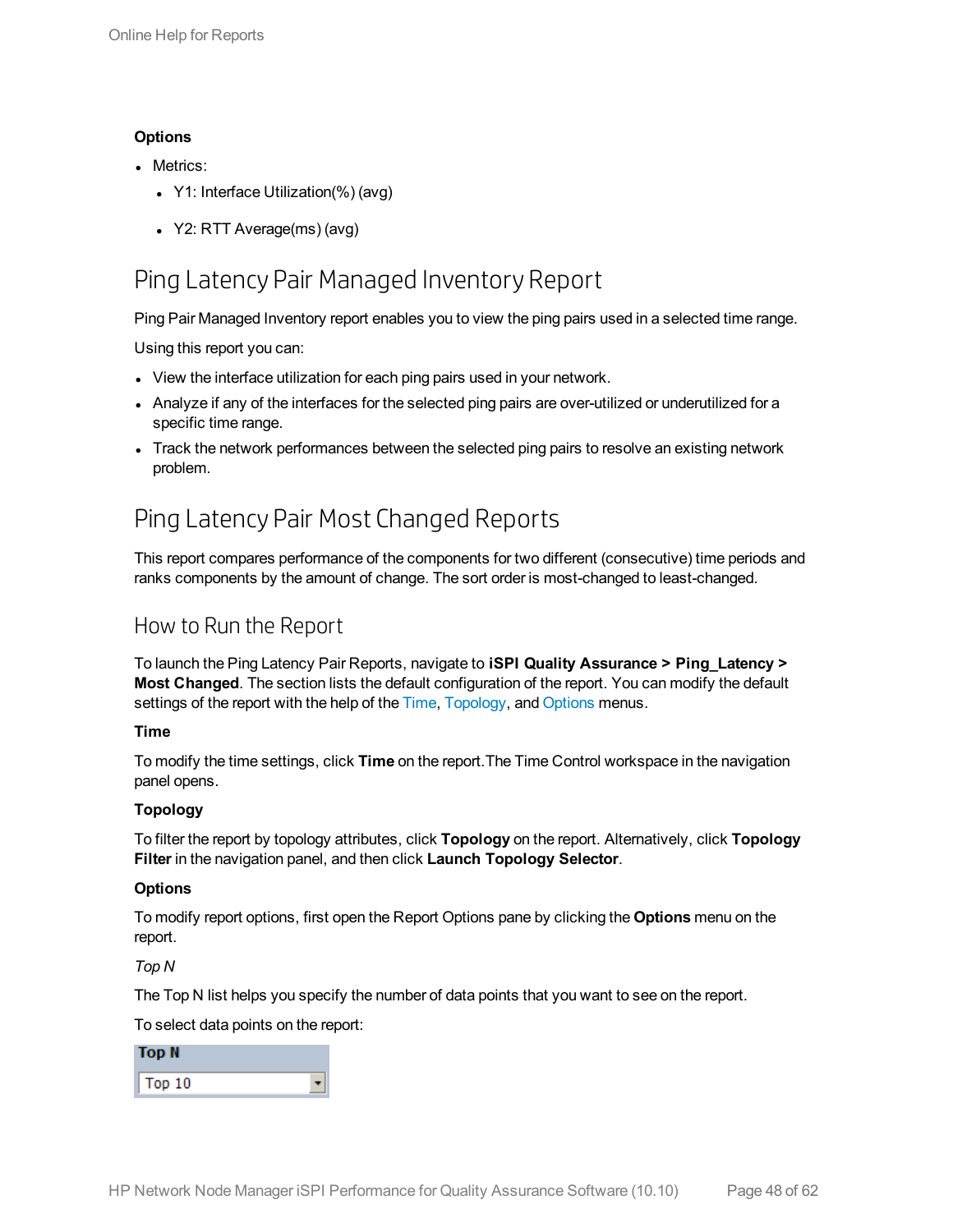**Options**

- Metrics:
  - Y1: Interface Utilization(%) (avg)
  - Y2: RTT Average(ms) (avg)

## Ping Latency Pair Managed Inventory Report

Ping Pair Managed Inventory report enables you to view the ping pairs used in a selected time range.

Using this report you can:

- View the interface utilization for each ping pairs used in your network.
- Analyze if any of the interfaces for the selected ping pairs are over-utilized or underutilized for a specific time range.
- Track the network performances between the selected ping pairs to resolve an existing network problem.

## Ping Latency Pair Most Changed Reports

This report compares performance of the components for two different (consecutive) time periods and ranks components by the amount of change. The sort order is most-changed to least-changed.

### How to Run the Report

To launch the Ping Latency Pair Reports, navigate to **iSPI Quality Assurance > Ping_Latency > Most Changed**. The section lists the default configuration of the report. You can modify the default settings of the report with the help of the Time, Topology, and Options menus.

**Time**

To modify the time settings, click **Time** on the report.The Time Control workspace in the navigation panel opens.

**Topology**

To filter the report by topology attributes, click **Topology** on the report. Alternatively, click **Topology Filter** in the navigation panel, and then click **Launch Topology Selector**.

**Options**

To modify report options, first open the Report Options pane by clicking the **Options** menu on the report.

*Top N*

The Top N list helps you specify the number of data points that you want to see on the report.

To select data points on the report:

**Top N**

Top 10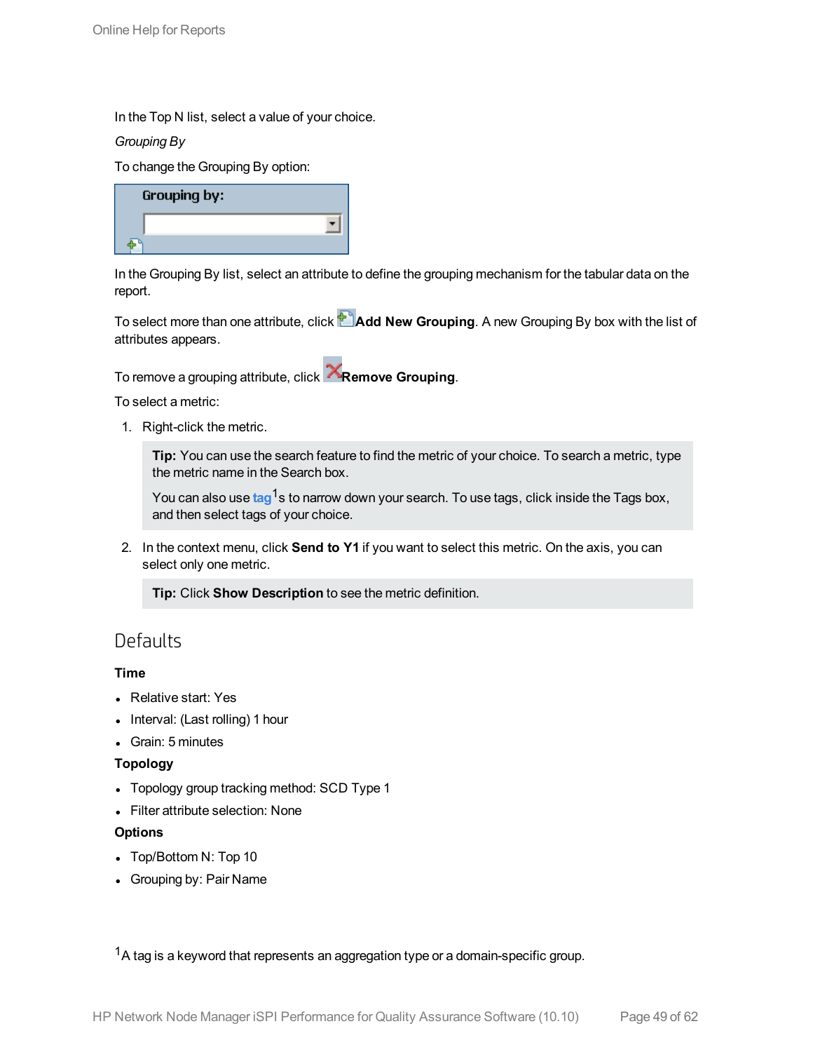In the Top N list, select a value of your choice.

*Grouping By*

To change the Grouping By option:

In the Grouping By list, select an attribute to define the grouping mechanism for the tabular data on the report.

To select more than one attribute, click **Add New Grouping**. A new Grouping By box with the list of attributes appears.

To remove a grouping attribute, click **Remove Grouping**.

To select a metric:

1. Right-click the metric.

   **Tip:** You can use the search feature to find the metric of your choice. To search a metric, type the metric name in the Search box.

   You can also use tag[1]s to narrow down your search. To use tags, click inside the Tags box, and then select tags of your choice.

2. In the context menu, click **Send to Y1** if you want to select this metric. On the axis, you can select only one metric.

   **Tip:** Click **Show Description** to see the metric definition.

## Defaults

**Time**

- Relative start: Yes
- Interval: (Last rolling) 1 hour
- Grain: 5 minutes

**Topology**

- Topology group tracking method: SCD Type 1
- Filter attribute selection: None

**Options**

- Top/Bottom N: Top 10
- Grouping by: Pair Name

[1] A tag is a keyword that represents an aggregation type or a domain-specific group.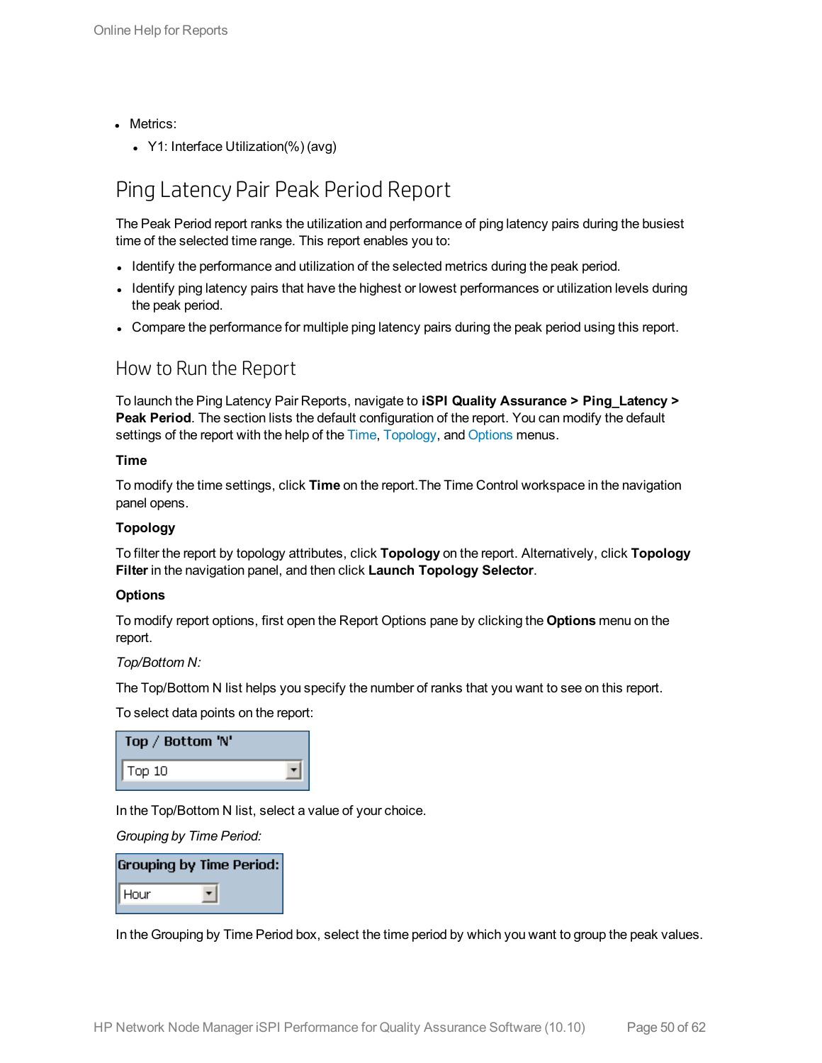- Metrics:
  - Y1: Interface Utilization(%) (avg)

## Ping Latency Pair Peak Period Report

The Peak Period report ranks the utilization and performance of ping latency pairs during the busiest time of the selected time range. This report enables you to:

- Identify the performance and utilization of the selected metrics during the peak period.
- Identify ping latency pairs that have the highest or lowest performances or utilization levels during the peak period.
- Compare the performance for multiple ping latency pairs during the peak period using this report.

### How to Run the Report

To launch the Ping Latency Pair Reports, navigate to **iSPI Quality Assurance > Ping_Latency > Peak Period**. The section lists the default configuration of the report. You can modify the default settings of the report with the help of the Time, Topology, and Options menus.

**Time**

To modify the time settings, click **Time** on the report.The Time Control workspace in the navigation panel opens.

**Topology**

To filter the report by topology attributes, click **Topology** on the report. Alternatively, click **Topology Filter** in the navigation panel, and then click **Launch Topology Selector**.

**Options**

To modify report options, first open the Report Options pane by clicking the **Options** menu on the report.

*Top/Bottom N:*

The Top/Bottom N list helps you specify the number of ranks that you want to see on this report.

To select data points on the report:

Top / Bottom 'N'

Top 10

In the Top/Bottom N list, select a value of your choice.

*Grouping by Time Period:*

Grouping by Time Period:

Hour

In the Grouping by Time Period box, select the time period by which you want to group the peak values.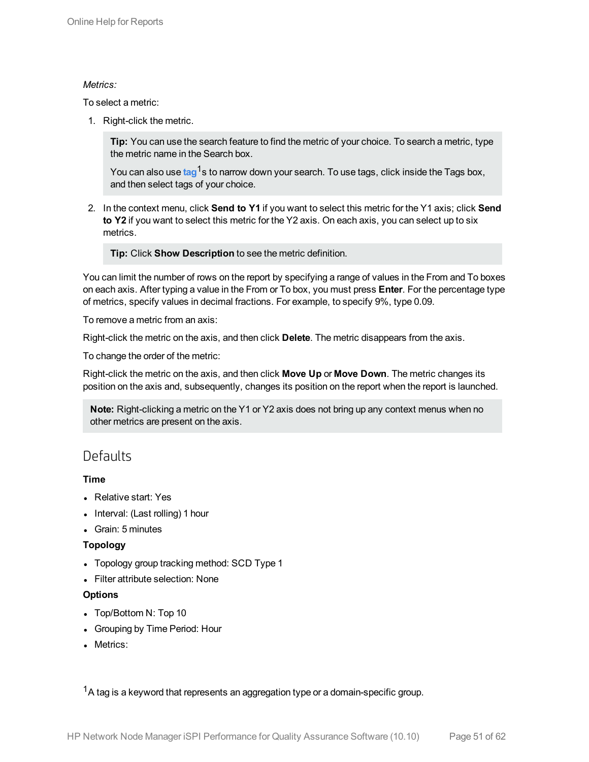*Metrics:*

To select a metric:

1. Right-click the metric.

   **Tip:** You can use the search feature to find the metric of your choice. To search a metric, type the metric name in the Search box.

   You can also use **tag**[1]s to narrow down your search. To use tags, click inside the Tags box, and then select tags of your choice.

2. In the context menu, click **Send to Y1** if you want to select this metric for the Y1 axis; click **Send to Y2** if you want to select this metric for the Y2 axis. On each axis, you can select up to six metrics.

   **Tip:** Click **Show Description** to see the metric definition.

You can limit the number of rows on the report by specifying a range of values in the From and To boxes on each axis. After typing a value in the From or To box, you must press **Enter**. For the percentage type of metrics, specify values in decimal fractions. For example, to specify 9%, type 0.09.

To remove a metric from an axis:

Right-click the metric on the axis, and then click **Delete**. The metric disappears from the axis.

To change the order of the metric:

Right-click the metric on the axis, and then click **Move Up** or **Move Down**. The metric changes its position on the axis and, subsequently, changes its position on the report when the report is launched.

**Note:** Right-clicking a metric on the Y1 or Y2 axis does not bring up any context menus when no other metrics are present on the axis.

## Defaults

**Time**

- Relative start: Yes
- Interval: (Last rolling) 1 hour
- Grain: 5 minutes

**Topology**

- Topology group tracking method: SCD Type 1
- Filter attribute selection: None

**Options**

- Top/Bottom N: Top 10
- Grouping by Time Period: Hour
- Metrics:

[1] A tag is a keyword that represents an aggregation type or a domain-specific group.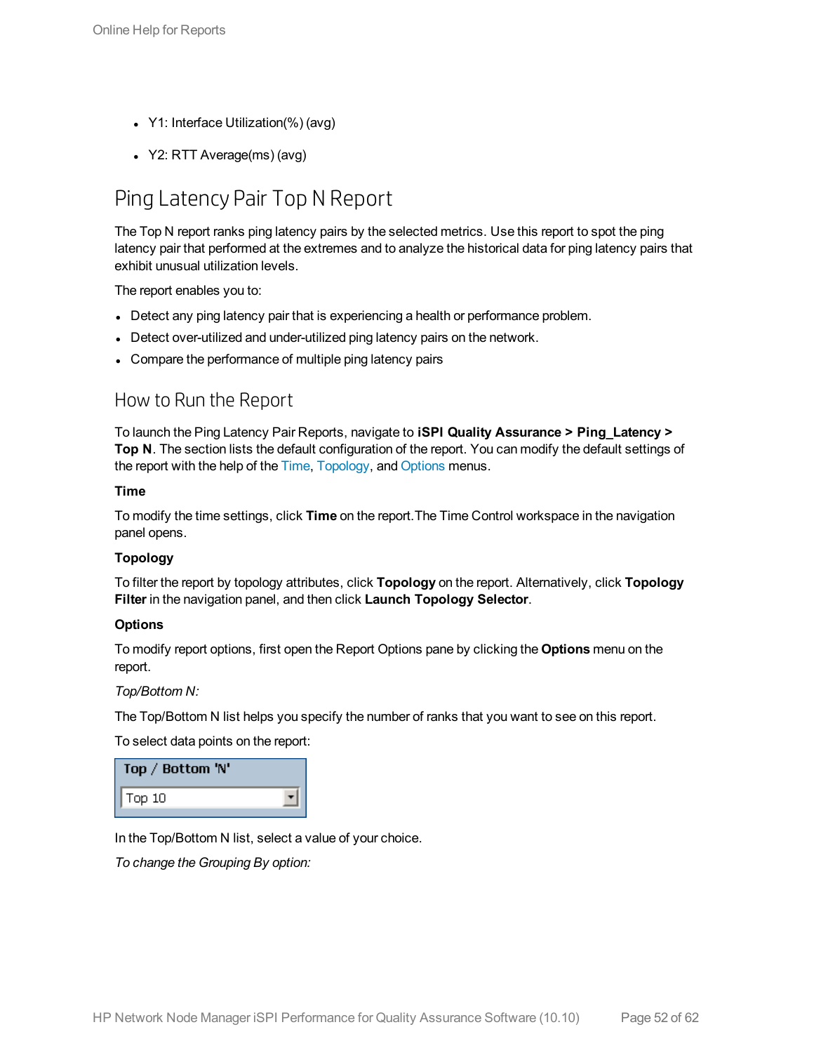- Y1: Interface Utilization(%) (avg)
- Y2: RTT Average(ms) (avg)

## Ping Latency Pair Top N Report

The Top N report ranks ping latency pairs by the selected metrics. Use this report to spot the ping latency pair that performed at the extremes and to analyze the historical data for ping latency pairs that exhibit unusual utilization levels.

The report enables you to:

- Detect any ping latency pair that is experiencing a health or performance problem.
- Detect over-utilized and under-utilized ping latency pairs on the network.
- Compare the performance of multiple ping latency pairs

### How to Run the Report

To launch the Ping Latency Pair Reports, navigate to **iSPI Quality Assurance > Ping_Latency > Top N**. The section lists the default configuration of the report. You can modify the default settings of the report with the help of the Time, Topology, and Options menus.

**Time**

To modify the time settings, click **Time** on the report.The Time Control workspace in the navigation panel opens.

**Topology**

To filter the report by topology attributes, click **Topology** on the report. Alternatively, click **Topology Filter** in the navigation panel, and then click **Launch Topology Selector**.

**Options**

To modify report options, first open the Report Options pane by clicking the **Options** menu on the report.

*Top/Bottom N:*

The Top/Bottom N list helps you specify the number of ranks that you want to see on this report.

To select data points on the report:

Top / Bottom 'N'

Top 10

In the Top/Bottom N list, select a value of your choice.

*To change the Grouping By option:*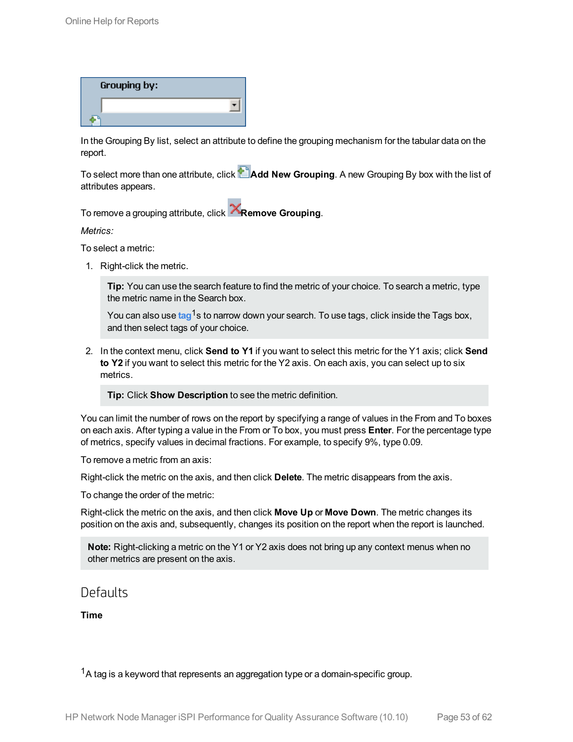Grouping by:

In the Grouping By list, select an attribute to define the grouping mechanism for the tabular data on the report.

To select more than one attribute, click **Add New Grouping**. A new Grouping By box with the list of attributes appears.

To remove a grouping attribute, click **Remove Grouping**.

*Metrics:*

To select a metric:

1. Right-click the metric.

   > **Tip:** You can use the search feature to find the metric of your choice. To search a metric, type the metric name in the Search box.
   >
   > You can also use tag[1]s to narrow down your search. To use tags, click inside the Tags box, and then select tags of your choice.

2. In the context menu, click **Send to Y1** if you want to select this metric for the Y1 axis; click **Send to Y2** if you want to select this metric for the Y2 axis. On each axis, you can select up to six metrics.

   > **Tip:** Click **Show Description** to see the metric definition.

You can limit the number of rows on the report by specifying a range of values in the From and To boxes on each axis. After typing a value in the From or To box, you must press **Enter**. For the percentage type of metrics, specify values in decimal fractions. For example, to specify 9%, type 0.09.

To remove a metric from an axis:

Right-click the metric on the axis, and then click **Delete**. The metric disappears from the axis.

To change the order of the metric:

Right-click the metric on the axis, and then click **Move Up** or **Move Down**. The metric changes its position on the axis and, subsequently, changes its position on the report when the report is launched.

> **Note:** Right-clicking a metric on the Y1 or Y2 axis does not bring up any context menus when no other metrics are present on the axis.

## Defaults

**Time**

[1] A tag is a keyword that represents an aggregation type or a domain-specific group.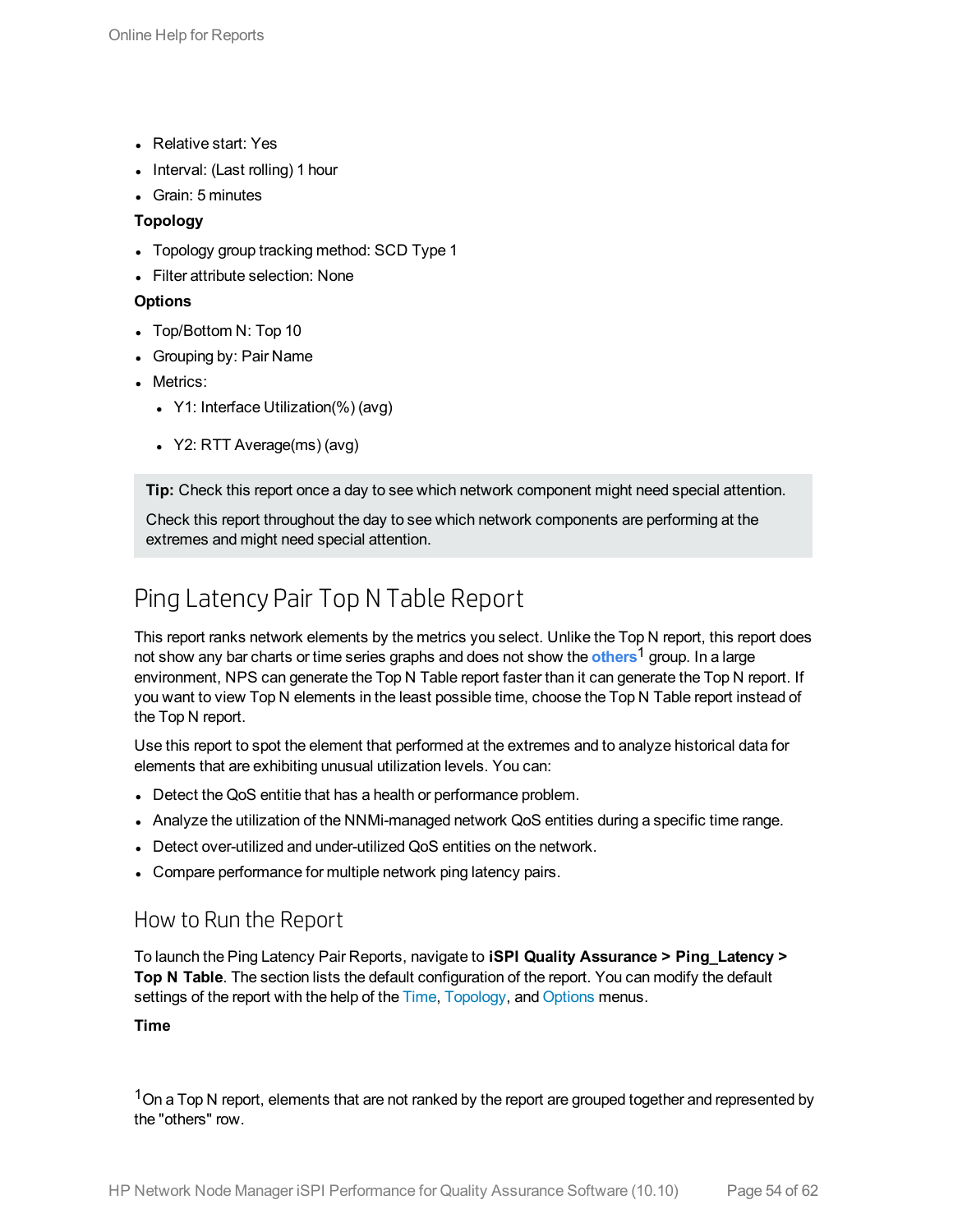- Relative start: Yes
- Interval: (Last rolling) 1 hour
- Grain: 5 minutes

**Topology**

- Topology group tracking method: SCD Type 1
- Filter attribute selection: None

**Options**

- Top/Bottom N: Top 10
- Grouping by: Pair Name
- Metrics:
  - Y1: Interface Utilization(%) (avg)
  - Y2: RTT Average(ms) (avg)

> **Tip:** Check this report once a day to see which network component might need special attention.
>
> Check this report throughout the day to see which network components are performing at the extremes and might need special attention.

# Ping Latency Pair Top N Table Report

This report ranks network elements by the metrics you select. Unlike the Top N report, this report does not show any bar charts or time series graphs and does not show the **others**[1] group. In a large environment, NPS can generate the Top N Table report faster than it can generate the Top N report. If you want to view Top N elements in the least possible time, choose the Top N Table report instead of the Top N report.

Use this report to spot the element that performed at the extremes and to analyze historical data for elements that are exhibiting unusual utilization levels. You can:

- Detect the QoS entitie that has a health or performance problem.
- Analyze the utilization of the NNMi-managed network QoS entities during a specific time range.
- Detect over-utilized and under-utilized QoS entities on the network.
- Compare performance for multiple network ping latency pairs.

## How to Run the Report

To launch the Ping Latency Pair Reports, navigate to **iSPI Quality Assurance > Ping_Latency > Top N Table**. The section lists the default configuration of the report. You can modify the default settings of the report with the help of the Time, Topology, and Options menus.

**Time**

[1] On a Top N report, elements that are not ranked by the report are grouped together and represented by the "others" row.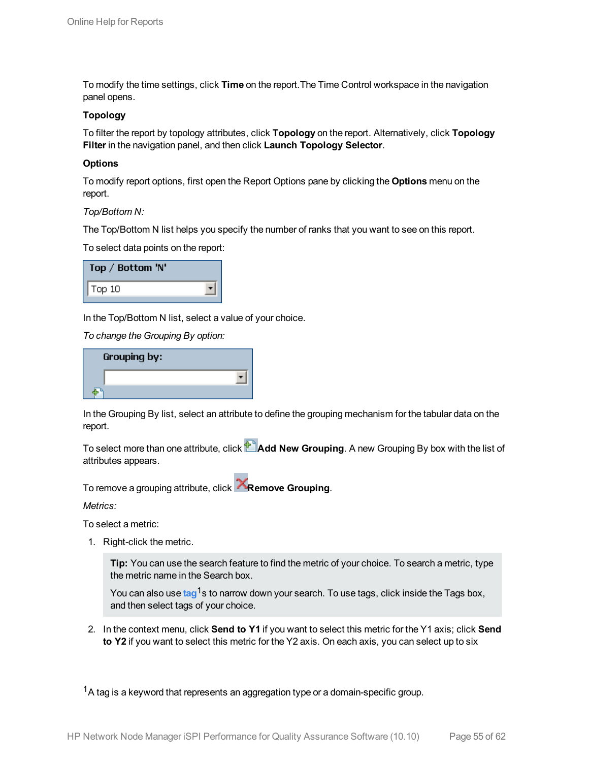To modify the time settings, click **Time** on the report.The Time Control workspace in the navigation panel opens.

**Topology**

To filter the report by topology attributes, click **Topology** on the report. Alternatively, click **Topology Filter** in the navigation panel, and then click **Launch Topology Selector**.

**Options**

To modify report options, first open the Report Options pane by clicking the **Options** menu on the report.

*Top/Bottom N:*

The Top/Bottom N list helps you specify the number of ranks that you want to see on this report.

To select data points on the report:

In the Top/Bottom N list, select a value of your choice.

*To change the Grouping By option:*

In the Grouping By list, select an attribute to define the grouping mechanism for the tabular data on the report.

To select more than one attribute, click **Add New Grouping**. A new Grouping By box with the list of attributes appears.

To remove a grouping attribute, click **Remove Grouping**.

*Metrics:*

To select a metric:

1. Right-click the metric.

   **Tip:** You can use the search feature to find the metric of your choice. To search a metric, type the metric name in the Search box.

   You can also use tag[1]s to narrow down your search. To use tags, click inside the Tags box, and then select tags of your choice.

2. In the context menu, click **Send to Y1** if you want to select this metric for the Y1 axis; click **Send to Y2** if you want to select this metric for the Y2 axis. On each axis, you can select up to six

[1] A tag is a keyword that represents an aggregation type or a domain-specific group.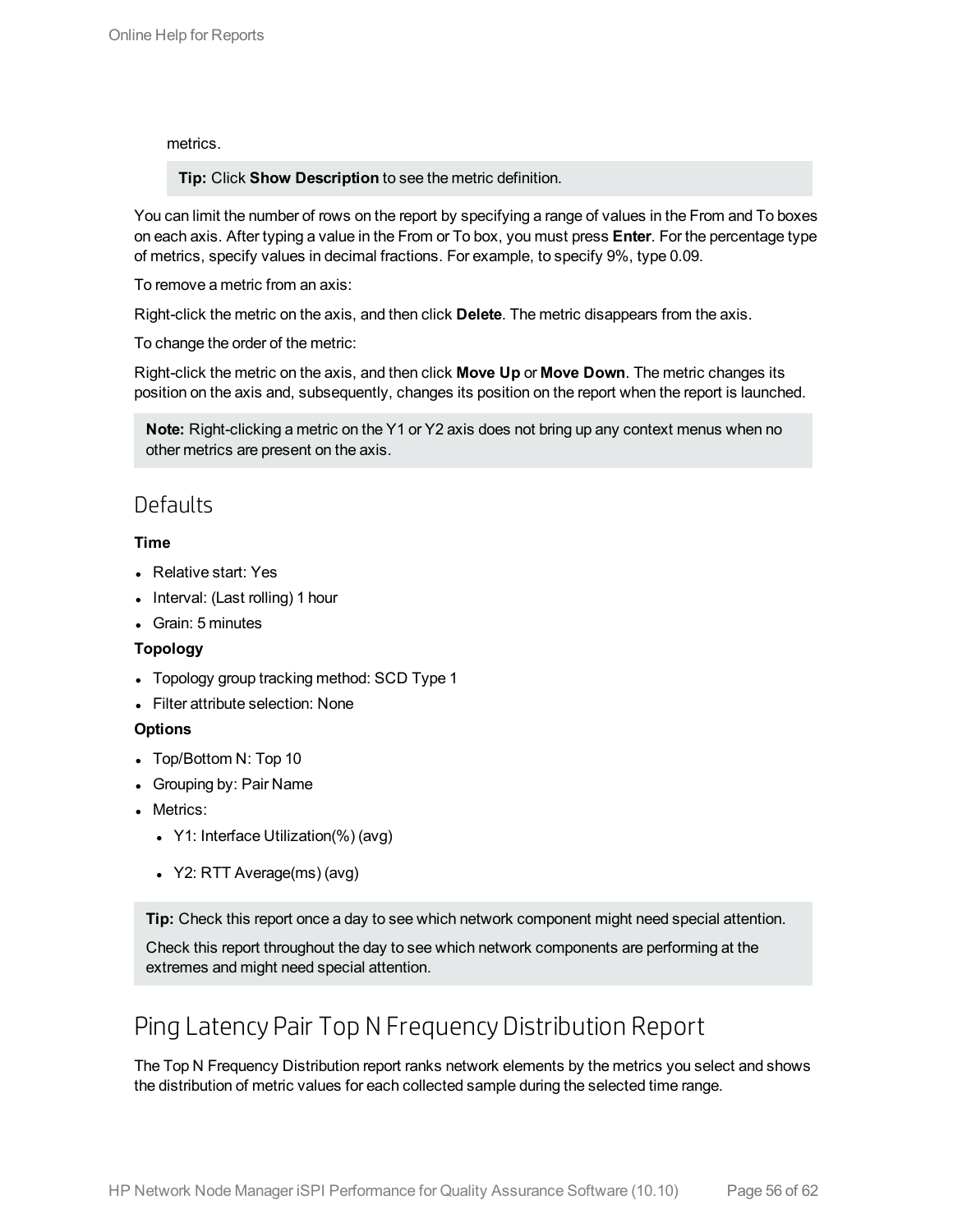metrics.

> **Tip:** Click **Show Description** to see the metric definition.

You can limit the number of rows on the report by specifying a range of values in the From and To boxes on each axis. After typing a value in the From or To box, you must press **Enter**. For the percentage type of metrics, specify values in decimal fractions. For example, to specify 9%, type 0.09.

To remove a metric from an axis:

Right-click the metric on the axis, and then click **Delete**. The metric disappears from the axis.

To change the order of the metric:

Right-click the metric on the axis, and then click **Move Up** or **Move Down**. The metric changes its position on the axis and, subsequently, changes its position on the report when the report is launched.

> **Note:** Right-clicking a metric on the Y1 or Y2 axis does not bring up any context menus when no other metrics are present on the axis.

## Defaults

**Time**

- Relative start: Yes
- Interval: (Last rolling) 1 hour
- Grain: 5 minutes

**Topology**

- Topology group tracking method: SCD Type 1
- Filter attribute selection: None

**Options**

- Top/Bottom N: Top 10
- Grouping by: Pair Name
- Metrics:
  - Y1: Interface Utilization(%) (avg)
  - Y2: RTT Average(ms) (avg)

> **Tip:** Check this report once a day to see which network component might need special attention.
>
> Check this report throughout the day to see which network components are performing at the extremes and might need special attention.

# Ping Latency Pair Top N Frequency Distribution Report

The Top N Frequency Distribution report ranks network elements by the metrics you select and shows the distribution of metric values for each collected sample during the selected time range.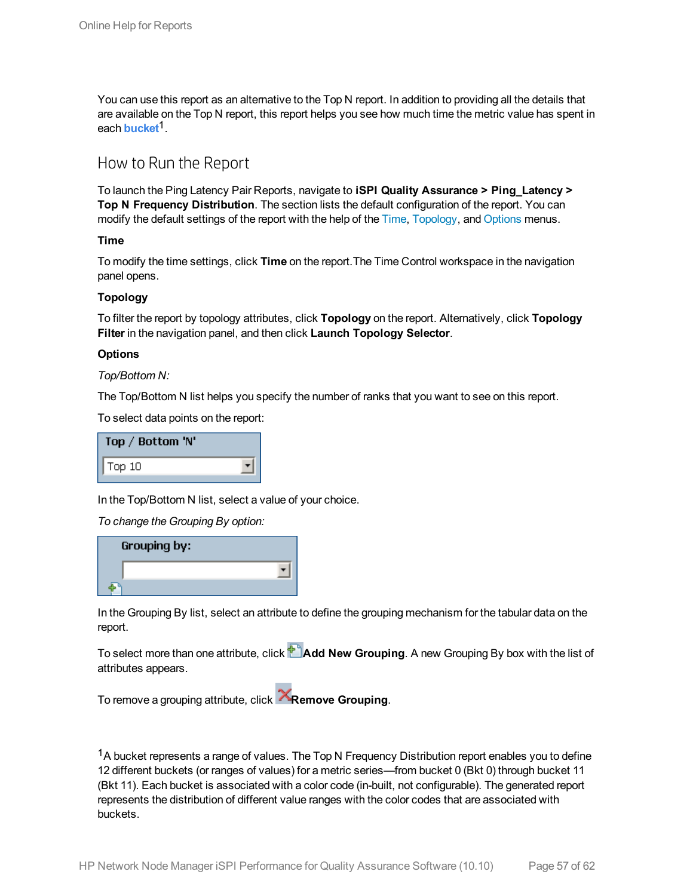You can use this report as an alternative to the Top N report. In addition to providing all the details that are available on the Top N report, this report helps you see how much time the metric value has spent in each **bucket**[1].

## How to Run the Report

To launch the Ping Latency Pair Reports, navigate to **iSPI Quality Assurance > Ping_Latency > Top N Frequency Distribution**. The section lists the default configuration of the report. You can modify the default settings of the report with the help of the Time, Topology, and Options menus.

**Time**

To modify the time settings, click **Time** on the report.The Time Control workspace in the navigation panel opens.

**Topology**

To filter the report by topology attributes, click **Topology** on the report. Alternatively, click **Topology Filter** in the navigation panel, and then click **Launch Topology Selector**.

**Options**

*Top/Bottom N:*

The Top/Bottom N list helps you specify the number of ranks that you want to see on this report.

To select data points on the report:

Top / Bottom 'N'

Top 10

In the Top/Bottom N list, select a value of your choice.

*To change the Grouping By option:*

Grouping by:

In the Grouping By list, select an attribute to define the grouping mechanism for the tabular data on the report.

To select more than one attribute, click **Add New Grouping**. A new Grouping By box with the list of attributes appears.

To remove a grouping attribute, click **Remove Grouping**.

[1] A bucket represents a range of values. The Top N Frequency Distribution report enables you to define 12 different buckets (or ranges of values) for a metric series—from bucket 0 (Bkt 0) through bucket 11 (Bkt 11). Each bucket is associated with a color code (in-built, not configurable). The generated report represents the distribution of different value ranges with the color codes that are associated with buckets.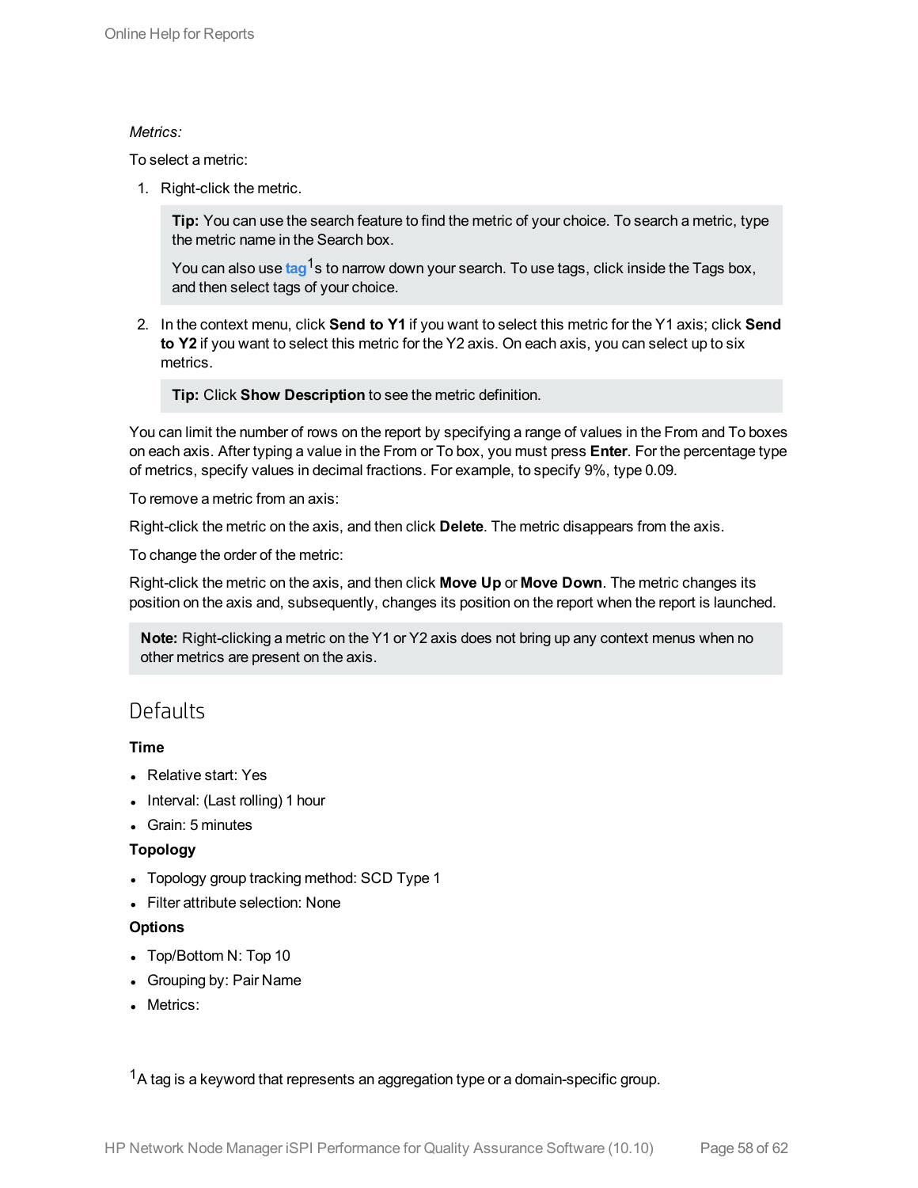*Metrics:*

To select a metric:

1. Right-click the metric.

   **Tip:** You can use the search feature to find the metric of your choice. To search a metric, type the metric name in the Search box.

   You can also use tag[1]s to narrow down your search. To use tags, click inside the Tags box, and then select tags of your choice.

2. In the context menu, click **Send to Y1** if you want to select this metric for the Y1 axis; click **Send to Y2** if you want to select this metric for the Y2 axis. On each axis, you can select up to six metrics.

   **Tip:** Click **Show Description** to see the metric definition.

You can limit the number of rows on the report by specifying a range of values in the From and To boxes on each axis. After typing a value in the From or To box, you must press **Enter**. For the percentage type of metrics, specify values in decimal fractions. For example, to specify 9%, type 0.09.

To remove a metric from an axis:

Right-click the metric on the axis, and then click **Delete**. The metric disappears from the axis.

To change the order of the metric:

Right-click the metric on the axis, and then click **Move Up** or **Move Down**. The metric changes its position on the axis and, subsequently, changes its position on the report when the report is launched.

**Note:** Right-clicking a metric on the Y1 or Y2 axis does not bring up any context menus when no other metrics are present on the axis.

## Defaults

**Time**

- Relative start: Yes
- Interval: (Last rolling) 1 hour
- Grain: 5 minutes

**Topology**

- Topology group tracking method: SCD Type 1
- Filter attribute selection: None

**Options**

- Top/Bottom N: Top 10
- Grouping by: Pair Name
- Metrics:

[1]A tag is a keyword that represents an aggregation type or a domain-specific group.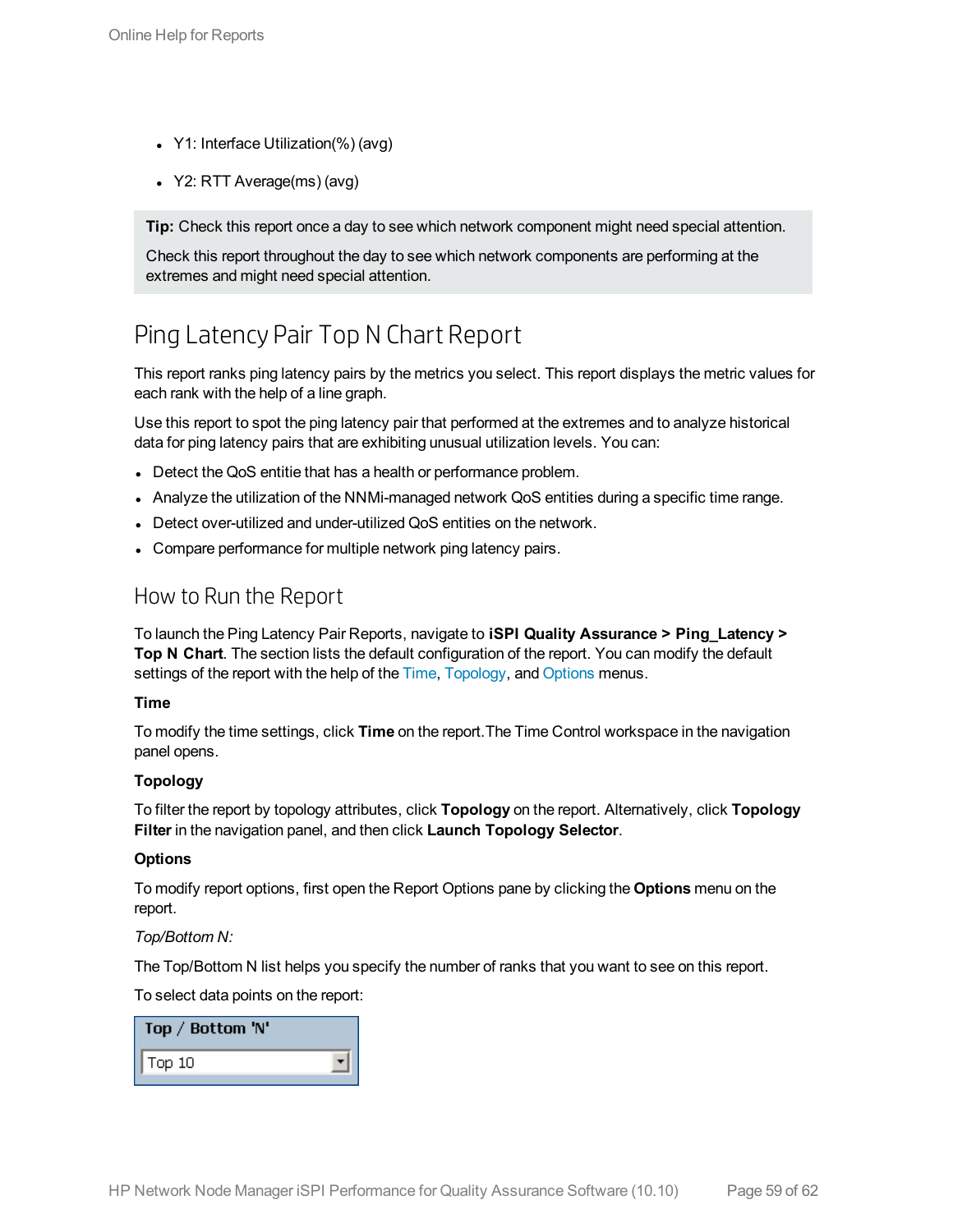- Y1: Interface Utilization(%) (avg)
- Y2: RTT Average(ms) (avg)

**Tip:** Check this report once a day to see which network component might need special attention.

Check this report throughout the day to see which network components are performing at the extremes and might need special attention.

# Ping Latency Pair Top N Chart Report

This report ranks ping latency pairs by the metrics you select. This report displays the metric values for each rank with the help of a line graph.

Use this report to spot the ping latency pair that performed at the extremes and to analyze historical data for ping latency pairs that are exhibiting unusual utilization levels. You can:

- Detect the QoS entitie that has a health or performance problem.
- Analyze the utilization of the NNMi-managed network QoS entities during a specific time range.
- Detect over-utilized and under-utilized QoS entities on the network.
- Compare performance for multiple network ping latency pairs.

## How to Run the Report

To launch the Ping Latency Pair Reports, navigate to **iSPI Quality Assurance > Ping_Latency > Top N Chart**. The section lists the default configuration of the report. You can modify the default settings of the report with the help of the Time, Topology, and Options menus.

**Time**

To modify the time settings, click **Time** on the report.The Time Control workspace in the navigation panel opens.

**Topology**

To filter the report by topology attributes, click **Topology** on the report. Alternatively, click **Topology Filter** in the navigation panel, and then click **Launch Topology Selector**.

**Options**

To modify report options, first open the Report Options pane by clicking the **Options** menu on the report.

*Top/Bottom N:*

The Top/Bottom N list helps you specify the number of ranks that you want to see on this report.

To select data points on the report:

Top / Bottom 'N'

Top 10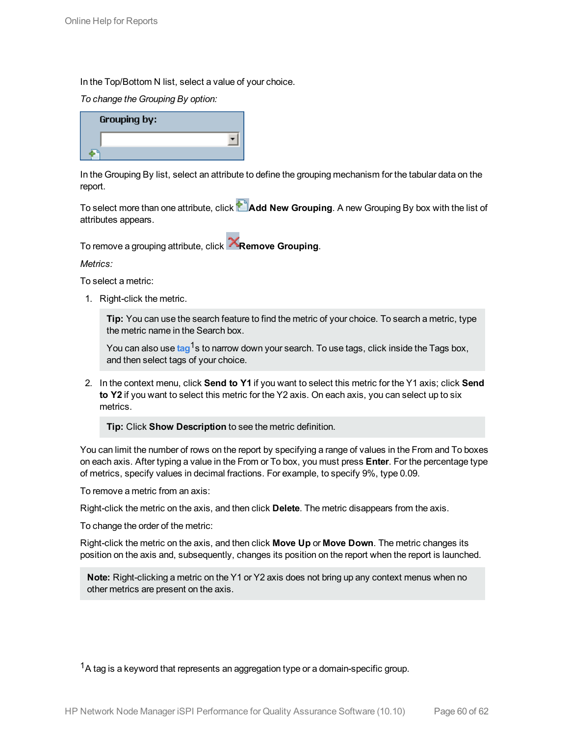In the Top/Bottom N list, select a value of your choice.

*To change the Grouping By option:*

In the Grouping By list, select an attribute to define the grouping mechanism for the tabular data on the report.

To select more than one attribute, click **Add New Grouping**. A new Grouping By box with the list of attributes appears.

To remove a grouping attribute, click **Remove Grouping**.

*Metrics:*

To select a metric:

1. Right-click the metric.

   > **Tip:** You can use the search feature to find the metric of your choice. To search a metric, type the metric name in the Search box.
   >
   > You can also use tag[1]s to narrow down your search. To use tags, click inside the Tags box, and then select tags of your choice.

2. In the context menu, click **Send to Y1** if you want to select this metric for the Y1 axis; click **Send to Y2** if you want to select this metric for the Y2 axis. On each axis, you can select up to six metrics.

   > **Tip:** Click **Show Description** to see the metric definition.

You can limit the number of rows on the report by specifying a range of values in the From and To boxes on each axis. After typing a value in the From or To box, you must press **Enter**. For the percentage type of metrics, specify values in decimal fractions. For example, to specify 9%, type 0.09.

To remove a metric from an axis:

Right-click the metric on the axis, and then click **Delete**. The metric disappears from the axis.

To change the order of the metric:

Right-click the metric on the axis, and then click **Move Up** or **Move Down**. The metric changes its position on the axis and, subsequently, changes its position on the report when the report is launched.

> **Note:** Right-clicking a metric on the Y1 or Y2 axis does not bring up any context menus when no other metrics are present on the axis.

[1] A tag is a keyword that represents an aggregation type or a domain-specific group.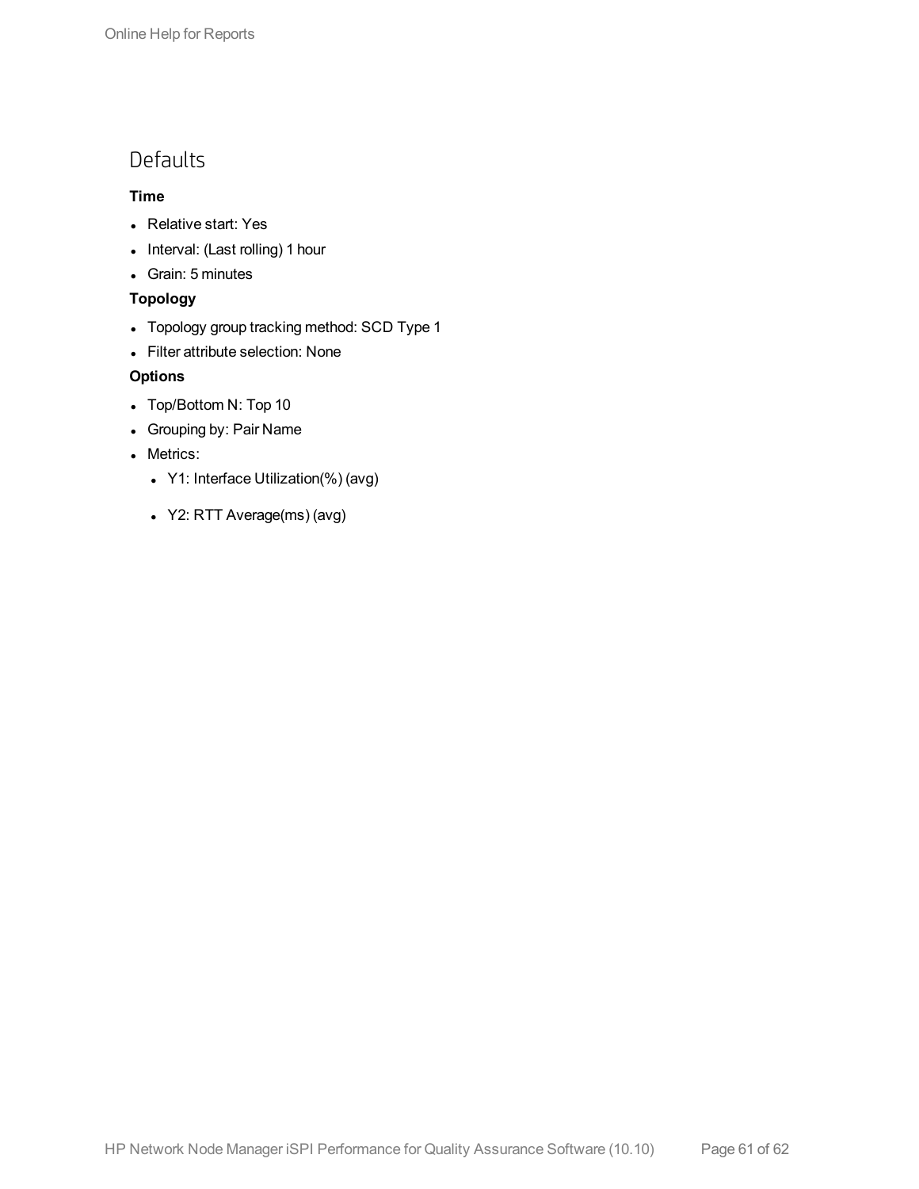## Defaults

**Time**

- Relative start: Yes
- Interval: (Last rolling) 1 hour
- Grain: 5 minutes

**Topology**

- Topology group tracking method: SCD Type 1
- Filter attribute selection: None

**Options**

- Top/Bottom N: Top 10
- Grouping by: Pair Name
- Metrics:
  - Y1: Interface Utilization(%) (avg)
  - Y2: RTT Average(ms) (avg)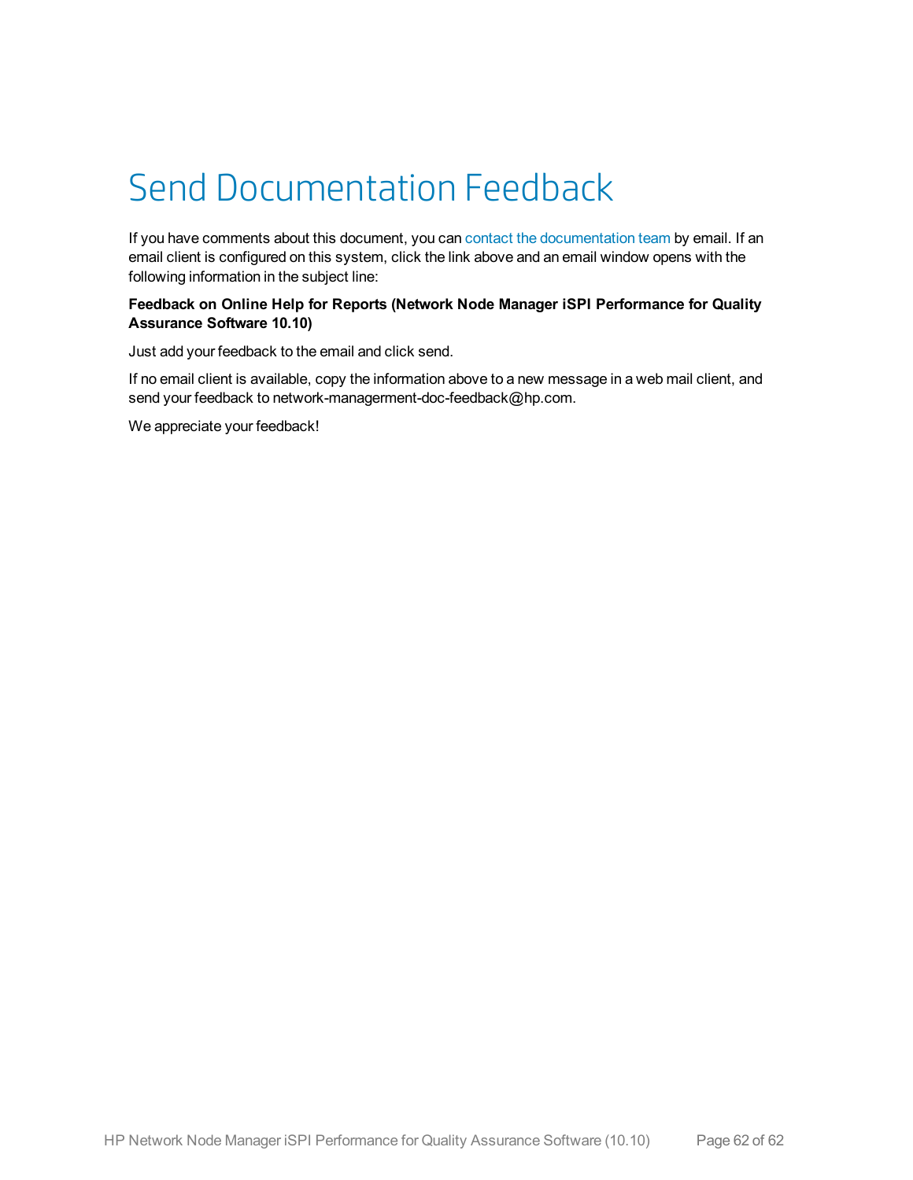# Send Documentation Feedback

If you have comments about this document, you can contact the documentation team by email. If an email client is configured on this system, click the link above and an email window opens with the following information in the subject line:

**Feedback on Online Help for Reports (Network Node Manager iSPI Performance for Quality Assurance Software 10.10)**

Just add your feedback to the email and click send.

If no email client is available, copy the information above to a new message in a web mail client, and send your feedback to network-managerment-doc-feedback@hp.com.

We appreciate your feedback!